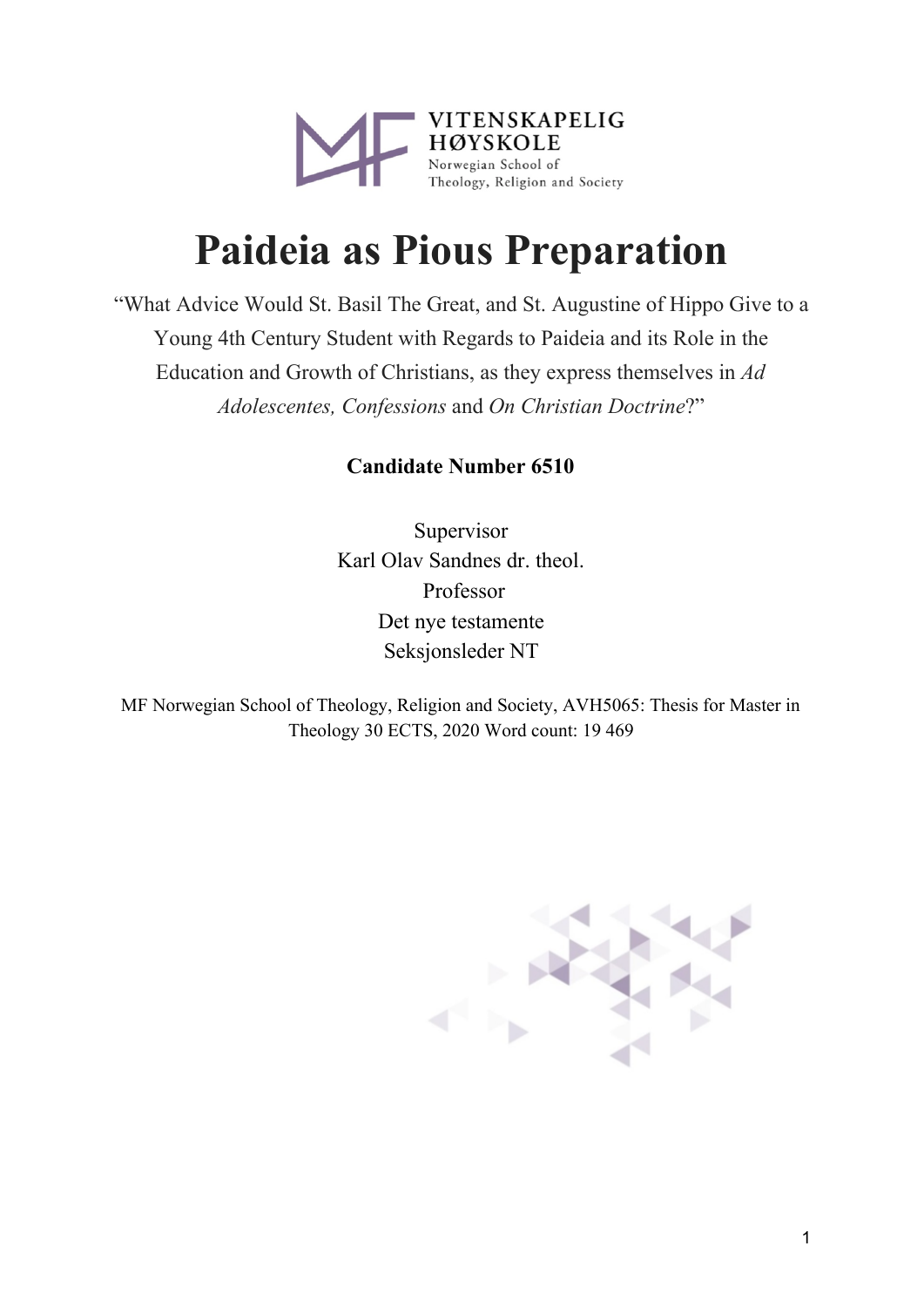VITENSKAPELIG HØYSKOLE
Norwegian School of Theology, Religion and Society

# Paideia as Pious Preparation

"What Advice Would St. Basil The Great, and St. Augustine of Hippo Give to a Young 4th Century Student with Regards to Paideia and its Role in the Education and Growth of Christians, as they express themselves in *Ad Adolescentes, Confessions* and *On Christian Doctrine*?"

**Candidate Number 6510**

Supervisor
Karl Olav Sandnes dr. theol.
Professor
Det nye testamente
Seksjonsleder NT

MF Norwegian School of Theology, Religion and Society, AVH5065: Thesis for Master in Theology 30 ECTS, 2020 Word count: 19 469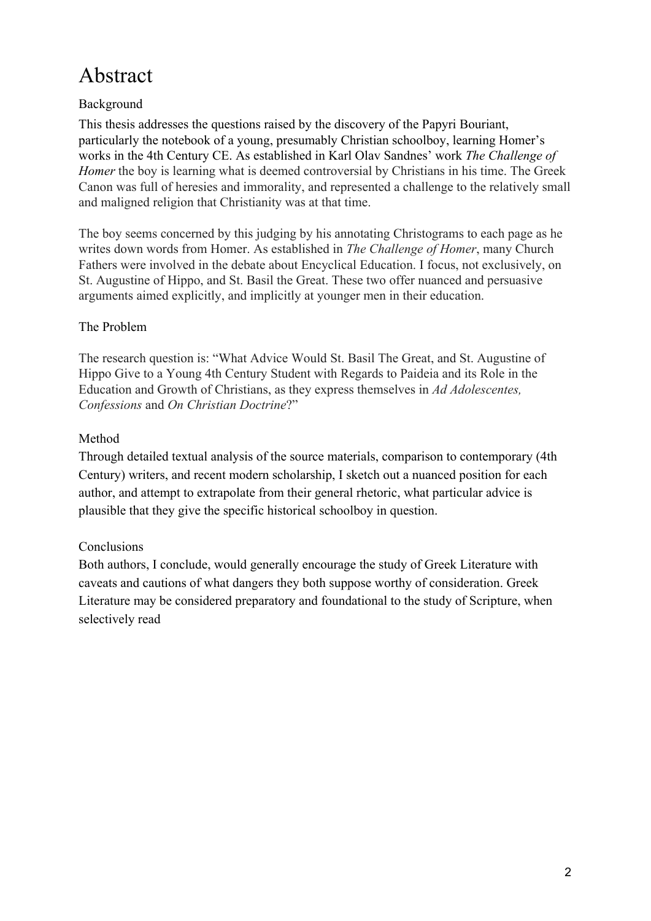# Abstract

## Background

This thesis addresses the questions raised by the discovery of the Papyri Bouriant, particularly the notebook of a young, presumably Christian schoolboy, learning Homer's works in the 4th Century CE. As established in Karl Olav Sandnes' work *The Challenge of Homer* the boy is learning what is deemed controversial by Christians in his time. The Greek Canon was full of heresies and immorality, and represented a challenge to the relatively small and maligned religion that Christianity was at that time.

The boy seems concerned by this judging by his annotating Christograms to each page as he writes down words from Homer. As established in *The Challenge of Homer*, many Church Fathers were involved in the debate about Encyclical Education. I focus, not exclusively, on St. Augustine of Hippo, and St. Basil the Great. These two offer nuanced and persuasive arguments aimed explicitly, and implicitly at younger men in their education.

## The Problem

The research question is: "What Advice Would St. Basil The Great, and St. Augustine of Hippo Give to a Young 4th Century Student with Regards to Paideia and its Role in the Education and Growth of Christians, as they express themselves in *Ad Adolescentes, Confessions* and *On Christian Doctrine*?"

## Method

Through detailed textual analysis of the source materials, comparison to contemporary (4th Century) writers, and recent modern scholarship, I sketch out a nuanced position for each author, and attempt to extrapolate from their general rhetoric, what particular advice is plausible that they give the specific historical schoolboy in question.

## Conclusions

Both authors, I conclude, would generally encourage the study of Greek Literature with caveats and cautions of what dangers they both suppose worthy of consideration. Greek Literature may be considered preparatory and foundational to the study of Scripture, when selectively read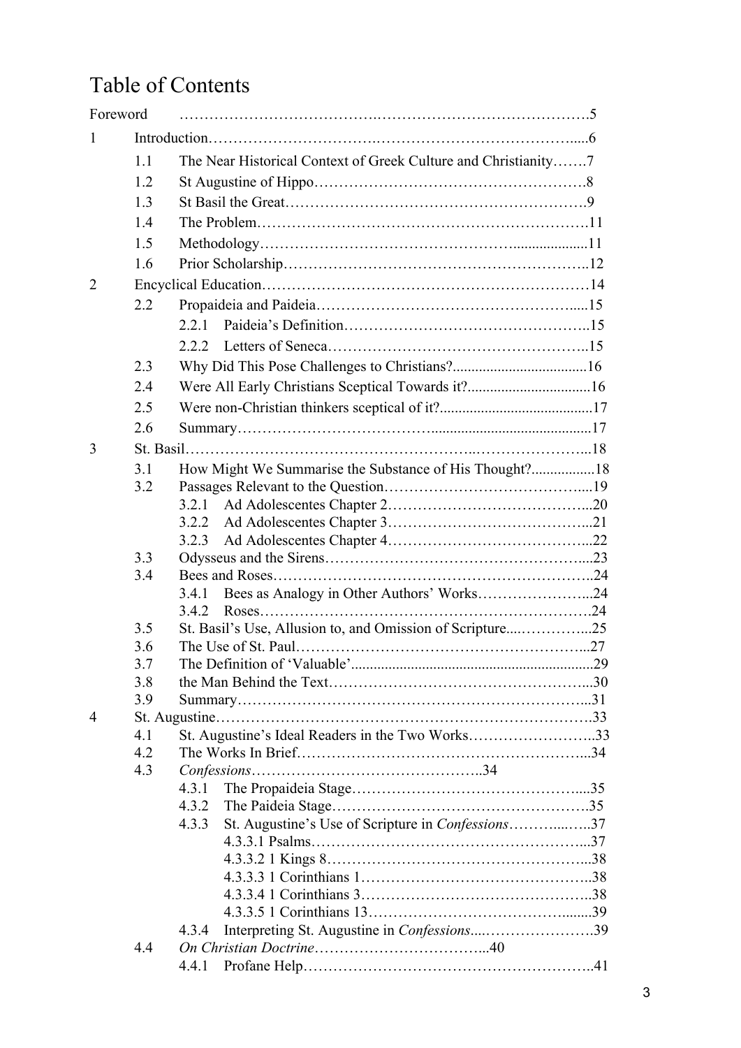# Table of Contents

Foreword ……………………………….…………………………………….5

1 Introduction………………………….…………………………………....6

- 1.1 The Near Historical Context of Greek Culture and Christianity…….7
- 1.2 St Augustine of Hippo……………………………………………….8
- 1.3 St Basil the Great…………………………………………………….9
- 1.4 The Problem………………………………………………………….11
- 1.5 Methodology……………………………………….....................11
- 1.6 Prior Scholarship……………………………………………………..12

2 Encyclical Education…………………………………………………………14

- 2.2 Propaideia and Paideia…………………………………………......15
  - 2.2.1 Paideia's Definition…………………………………………..15
  - 2.2.2 Letters of Seneca……………………………………………..15
- 2.3 Why Did This Pose Challenges to Christians?...................................16
- 2.4 Were All Early Christians Sceptical Towards it?................................16
- 2.5 Were non-Christian thinkers sceptical of it?........................................17
- 2.6 Summary………………………………...........................................17

3 St. Basil………………………………………………..…………………...18

- 3.1 How Might We Summarise the Substance of His Thought?.................18
- 3.2 Passages Relevant to the Question…………………………………....19
  - 3.2.1 Ad Adolescentes Chapter 2…………………………………...20
  - 3.2.2 Ad Adolescentes Chapter 3…………………………………...21
  - 3.2.3 Ad Adolescentes Chapter 4…………………………………...22
- 3.3 Odysseus and the Sirens…………………………………………....23
- 3.4 Bees and Roses………………………………………………………..24
  - 3.4.1 Bees as Analogy in Other Authors' Works…………………...24
  - 3.4.2 Roses………………………………………………………….24
- 3.5 St. Basil's Use, Allusion to, and Omission of Scripture....…………...25
- 3.6 The Use of St. Paul………………………………………………...27
- 3.7 The Definition of 'Valuable'.................................................................29
- 3.8 the Man Behind the Text……………………………………………...30
- 3.9 Summary……………………………………………………………...31

4 St. Augustine………………………………………………………………….33

- 4.1 St. Augustine's Ideal Readers in the Two Works……………………..33
- 4.2 The Works In Brief…………………………………………………...34
- 4.3 *Confessions*………………………………………..34
  - 4.3.1 The Propaideia Stage………………………………………....35
  - 4.3.2 The Paideia Stage…………………………………………….35
  - 4.3.3 St. Augustine's Use of Scripture in *Confessions*………...…..37
    - 4.3.3.1 Psalms………………………………………………...37
    - 4.3.3.2 1 Kings 8……………………………………………...38
    - 4.3.3.3 1 Corinthians 1………………………………………..38
    - 4.3.3.4 1 Corinthians 3………………………………………..38
    - 4.3.3.5 1 Corinthians 13……………………………….......39
  - 4.3.4 Interpreting St. Augustine in *Confessions*....…………………39
- 4.4 *On Christian Doctrine*……………………………...40
  - 4.4.1 Profane Help…………………………………………………..41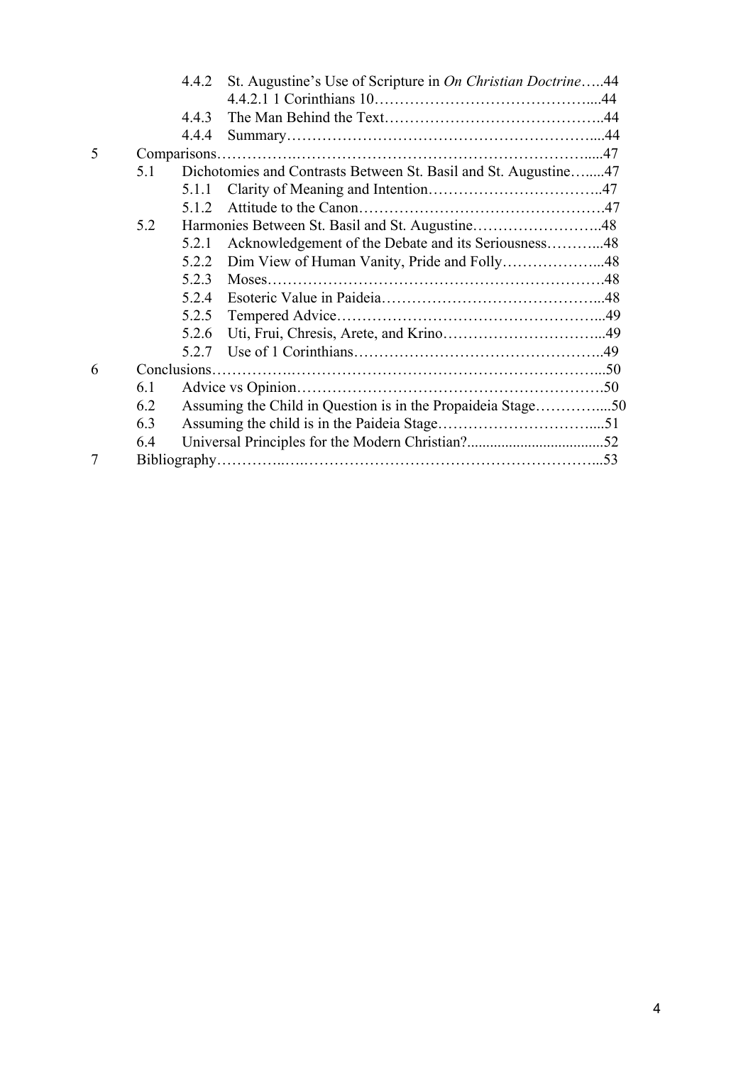4.4.2 St. Augustine's Use of Scripture in *On Christian Doctrine*…..44

4.4.2.1 1 Corinthians 10…………………………………….....44

4.4.3 The Man Behind the Text……………………………………..44

4.4.4 Summary……………………………………………………....44

5 Comparisons……………………………………………………………......47

5.1 Dichotomies and Contrasts Between St. Basil and St. Augustine…......47

5.1.1 Clarity of Meaning and Intention……………………………..47

5.1.2 Attitude to the Canon………………………………………….47

5.2 Harmonies Between St. Basil and St. Augustine……………………..48

5.2.1 Acknowledgement of the Debate and its Seriousness………...48

5.2.2 Dim View of Human Vanity, Pride and Folly………………...48

5.2.3 Moses…………………………………………………………48

5.2.4 Esoteric Value in Paideia……………………………………...48

5.2.5 Tempered Advice……………………………………………...49

5.2.6 Uti, Frui, Chresis, Arete, and Krino…………………………...49

5.2.7 Use of 1 Corinthians…………………………………………..49

6 Conclusions…………………………………………………………………...50

6.1 Advice vs Opinion…………………………………………………….50

6.2 Assuming the Child in Question is in the Propaideia Stage…………....50

6.3 Assuming the child is in the Paideia Stage…………………………....51

6.4 Universal Principles for the Modern Christian?...................................52

7 Bibliography………………………………………………………………...53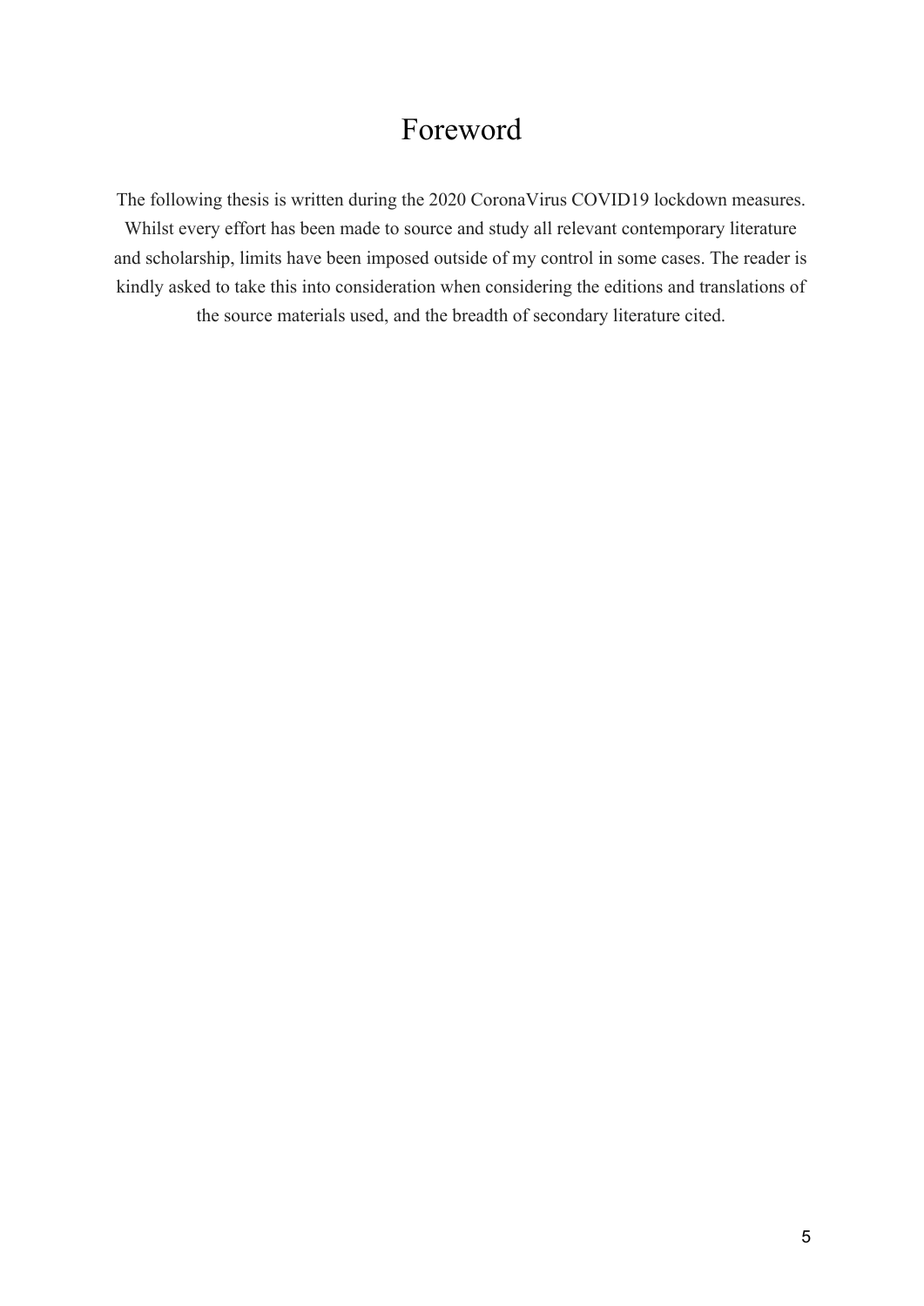# Foreword

The following thesis is written during the 2020 CoronaVirus COVID19 lockdown measures. Whilst every effort has been made to source and study all relevant contemporary literature and scholarship, limits have been imposed outside of my control in some cases. The reader is kindly asked to take this into consideration when considering the editions and translations of the source materials used, and the breadth of secondary literature cited.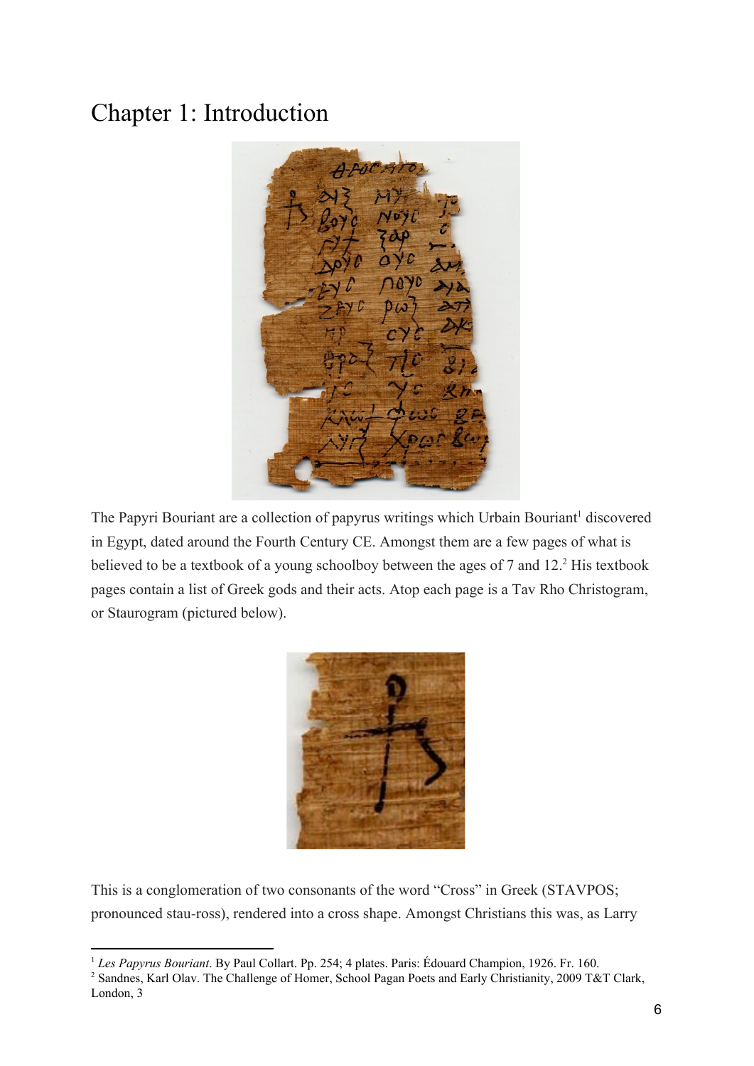# Chapter 1: Introduction

The Papyri Bouriant are a collection of papyrus writings which Urbain Bouriant[1] discovered in Egypt, dated around the Fourth Century CE. Amongst them are a few pages of what is believed to be a textbook of a young schoolboy between the ages of 7 and 12.[2] His textbook pages contain a list of Greek gods and their acts. Atop each page is a Tav Rho Christogram, or Staurogram (pictured below).

This is a conglomeration of two consonants of the word "Cross" in Greek (STAVPOS; pronounced stau-ross), rendered into a cross shape. Amongst Christians this was, as Larry

---

[1] *Les Papyrus Bouriant*. By Paul Collart. Pp. 254; 4 plates. Paris: Édouard Champion, 1926. Fr. 160.

[2] Sandnes, Karl Olav. The Challenge of Homer, School Pagan Poets and Early Christianity, 2009 T&T Clark, London, 3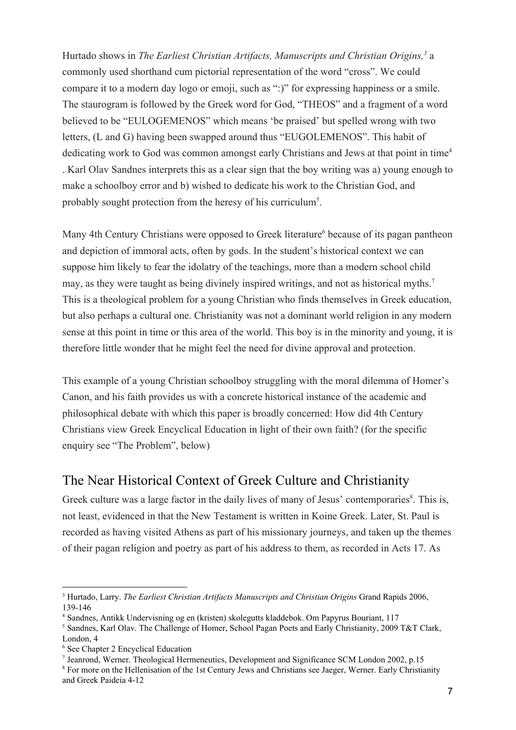Hurtado shows in *The Earliest Christian Artifacts, Manuscripts and Christian Origins,*[3] a commonly used shorthand cum pictorial representation of the word "cross". We could compare it to a modern day logo or emoji, such as ":)" for expressing happiness or a smile. The staurogram is followed by the Greek word for God, "THEOS" and a fragment of a word believed to be "EULOGEMENOS" which means 'be praised' but spelled wrong with two letters, (L and G) having been swapped around thus "EUGOLEMENOS". This habit of dedicating work to God was common amongst early Christians and Jews at that point in time[4] . Karl Olav Sandnes interprets this as a clear sign that the boy writing was a) young enough to make a schoolboy error and b) wished to dedicate his work to the Christian God, and probably sought protection from the heresy of his curriculum[5].

Many 4th Century Christians were opposed to Greek literature[6] because of its pagan pantheon and depiction of immoral acts, often by gods. In the student's historical context we can suppose him likely to fear the idolatry of the teachings, more than a modern school child may, as they were taught as being divinely inspired writings, and not as historical myths.[7] This is a theological problem for a young Christian who finds themselves in Greek education, but also perhaps a cultural one. Christianity was not a dominant world religion in any modern sense at this point in time or this area of the world. This boy is in the minority and young, it is therefore little wonder that he might feel the need for divine approval and protection.

This example of a young Christian schoolboy struggling with the moral dilemma of Homer's Canon, and his faith provides us with a concrete historical instance of the academic and philosophical debate with which this paper is broadly concerned: How did 4th Century Christians view Greek Encyclical Education in light of their own faith? (for the specific enquiry see "The Problem", below)

## The Near Historical Context of Greek Culture and Christianity

Greek culture was a large factor in the daily lives of many of Jesus' contemporaries[8]. This is, not least, evidenced in that the New Testament is written in Koine Greek. Later, St. Paul is recorded as having visited Athens as part of his missionary journeys, and taken up the themes of their pagan religion and poetry as part of his address to them, as recorded in Acts 17. As

---

[3] Hurtado, Larry. *The Earliest Christian Artifacts Manuscripts and Christian Origins* Grand Rapids 2006, 139-146

[4] Sandnes, Antikk Undervisning og en (kristen) skolegutts kladdebok. Om Papyrus Bouriant, 117

[5] Sandnes, Karl Olav. The Challenge of Homer, School Pagan Poets and Early Christianity, 2009 T&T Clark, London, 4

[6] See Chapter 2 Encyclical Education

[7] Jeanrond, Werner. Theological Hermeneutics, Development and Significance SCM London 2002, p.15

[8] For more on the Hellenisation of the 1st Century Jews and Christians see Jaeger, Werner. Early Christianity and Greek Paideia 4-12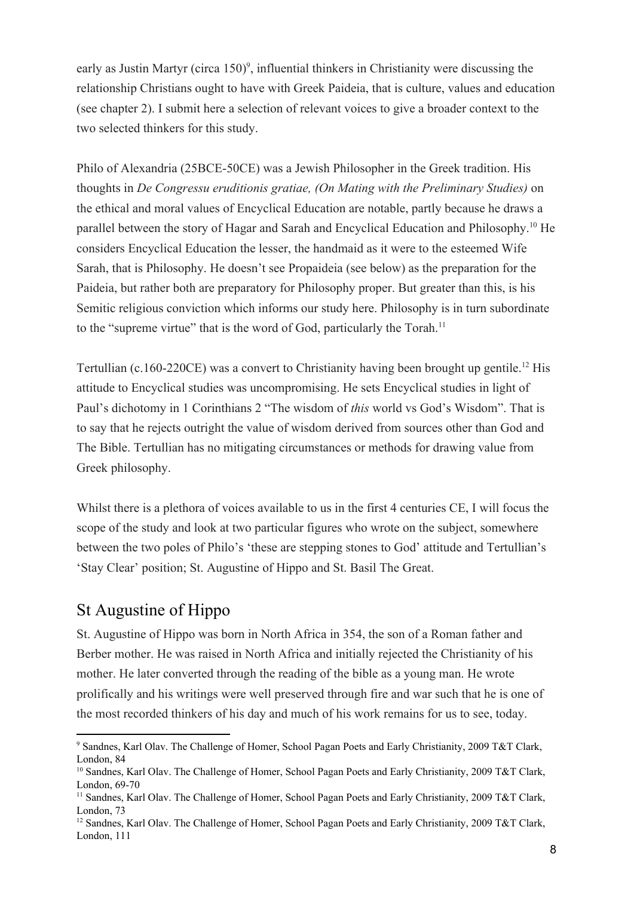early as Justin Martyr (circa 150)[9], influential thinkers in Christianity were discussing the relationship Christians ought to have with Greek Paideia, that is culture, values and education (see chapter 2). I submit here a selection of relevant voices to give a broader context to the two selected thinkers for this study.

Philo of Alexandria (25BCE-50CE) was a Jewish Philosopher in the Greek tradition. His thoughts in *De Congressu eruditionis gratiae, (On Mating with the Preliminary Studies)* on the ethical and moral values of Encyclical Education are notable, partly because he draws a parallel between the story of Hagar and Sarah and Encyclical Education and Philosophy.[10] He considers Encyclical Education the lesser, the handmaid as it were to the esteemed Wife Sarah, that is Philosophy. He doesn't see Propaideia (see below) as the preparation for the Paideia, but rather both are preparatory for Philosophy proper. But greater than this, is his Semitic religious conviction which informs our study here. Philosophy is in turn subordinate to the "supreme virtue" that is the word of God, particularly the Torah.[11]

Tertullian (c.160-220CE) was a convert to Christianity having been brought up gentile.[12] His attitude to Encyclical studies was uncompromising. He sets Encyclical studies in light of Paul's dichotomy in 1 Corinthians 2 "The wisdom of *this* world vs God's Wisdom". That is to say that he rejects outright the value of wisdom derived from sources other than God and The Bible. Tertullian has no mitigating circumstances or methods for drawing value from Greek philosophy.

Whilst there is a plethora of voices available to us in the first 4 centuries CE, I will focus the scope of the study and look at two particular figures who wrote on the subject, somewhere between the two poles of Philo's 'these are stepping stones to God' attitude and Tertullian's 'Stay Clear' position; St. Augustine of Hippo and St. Basil The Great.

## St Augustine of Hippo

St. Augustine of Hippo was born in North Africa in 354, the son of a Roman father and Berber mother. He was raised in North Africa and initially rejected the Christianity of his mother. He later converted through the reading of the bible as a young man. He wrote prolifically and his writings were well preserved through fire and war such that he is one of the most recorded thinkers of his day and much of his work remains for us to see, today.

---

[9] Sandnes, Karl Olav. The Challenge of Homer, School Pagan Poets and Early Christianity, 2009 T&T Clark, London, 84

[10] Sandnes, Karl Olav. The Challenge of Homer, School Pagan Poets and Early Christianity, 2009 T&T Clark, London, 69-70

[11] Sandnes, Karl Olav. The Challenge of Homer, School Pagan Poets and Early Christianity, 2009 T&T Clark, London, 73

[12] Sandnes, Karl Olav. The Challenge of Homer, School Pagan Poets and Early Christianity, 2009 T&T Clark, London, 111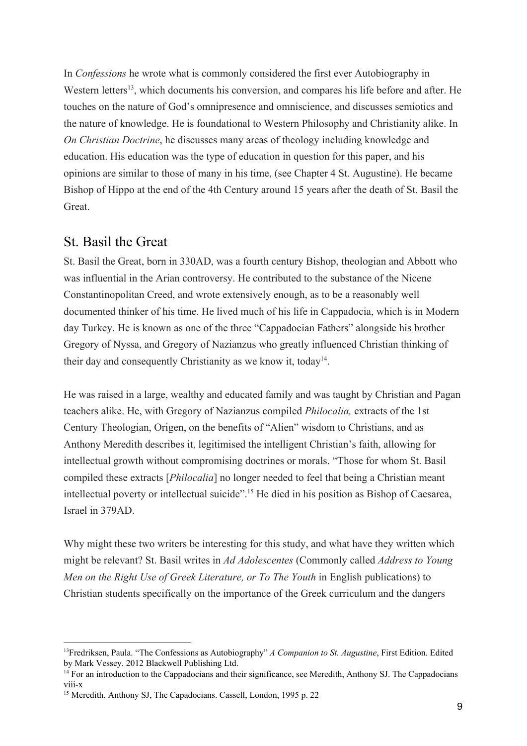In *Confessions* he wrote what is commonly considered the first ever Autobiography in Western letters[13], which documents his conversion, and compares his life before and after. He touches on the nature of God's omnipresence and omniscience, and discusses semiotics and the nature of knowledge. He is foundational to Western Philosophy and Christianity alike. In *On Christian Doctrine*, he discusses many areas of theology including knowledge and education. His education was the type of education in question for this paper, and his opinions are similar to those of many in his time, (see Chapter 4 St. Augustine). He became Bishop of Hippo at the end of the 4th Century around 15 years after the death of St. Basil the Great.

## St. Basil the Great

St. Basil the Great, born in 330AD, was a fourth century Bishop, theologian and Abbott who was influential in the Arian controversy. He contributed to the substance of the Nicene Constantinopolitan Creed, and wrote extensively enough, as to be a reasonably well documented thinker of his time. He lived much of his life in Cappadocia, which is in Modern day Turkey. He is known as one of the three "Cappadocian Fathers" alongside his brother Gregory of Nyssa, and Gregory of Nazianzus who greatly influenced Christian thinking of their day and consequently Christianity as we know it, today[14].

He was raised in a large, wealthy and educated family and was taught by Christian and Pagan teachers alike. He, with Gregory of Nazianzus compiled *Philocalia,* extracts of the 1st Century Theologian, Origen, on the benefits of "Alien" wisdom to Christians, and as Anthony Meredith describes it, legitimised the intelligent Christian's faith, allowing for intellectual growth without compromising doctrines or morals. "Those for whom St. Basil compiled these extracts [*Philocalia*] no longer needed to feel that being a Christian meant intellectual poverty or intellectual suicide".[15] He died in his position as Bishop of Caesarea, Israel in 379AD.

Why might these two writers be interesting for this study, and what have they written which might be relevant? St. Basil writes in *Ad Adolescentes* (Commonly called *Address to Young Men on the Right Use of Greek Literature, or To The Youth* in English publications) to Christian students specifically on the importance of the Greek curriculum and the dangers

---

[13]Fredriksen, Paula. "The Confessions as Autobiography" *A Companion to St. Augustine*, First Edition. Edited by Mark Vessey. 2012 Blackwell Publishing Ltd.

[14] For an introduction to the Cappadocians and their significance, see Meredith, Anthony SJ. The Cappadocians viii-x

[15] Meredith. Anthony SJ, The Capadocians. Cassell, London, 1995 p. 22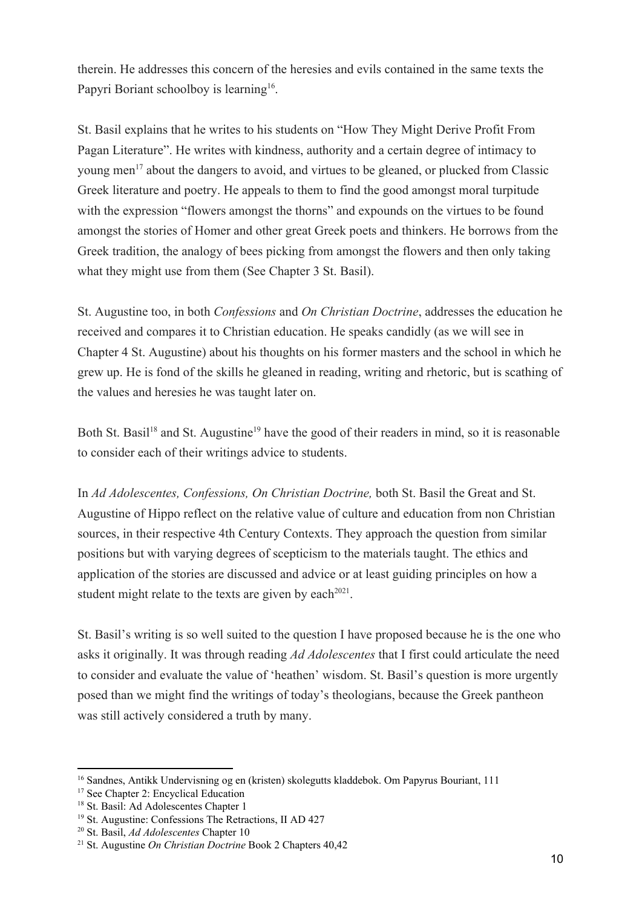therein. He addresses this concern of the heresies and evils contained in the same texts the Papyri Boriant schoolboy is learning[16].

St. Basil explains that he writes to his students on "How They Might Derive Profit From Pagan Literature". He writes with kindness, authority and a certain degree of intimacy to young men[17] about the dangers to avoid, and virtues to be gleaned, or plucked from Classic Greek literature and poetry. He appeals to them to find the good amongst moral turpitude with the expression "flowers amongst the thorns" and expounds on the virtues to be found amongst the stories of Homer and other great Greek poets and thinkers. He borrows from the Greek tradition, the analogy of bees picking from amongst the flowers and then only taking what they might use from them (See Chapter 3 St. Basil).

St. Augustine too, in both *Confessions* and *On Christian Doctrine*, addresses the education he received and compares it to Christian education. He speaks candidly (as we will see in Chapter 4 St. Augustine) about his thoughts on his former masters and the school in which he grew up. He is fond of the skills he gleaned in reading, writing and rhetoric, but is scathing of the values and heresies he was taught later on.

Both St. Basil[18] and St. Augustine[19] have the good of their readers in mind, so it is reasonable to consider each of their writings advice to students.

In *Ad Adolescentes, Confessions, On Christian Doctrine,* both St. Basil the Great and St. Augustine of Hippo reflect on the relative value of culture and education from non Christian sources, in their respective 4th Century Contexts. They approach the question from similar positions but with varying degrees of scepticism to the materials taught. The ethics and application of the stories are discussed and advice or at least guiding principles on how a student might relate to the texts are given by each[20][21].

St. Basil's writing is so well suited to the question I have proposed because he is the one who asks it originally. It was through reading *Ad Adolescentes* that I first could articulate the need to consider and evaluate the value of 'heathen' wisdom. St. Basil's question is more urgently posed than we might find the writings of today's theologians, because the Greek pantheon was still actively considered a truth by many.

---

[16] Sandnes, Antikk Undervisning og en (kristen) skolegutts kladdebok. Om Papyrus Bouriant, 111

[17] See Chapter 2: Encyclical Education

[18] St. Basil: Ad Adolescentes Chapter 1

[19] St. Augustine: Confessions The Retractions, II AD 427

[20] St. Basil, *Ad Adolescentes* Chapter 10

[21] St. Augustine *On Christian Doctrine* Book 2 Chapters 40,42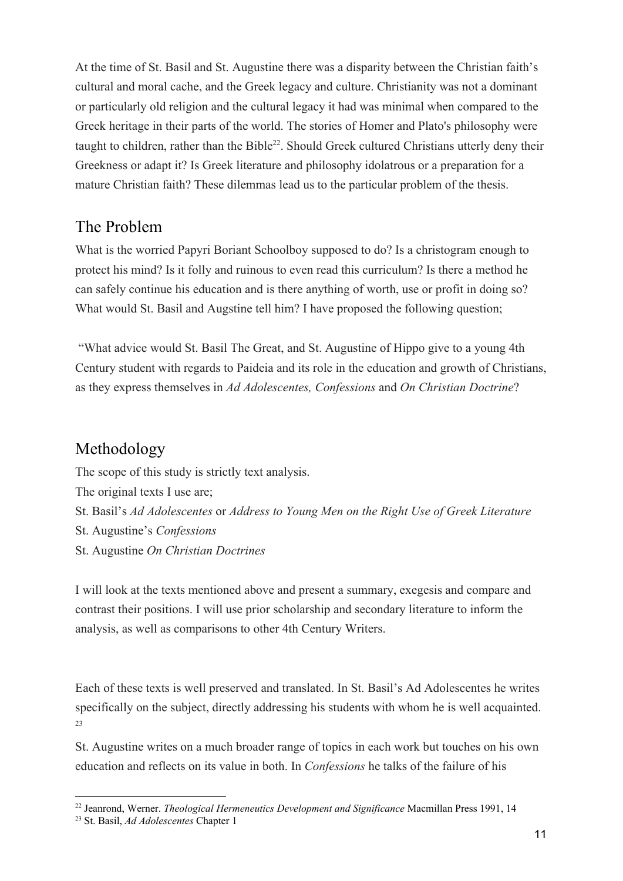At the time of St. Basil and St. Augustine there was a disparity between the Christian faith's cultural and moral cache, and the Greek legacy and culture. Christianity was not a dominant or particularly old religion and the cultural legacy it had was minimal when compared to the Greek heritage in their parts of the world. The stories of Homer and Plato's philosophy were taught to children, rather than the Bible[22]. Should Greek cultured Christians utterly deny their Greekness or adapt it? Is Greek literature and philosophy idolatrous or a preparation for a mature Christian faith? These dilemmas lead us to the particular problem of the thesis.

## The Problem

What is the worried Papyri Boriant Schoolboy supposed to do? Is a christogram enough to protect his mind? Is it folly and ruinous to even read this curriculum? Is there a method he can safely continue his education and is there anything of worth, use or profit in doing so? What would St. Basil and Augstine tell him? I have proposed the following question;

"What advice would St. Basil The Great, and St. Augustine of Hippo give to a young 4th Century student with regards to Paideia and its role in the education and growth of Christians, as they express themselves in *Ad Adolescentes, Confessions* and *On Christian Doctrine*?

## Methodology

The scope of this study is strictly text analysis.
The original texts I use are;
St. Basil's *Ad Adolescentes* or *Address to Young Men on the Right Use of Greek Literature*
St. Augustine's *Confessions*
St. Augustine *On Christian Doctrines*

I will look at the texts mentioned above and present a summary, exegesis and compare and contrast their positions. I will use prior scholarship and secondary literature to inform the analysis, as well as comparisons to other 4th Century Writers.

Each of these texts is well preserved and translated. In St. Basil's Ad Adolescentes he writes specifically on the subject, directly addressing his students with whom he is well acquainted.[23]

St. Augustine writes on a much broader range of topics in each work but touches on his own education and reflects on its value in both. In *Confessions* he talks of the failure of his

---

[22] Jeanrond, Werner. *Theological Hermeneutics Development and Significance* Macmillan Press 1991, 14

[23] St. Basil, *Ad Adolescentes* Chapter 1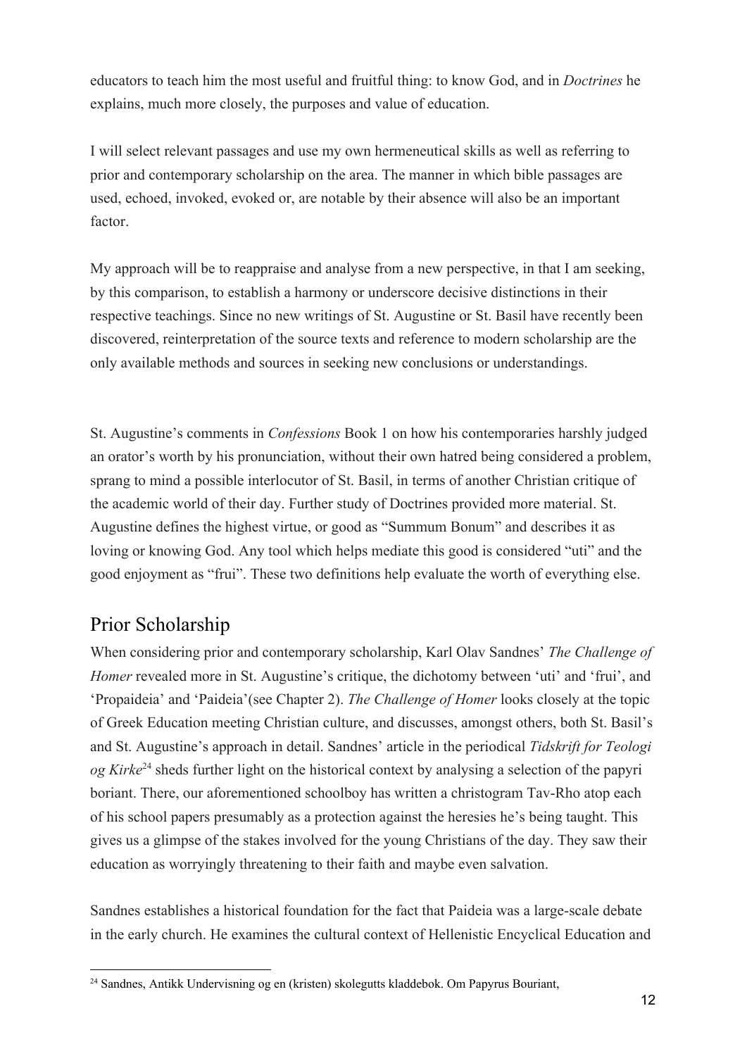educators to teach him the most useful and fruitful thing: to know God, and in *Doctrines* he explains, much more closely, the purposes and value of education.

I will select relevant passages and use my own hermeneutical skills as well as referring to prior and contemporary scholarship on the area. The manner in which bible passages are used, echoed, invoked, evoked or, are notable by their absence will also be an important factor.

My approach will be to reappraise and analyse from a new perspective, in that I am seeking, by this comparison, to establish a harmony or underscore decisive distinctions in their respective teachings. Since no new writings of St. Augustine or St. Basil have recently been discovered, reinterpretation of the source texts and reference to modern scholarship are the only available methods and sources in seeking new conclusions or understandings.

St. Augustine's comments in *Confessions* Book 1 on how his contemporaries harshly judged an orator's worth by his pronunciation, without their own hatred being considered a problem, sprang to mind a possible interlocutor of St. Basil, in terms of another Christian critique of the academic world of their day. Further study of Doctrines provided more material. St. Augustine defines the highest virtue, or good as "Summum Bonum" and describes it as loving or knowing God. Any tool which helps mediate this good is considered "uti" and the good enjoyment as "frui". These two definitions help evaluate the worth of everything else.

## Prior Scholarship

When considering prior and contemporary scholarship, Karl Olav Sandnes' *The Challenge of Homer* revealed more in St. Augustine's critique, the dichotomy between 'uti' and 'frui', and 'Propaideia' and 'Paideia'(see Chapter 2). *The Challenge of Homer* looks closely at the topic of Greek Education meeting Christian culture, and discusses, amongst others, both St. Basil's and St. Augustine's approach in detail. Sandnes' article in the periodical *Tidskrift for Teologi og Kirke*[24] sheds further light on the historical context by analysing a selection of the papyri boriant. There, our aforementioned schoolboy has written a christogram Tav-Rho atop each of his school papers presumably as a protection against the heresies he's being taught. This gives us a glimpse of the stakes involved for the young Christians of the day. They saw their education as worryingly threatening to their faith and maybe even salvation.

Sandnes establishes a historical foundation for the fact that Paideia was a large-scale debate in the early church. He examines the cultural context of Hellenistic Encyclical Education and

[24] Sandnes, Antikk Undervisning og en (kristen) skolegutts kladdebok. Om Papyrus Bouriant,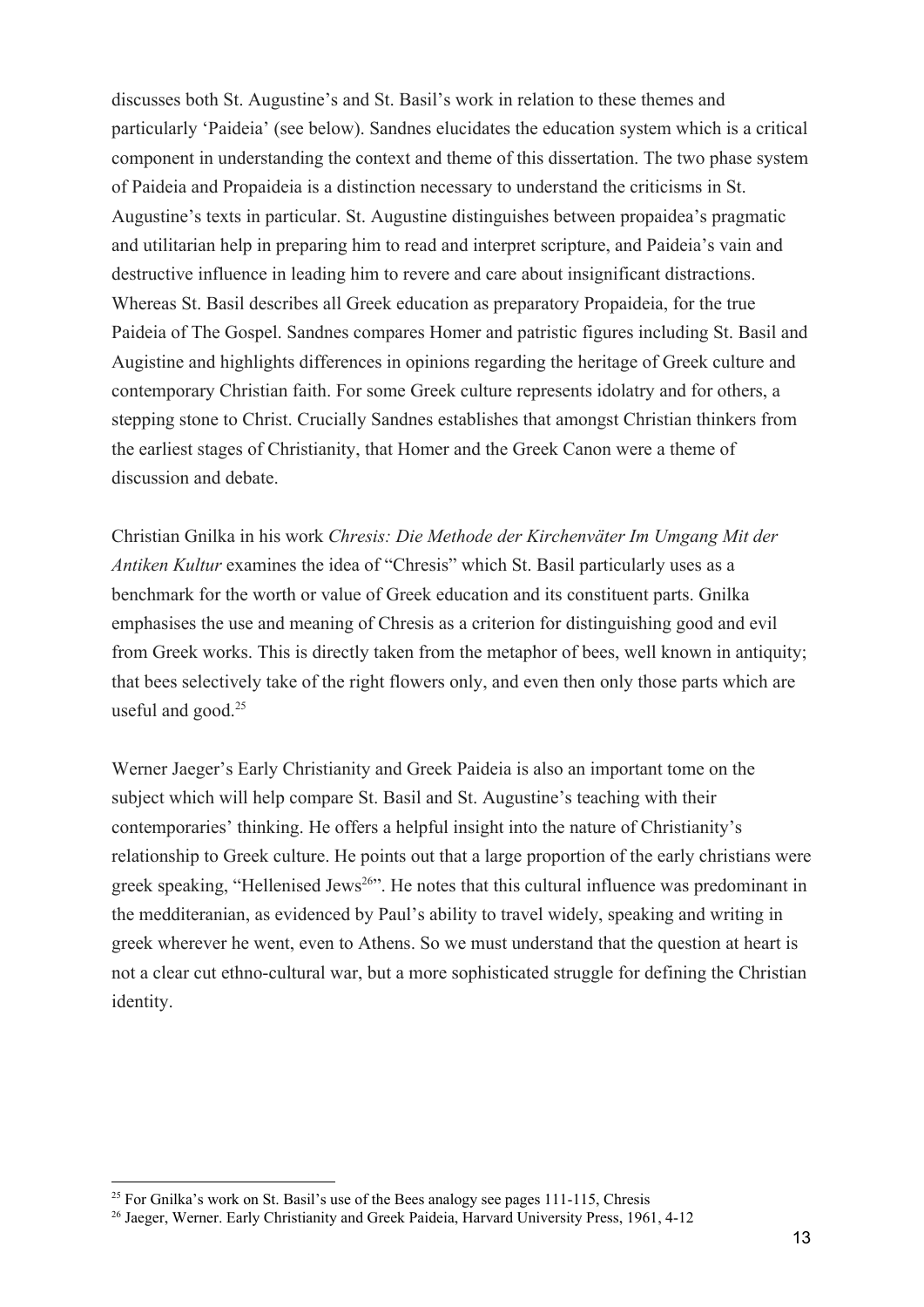discusses both St. Augustine's and St. Basil's work in relation to these themes and particularly 'Paideia' (see below). Sandnes elucidates the education system which is a critical component in understanding the context and theme of this dissertation. The two phase system of Paideia and Propaideia is a distinction necessary to understand the criticisms in St. Augustine's texts in particular. St. Augustine distinguishes between propaidea's pragmatic and utilitarian help in preparing him to read and interpret scripture, and Paideia's vain and destructive influence in leading him to revere and care about insignificant distractions. Whereas St. Basil describes all Greek education as preparatory Propaideia, for the true Paideia of The Gospel. Sandnes compares Homer and patristic figures including St. Basil and Augistine and highlights differences in opinions regarding the heritage of Greek culture and contemporary Christian faith. For some Greek culture represents idolatry and for others, a stepping stone to Christ. Crucially Sandnes establishes that amongst Christian thinkers from the earliest stages of Christianity, that Homer and the Greek Canon were a theme of discussion and debate.

Christian Gnilka in his work *Chresis: Die Methode der Kirchenväter Im Umgang Mit der Antiken Kultur* examines the idea of "Chresis" which St. Basil particularly uses as a benchmark for the worth or value of Greek education and its constituent parts. Gnilka emphasises the use and meaning of Chresis as a criterion for distinguishing good and evil from Greek works. This is directly taken from the metaphor of bees, well known in antiquity; that bees selectively take of the right flowers only, and even then only those parts which are useful and good.[25]

Werner Jaeger's Early Christianity and Greek Paideia is also an important tome on the subject which will help compare St. Basil and St. Augustine's teaching with their contemporaries' thinking. He offers a helpful insight into the nature of Christianity's relationship to Greek culture. He points out that a large proportion of the early christians were greek speaking, "Hellenised Jews[26]". He notes that this cultural influence was predominant in the medditeranian, as evidenced by Paul's ability to travel widely, speaking and writing in greek wherever he went, even to Athens. So we must understand that the question at heart is not a clear cut ethno-cultural war, but a more sophisticated struggle for defining the Christian identity.

---

[25] For Gnilka's work on St. Basil's use of the Bees analogy see pages 111-115, Chresis

[26] Jaeger, Werner. Early Christianity and Greek Paideia, Harvard University Press, 1961, 4-12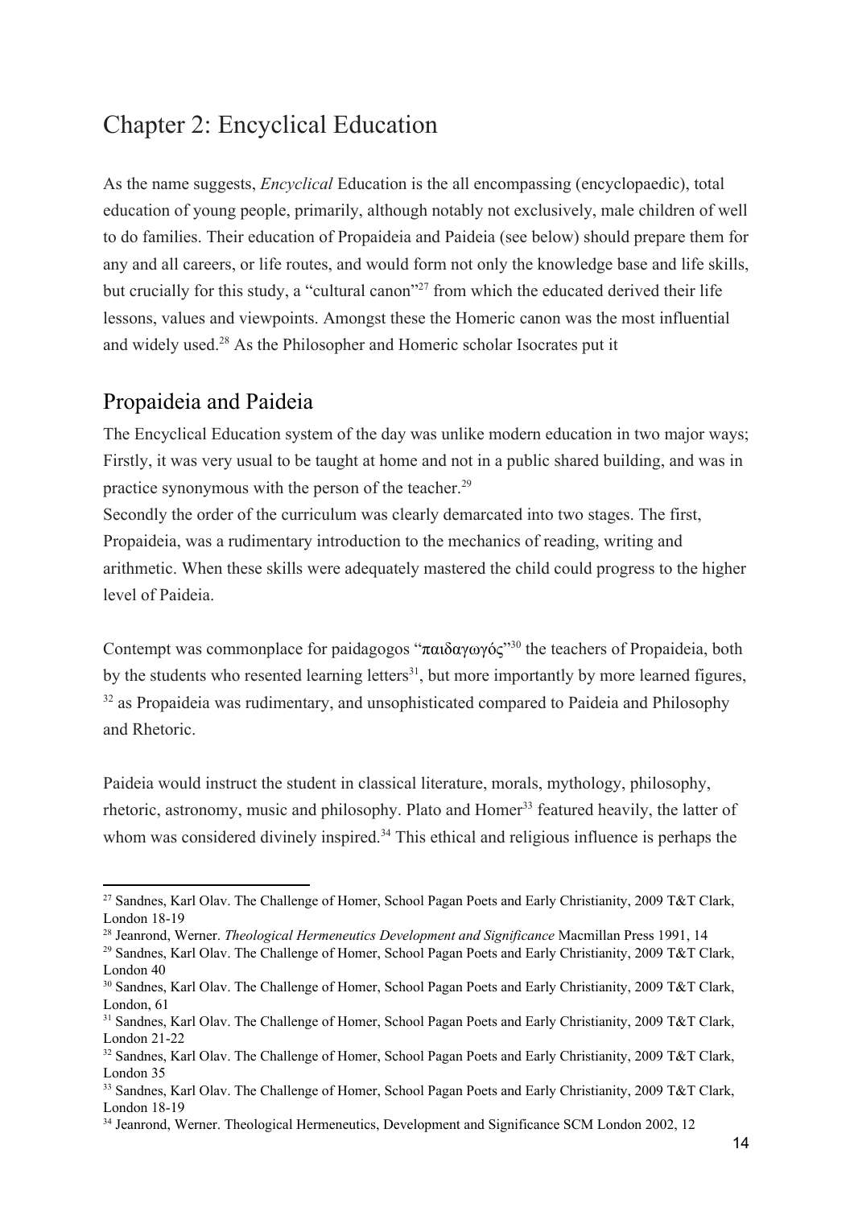# Chapter 2: Encyclical Education

As the name suggests, *Encyclical* Education is the all encompassing (encyclopaedic), total education of young people, primarily, although notably not exclusively, male children of well to do families. Their education of Propaideia and Paideia (see below) should prepare them for any and all careers, or life routes, and would form not only the knowledge base and life skills, but crucially for this study, a "cultural canon"[27] from which the educated derived their life lessons, values and viewpoints. Amongst these the Homeric canon was the most influential and widely used.[28] As the Philosopher and Homeric scholar Isocrates put it

## Propaideia and Paideia

The Encyclical Education system of the day was unlike modern education in two major ways; Firstly, it was very usual to be taught at home and not in a public shared building, and was in practice synonymous with the person of the teacher.[29]

Secondly the order of the curriculum was clearly demarcated into two stages. The first, Propaideia, was a rudimentary introduction to the mechanics of reading, writing and arithmetic. When these skills were adequately mastered the child could progress to the higher level of Paideia.

Contempt was commonplace for paidagogos "παιδαγωγός"[30] the teachers of Propaideia, both by the students who resented learning letters[31], but more importantly by more learned figures, [32] as Propaideia was rudimentary, and unsophisticated compared to Paideia and Philosophy and Rhetoric.

Paideia would instruct the student in classical literature, morals, mythology, philosophy, rhetoric, astronomy, music and philosophy. Plato and Homer[33] featured heavily, the latter of whom was considered divinely inspired.[34] This ethical and religious influence is perhaps the

---

[27] Sandnes, Karl Olav. The Challenge of Homer, School Pagan Poets and Early Christianity, 2009 T&T Clark, London 18-19

[28] Jeanrond, Werner. *Theological Hermeneutics Development and Significance* Macmillan Press 1991, 14

[29] Sandnes, Karl Olav. The Challenge of Homer, School Pagan Poets and Early Christianity, 2009 T&T Clark, London 40

[30] Sandnes, Karl Olav. The Challenge of Homer, School Pagan Poets and Early Christianity, 2009 T&T Clark, London, 61

[31] Sandnes, Karl Olav. The Challenge of Homer, School Pagan Poets and Early Christianity, 2009 T&T Clark, London 21-22

[32] Sandnes, Karl Olav. The Challenge of Homer, School Pagan Poets and Early Christianity, 2009 T&T Clark, London 35

[33] Sandnes, Karl Olav. The Challenge of Homer, School Pagan Poets and Early Christianity, 2009 T&T Clark, London 18-19

[34] Jeanrond, Werner. Theological Hermeneutics, Development and Significance SCM London 2002, 12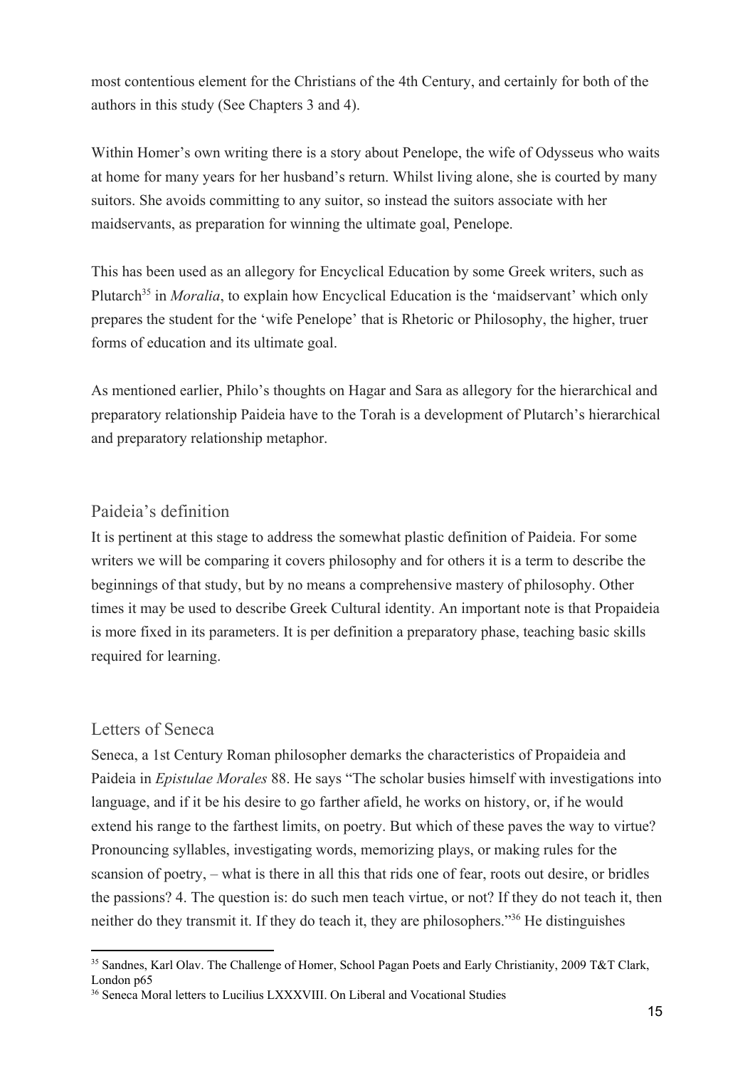most contentious element for the Christians of the 4th Century, and certainly for both of the authors in this study (See Chapters 3 and 4).

Within Homer's own writing there is a story about Penelope, the wife of Odysseus who waits at home for many years for her husband's return. Whilst living alone, she is courted by many suitors. She avoids committing to any suitor, so instead the suitors associate with her maidservants, as preparation for winning the ultimate goal, Penelope.

This has been used as an allegory for Encyclical Education by some Greek writers, such as Plutarch[35] in *Moralia*, to explain how Encyclical Education is the 'maidservant' which only prepares the student for the 'wife Penelope' that is Rhetoric or Philosophy, the higher, truer forms of education and its ultimate goal.

As mentioned earlier, Philo's thoughts on Hagar and Sara as allegory for the hierarchical and preparatory relationship Paideia have to the Torah is a development of Plutarch's hierarchical and preparatory relationship metaphor.

## Paideia's definition

It is pertinent at this stage to address the somewhat plastic definition of Paideia. For some writers we will be comparing it covers philosophy and for others it is a term to describe the beginnings of that study, but by no means a comprehensive mastery of philosophy. Other times it may be used to describe Greek Cultural identity. An important note is that Propaideia is more fixed in its parameters. It is per definition a preparatory phase, teaching basic skills required for learning.

## Letters of Seneca

Seneca, a 1st Century Roman philosopher demarks the characteristics of Propaideia and Paideia in *Epistulae Morales* 88. He says "The scholar busies himself with investigations into language, and if it be his desire to go farther afield, he works on history, or, if he would extend his range to the farthest limits, on poetry. But which of these paves the way to virtue? Pronouncing syllables, investigating words, memorizing plays, or making rules for the scansion of poetry, – what is there in all this that rids one of fear, roots out desire, or bridles the passions? 4. The question is: do such men teach virtue, or not? If they do not teach it, then neither do they transmit it. If they do teach it, they are philosophers."[36] He distinguishes

---

[35] Sandnes, Karl Olav. The Challenge of Homer, School Pagan Poets and Early Christianity, 2009 T&T Clark, London p65

[36] Seneca Moral letters to Lucilius LXXXVIII. On Liberal and Vocational Studies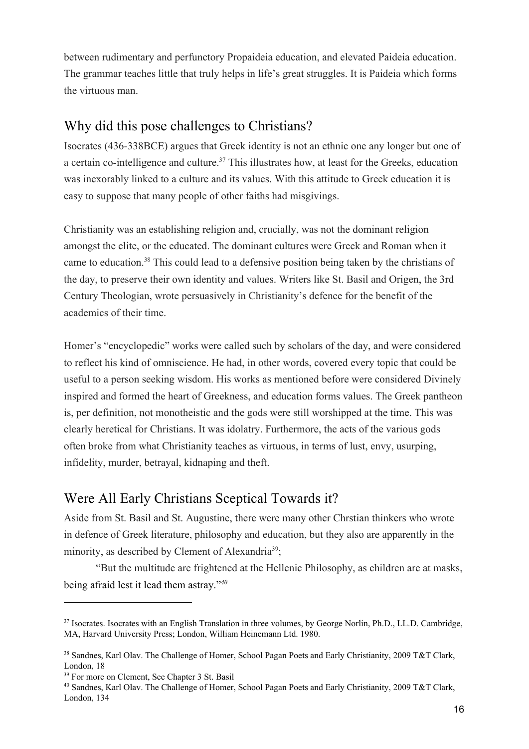between rudimentary and perfunctory Propaideia education, and elevated Paideia education. The grammar teaches little that truly helps in life's great struggles. It is Paideia which forms the virtuous man.

## Why did this pose challenges to Christians?

Isocrates (436-338BCE) argues that Greek identity is not an ethnic one any longer but one of a certain co-intelligence and culture.[37] This illustrates how, at least for the Greeks, education was inexorably linked to a culture and its values. With this attitude to Greek education it is easy to suppose that many people of other faiths had misgivings.

Christianity was an establishing religion and, crucially, was not the dominant religion amongst the elite, or the educated. The dominant cultures were Greek and Roman when it came to education.[38] This could lead to a defensive position being taken by the christians of the day, to preserve their own identity and values. Writers like St. Basil and Origen, the 3rd Century Theologian, wrote persuasively in Christianity's defence for the benefit of the academics of their time.

Homer's "encyclopedic" works were called such by scholars of the day, and were considered to reflect his kind of omniscience. He had, in other words, covered every topic that could be useful to a person seeking wisdom. His works as mentioned before were considered Divinely inspired and formed the heart of Greekness, and education forms values. The Greek pantheon is, per definition, not monotheistic and the gods were still worshipped at the time. This was clearly heretical for Christians. It was idolatry. Furthermore, the acts of the various gods often broke from what Christianity teaches as virtuous, in terms of lust, envy, usurping, infidelity, murder, betrayal, kidnaping and theft.

## Were All Early Christians Sceptical Towards it?

Aside from St. Basil and St. Augustine, there were many other Chrstian thinkers who wrote in defence of Greek literature, philosophy and education, but they also are apparently in the minority, as described by Clement of Alexandria[39];

> "But the multitude are frightened at the Hellenic Philosophy, as children are at masks, being afraid lest it lead them astray."[40]

---

[37] Isocrates. Isocrates with an English Translation in three volumes, by George Norlin, Ph.D., LL.D. Cambridge, MA, Harvard University Press; London, William Heinemann Ltd. 1980.

[38] Sandnes, Karl Olav. The Challenge of Homer, School Pagan Poets and Early Christianity, 2009 T&T Clark, London, 18

[39] For more on Clement, See Chapter 3 St. Basil

[40] Sandnes, Karl Olav. The Challenge of Homer, School Pagan Poets and Early Christianity, 2009 T&T Clark, London, 134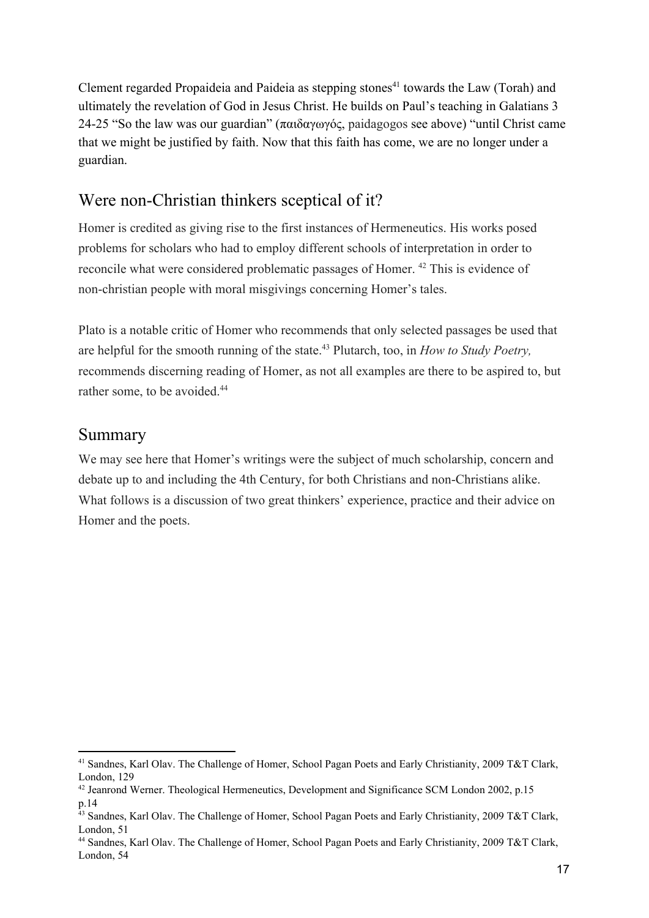Clement regarded Propaideia and Paideia as stepping stones[41] towards the Law (Torah) and ultimately the revelation of God in Jesus Christ. He builds on Paul's teaching in Galatians 3 24-25 "So the law was our guardian" (παιδαγωγός, paidagogos see above) "until Christ came that we might be justified by faith. Now that this faith has come, we are no longer under a guardian.

## Were non-Christian thinkers sceptical of it?

Homer is credited as giving rise to the first instances of Hermeneutics. His works posed problems for scholars who had to employ different schools of interpretation in order to reconcile what were considered problematic passages of Homer. [42] This is evidence of non-christian people with moral misgivings concerning Homer's tales.

Plato is a notable critic of Homer who recommends that only selected passages be used that are helpful for the smooth running of the state.[43] Plutarch, too, in *How to Study Poetry,* recommends discerning reading of Homer, as not all examples are there to be aspired to, but rather some, to be avoided.[44]

## Summary

We may see here that Homer's writings were the subject of much scholarship, concern and debate up to and including the 4th Century, for both Christians and non-Christians alike. What follows is a discussion of two great thinkers' experience, practice and their advice on Homer and the poets.

---

[41] Sandnes, Karl Olav. The Challenge of Homer, School Pagan Poets and Early Christianity, 2009 T&T Clark, London, 129

[42] Jeanrond Werner. Theological Hermeneutics, Development and Significance SCM London 2002, p.15 p.14

[43] Sandnes, Karl Olav. The Challenge of Homer, School Pagan Poets and Early Christianity, 2009 T&T Clark, London, 51

[44] Sandnes, Karl Olav. The Challenge of Homer, School Pagan Poets and Early Christianity, 2009 T&T Clark, London, 54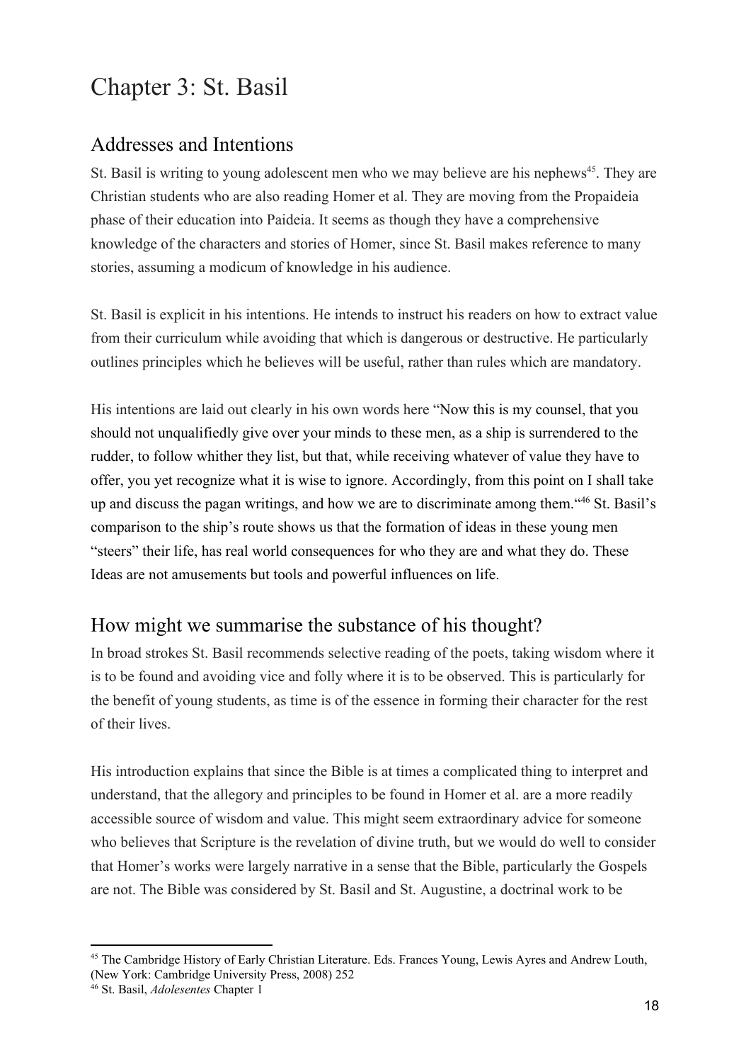# Chapter 3: St. Basil

## Addresses and Intentions

St. Basil is writing to young adolescent men who we may believe are his nephews[45]. They are Christian students who are also reading Homer et al. They are moving from the Propaideia phase of their education into Paideia. It seems as though they have a comprehensive knowledge of the characters and stories of Homer, since St. Basil makes reference to many stories, assuming a modicum of knowledge in his audience.

St. Basil is explicit in his intentions. He intends to instruct his readers on how to extract value from their curriculum while avoiding that which is dangerous or destructive. He particularly outlines principles which he believes will be useful, rather than rules which are mandatory.

His intentions are laid out clearly in his own words here "Now this is my counsel, that you should not unqualifiedly give over your minds to these men, as a ship is surrendered to the rudder, to follow whither they list, but that, while receiving whatever of value they have to offer, you yet recognize what it is wise to ignore. Accordingly, from this point on I shall take up and discuss the pagan writings, and how we are to discriminate among them."[46] St. Basil's comparison to the ship's route shows us that the formation of ideas in these young men "steers" their life, has real world consequences for who they are and what they do. These Ideas are not amusements but tools and powerful influences on life.

## How might we summarise the substance of his thought?

In broad strokes St. Basil recommends selective reading of the poets, taking wisdom where it is to be found and avoiding vice and folly where it is to be observed. This is particularly for the benefit of young students, as time is of the essence in forming their character for the rest of their lives.

His introduction explains that since the Bible is at times a complicated thing to interpret and understand, that the allegory and principles to be found in Homer et al. are a more readily accessible source of wisdom and value. This might seem extraordinary advice for someone who believes that Scripture is the revelation of divine truth, but we would do well to consider that Homer's works were largely narrative in a sense that the Bible, particularly the Gospels are not. The Bible was considered by St. Basil and St. Augustine, a doctrinal work to be

---

[45] The Cambridge History of Early Christian Literature. Eds. Frances Young, Lewis Ayres and Andrew Louth, (New York: Cambridge University Press, 2008) 252

[46] St. Basil, *Adolesentes* Chapter 1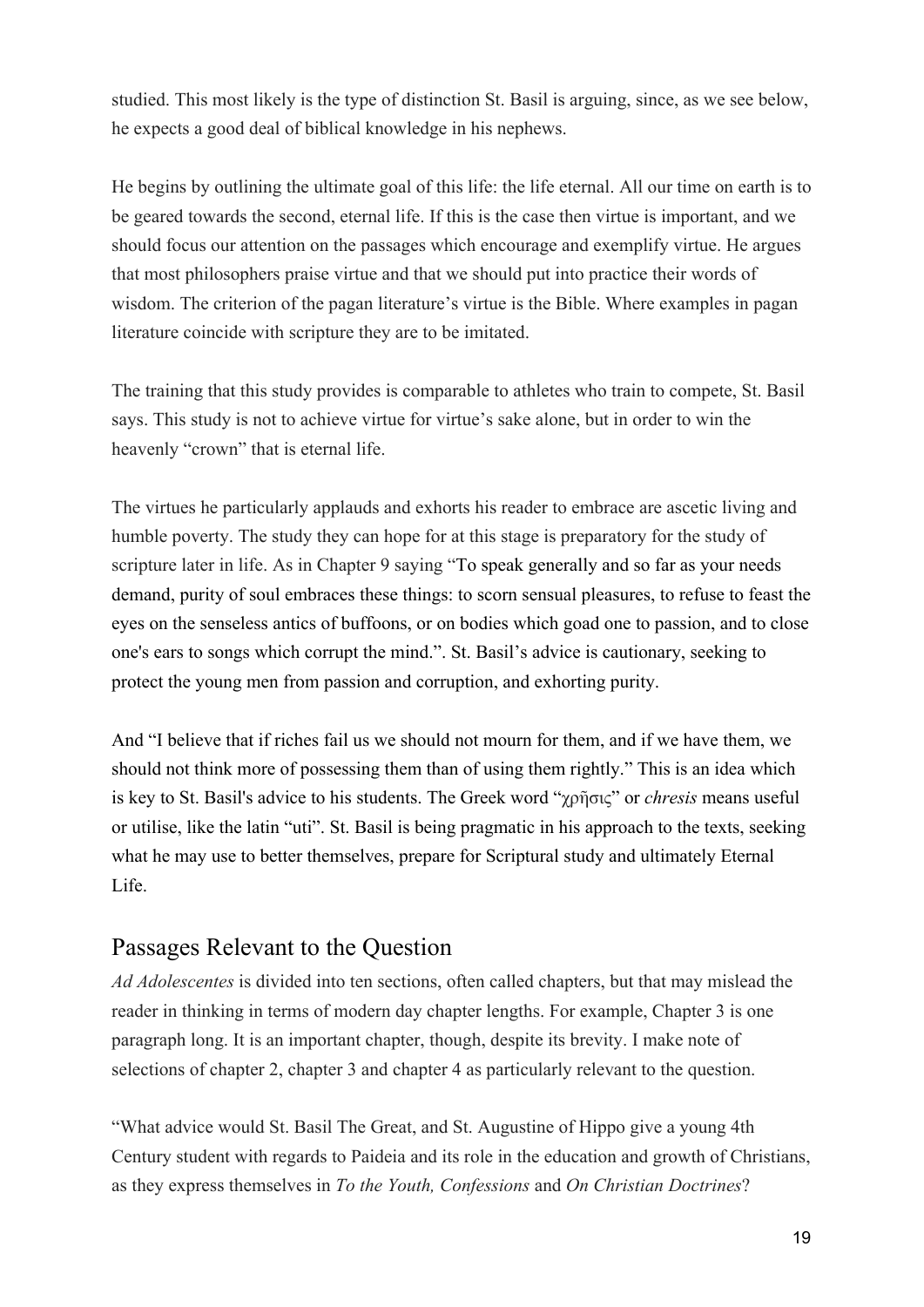studied. This most likely is the type of distinction St. Basil is arguing, since, as we see below, he expects a good deal of biblical knowledge in his nephews.

He begins by outlining the ultimate goal of this life: the life eternal. All our time on earth is to be geared towards the second, eternal life. If this is the case then virtue is important, and we should focus our attention on the passages which encourage and exemplify virtue. He argues that most philosophers praise virtue and that we should put into practice their words of wisdom. The criterion of the pagan literature's virtue is the Bible. Where examples in pagan literature coincide with scripture they are to be imitated.

The training that this study provides is comparable to athletes who train to compete, St. Basil says. This study is not to achieve virtue for virtue's sake alone, but in order to win the heavenly "crown" that is eternal life.

The virtues he particularly applauds and exhorts his reader to embrace are ascetic living and humble poverty. The study they can hope for at this stage is preparatory for the study of scripture later in life. As in Chapter 9 saying "To speak generally and so far as your needs demand, purity of soul embraces these things: to scorn sensual pleasures, to refuse to feast the eyes on the senseless antics of buffoons, or on bodies which goad one to passion, and to close one's ears to songs which corrupt the mind.". St. Basil's advice is cautionary, seeking to protect the young men from passion and corruption, and exhorting purity.

And "I believe that if riches fail us we should not mourn for them, and if we have them, we should not think more of possessing them than of using them rightly." This is an idea which is key to St. Basil's advice to his students. The Greek word "χρῆσις" or *chresis* means useful or utilise, like the latin "uti". St. Basil is being pragmatic in his approach to the texts, seeking what he may use to better themselves, prepare for Scriptural study and ultimately Eternal Life.

## Passages Relevant to the Question

*Ad Adolescentes* is divided into ten sections, often called chapters, but that may mislead the reader in thinking in terms of modern day chapter lengths. For example, Chapter 3 is one paragraph long. It is an important chapter, though, despite its brevity. I make note of selections of chapter 2, chapter 3 and chapter 4 as particularly relevant to the question.

"What advice would St. Basil The Great, and St. Augustine of Hippo give a young 4th Century student with regards to Paideia and its role in the education and growth of Christians, as they express themselves in *To the Youth, Confessions* and *On Christian Doctrines*?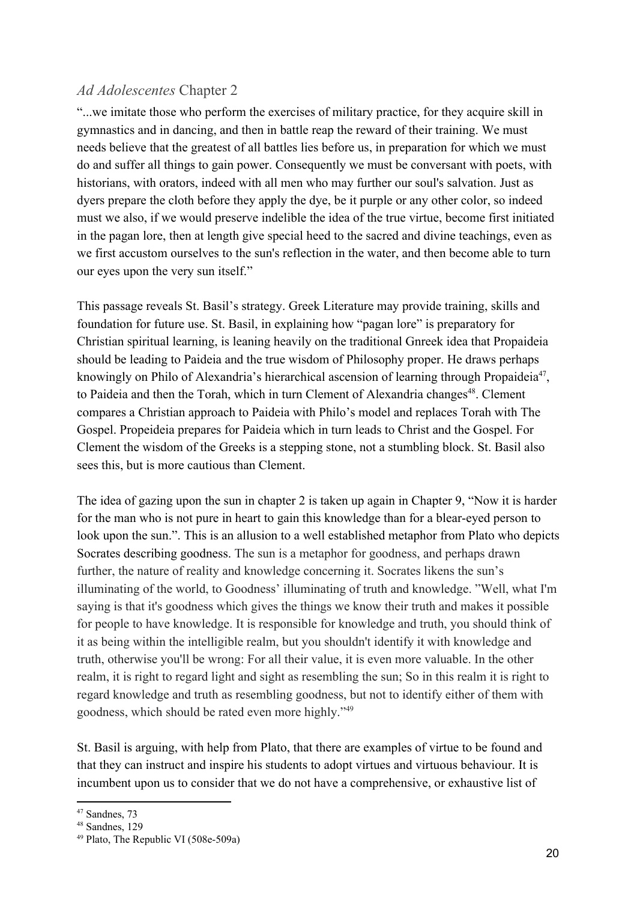## *Ad Adolescentes* Chapter 2

"...we imitate those who perform the exercises of military practice, for they acquire skill in gymnastics and in dancing, and then in battle reap the reward of their training. We must needs believe that the greatest of all battles lies before us, in preparation for which we must do and suffer all things to gain power. Consequently we must be conversant with poets, with historians, with orators, indeed with all men who may further our soul's salvation. Just as dyers prepare the cloth before they apply the dye, be it purple or any other color, so indeed must we also, if we would preserve indelible the idea of the true virtue, become first initiated in the pagan lore, then at length give special heed to the sacred and divine teachings, even as we first accustom ourselves to the sun's reflection in the water, and then become able to turn our eyes upon the very sun itself."

This passage reveals St. Basil's strategy. Greek Literature may provide training, skills and foundation for future use. St. Basil, in explaining how "pagan lore" is preparatory for Christian spiritual learning, is leaning heavily on the traditional Gnreek idea that Propaideia should be leading to Paideia and the true wisdom of Philosophy proper. He draws perhaps knowingly on Philo of Alexandria's hierarchical ascension of learning through Propaideia[47], to Paideia and then the Torah, which in turn Clement of Alexandria changes[48]. Clement compares a Christian approach to Paideia with Philo's model and replaces Torah with The Gospel. Propeideia prepares for Paideia which in turn leads to Christ and the Gospel. For Clement the wisdom of the Greeks is a stepping stone, not a stumbling block. St. Basil also sees this, but is more cautious than Clement.

The idea of gazing upon the sun in chapter 2 is taken up again in Chapter 9, "Now it is harder for the man who is not pure in heart to gain this knowledge than for a blear-eyed person to look upon the sun.". This is an allusion to a well established metaphor from Plato who depicts Socrates describing goodness. The sun is a metaphor for goodness, and perhaps drawn further, the nature of reality and knowledge concerning it. Socrates likens the sun's illuminating of the world, to Goodness' illuminating of truth and knowledge. "Well, what I'm saying is that it's goodness which gives the things we know their truth and makes it possible for people to have knowledge. It is responsible for knowledge and truth, you should think of it as being within the intelligible realm, but you shouldn't identify it with knowledge and truth, otherwise you'll be wrong: For all their value, it is even more valuable. In the other realm, it is right to regard light and sight as resembling the sun; So in this realm it is right to regard knowledge and truth as resembling goodness, but not to identify either of them with goodness, which should be rated even more highly."[49]

St. Basil is arguing, with help from Plato, that there are examples of virtue to be found and that they can instruct and inspire his students to adopt virtues and virtuous behaviour. It is incumbent upon us to consider that we do not have a comprehensive, or exhaustive list of

---

[47] Sandnes, 73

[48] Sandnes, 129

[49] Plato, The Republic VI (508e-509a)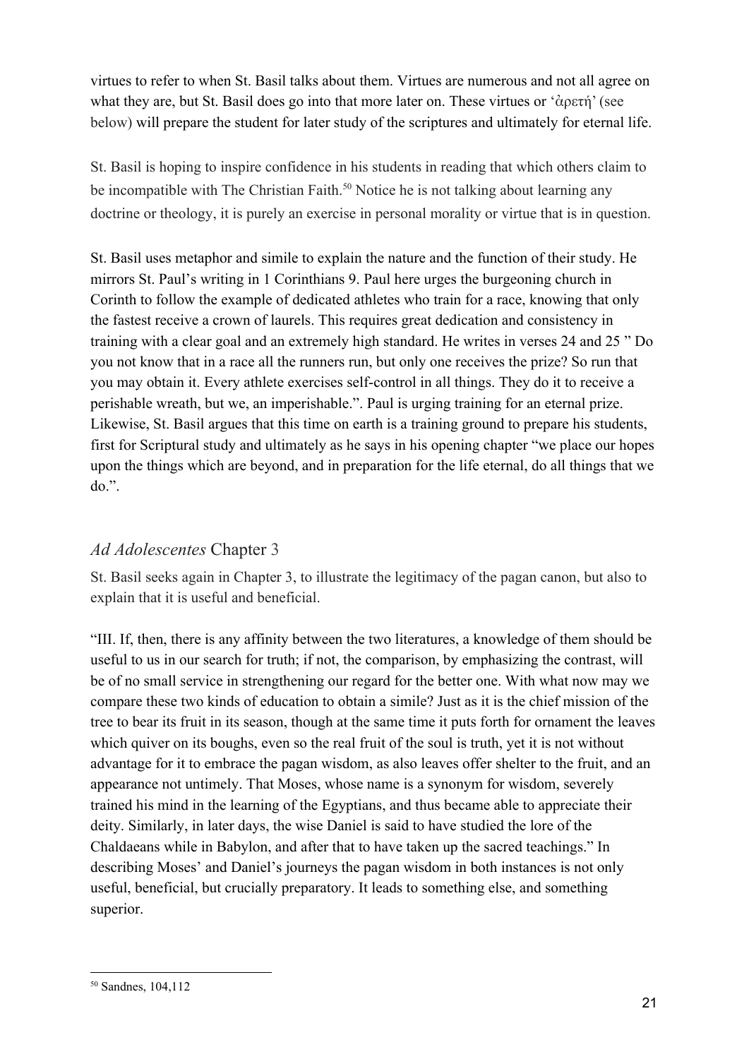virtues to refer to when St. Basil talks about them. Virtues are numerous and not all agree on what they are, but St. Basil does go into that more later on. These virtues or 'ἀρετή' (see below) will prepare the student for later study of the scriptures and ultimately for eternal life.

St. Basil is hoping to inspire confidence in his students in reading that which others claim to be incompatible with The Christian Faith.[50] Notice he is not talking about learning any doctrine or theology, it is purely an exercise in personal morality or virtue that is in question.

St. Basil uses metaphor and simile to explain the nature and the function of their study. He mirrors St. Paul's writing in 1 Corinthians 9. Paul here urges the burgeoning church in Corinth to follow the example of dedicated athletes who train for a race, knowing that only the fastest receive a crown of laurels. This requires great dedication and consistency in training with a clear goal and an extremely high standard. He writes in verses 24 and 25 " Do you not know that in a race all the runners run, but only one receives the prize? So run that you may obtain it. Every athlete exercises self-control in all things. They do it to receive a perishable wreath, but we, an imperishable.". Paul is urging training for an eternal prize. Likewise, St. Basil argues that this time on earth is a training ground to prepare his students, first for Scriptural study and ultimately as he says in his opening chapter "we place our hopes upon the things which are beyond, and in preparation for the life eternal, do all things that we do.".

## *Ad Adolescentes* Chapter 3

St. Basil seeks again in Chapter 3, to illustrate the legitimacy of the pagan canon, but also to explain that it is useful and beneficial.

"III. If, then, there is any affinity between the two literatures, a knowledge of them should be useful to us in our search for truth; if not, the comparison, by emphasizing the contrast, will be of no small service in strengthening our regard for the better one. With what now may we compare these two kinds of education to obtain a simile? Just as it is the chief mission of the tree to bear its fruit in its season, though at the same time it puts forth for ornament the leaves which quiver on its boughs, even so the real fruit of the soul is truth, yet it is not without advantage for it to embrace the pagan wisdom, as also leaves offer shelter to the fruit, and an appearance not untimely. That Moses, whose name is a synonym for wisdom, severely trained his mind in the learning of the Egyptians, and thus became able to appreciate their deity. Similarly, in later days, the wise Daniel is said to have studied the lore of the Chaldaeans while in Babylon, and after that to have taken up the sacred teachings." In describing Moses' and Daniel's journeys the pagan wisdom in both instances is not only useful, beneficial, but crucially preparatory. It leads to something else, and something superior.

[50] Sandnes, 104,112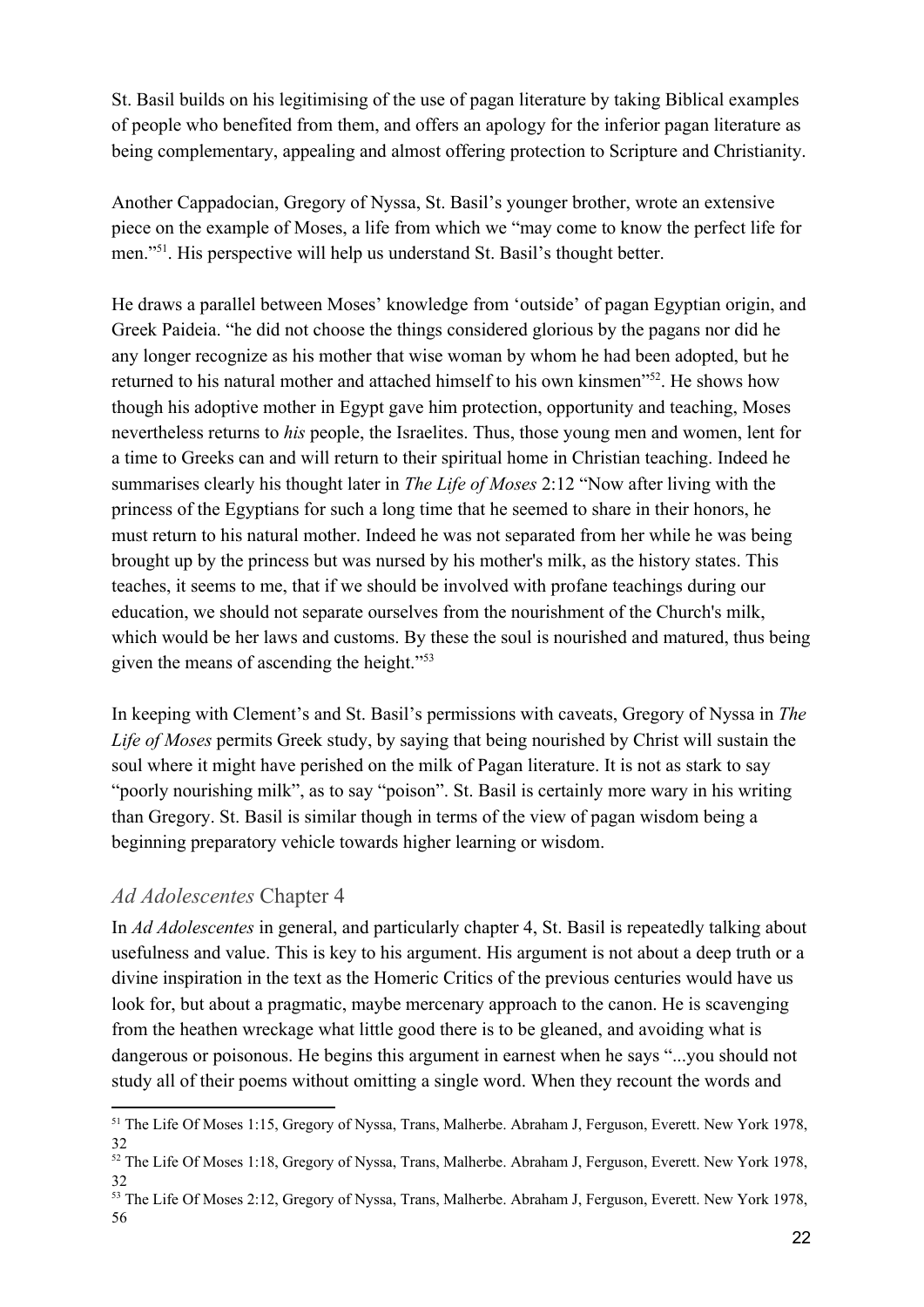St. Basil builds on his legitimising of the use of pagan literature by taking Biblical examples of people who benefited from them, and offers an apology for the inferior pagan literature as being complementary, appealing and almost offering protection to Scripture and Christianity.

Another Cappadocian, Gregory of Nyssa, St. Basil's younger brother, wrote an extensive piece on the example of Moses, a life from which we "may come to know the perfect life for men."[51]. His perspective will help us understand St. Basil's thought better.

He draws a parallel between Moses' knowledge from 'outside' of pagan Egyptian origin, and Greek Paideia. "he did not choose the things considered glorious by the pagans nor did he any longer recognize as his mother that wise woman by whom he had been adopted, but he returned to his natural mother and attached himself to his own kinsmen"[52]. He shows how though his adoptive mother in Egypt gave him protection, opportunity and teaching, Moses nevertheless returns to *his* people, the Israelites. Thus, those young men and women, lent for a time to Greeks can and will return to their spiritual home in Christian teaching. Indeed he summarises clearly his thought later in *The Life of Moses* 2:12 "Now after living with the princess of the Egyptians for such a long time that he seemed to share in their honors, he must return to his natural mother. Indeed he was not separated from her while he was being brought up by the princess but was nursed by his mother's milk, as the history states. This teaches, it seems to me, that if we should be involved with profane teachings during our education, we should not separate ourselves from the nourishment of the Church's milk, which would be her laws and customs. By these the soul is nourished and matured, thus being given the means of ascending the height."[53]

In keeping with Clement's and St. Basil's permissions with caveats, Gregory of Nyssa in *The Life of Moses* permits Greek study, by saying that being nourished by Christ will sustain the soul where it might have perished on the milk of Pagan literature. It is not as stark to say "poorly nourishing milk", as to say "poison". St. Basil is certainly more wary in his writing than Gregory. St. Basil is similar though in terms of the view of pagan wisdom being a beginning preparatory vehicle towards higher learning or wisdom.

## *Ad Adolescentes* Chapter 4

In *Ad Adolescentes* in general, and particularly chapter 4, St. Basil is repeatedly talking about usefulness and value. This is key to his argument. His argument is not about a deep truth or a divine inspiration in the text as the Homeric Critics of the previous centuries would have us look for, but about a pragmatic, maybe mercenary approach to the canon. He is scavenging from the heathen wreckage what little good there is to be gleaned, and avoiding what is dangerous or poisonous. He begins this argument in earnest when he says "...you should not study all of their poems without omitting a single word. When they recount the words and

---

[51] The Life Of Moses 1:15, Gregory of Nyssa, Trans, Malherbe. Abraham J, Ferguson, Everett. New York 1978, 32

[52] The Life Of Moses 1:18, Gregory of Nyssa, Trans, Malherbe. Abraham J, Ferguson, Everett. New York 1978, 32

[53] The Life Of Moses 2:12, Gregory of Nyssa, Trans, Malherbe. Abraham J, Ferguson, Everett. New York 1978, 56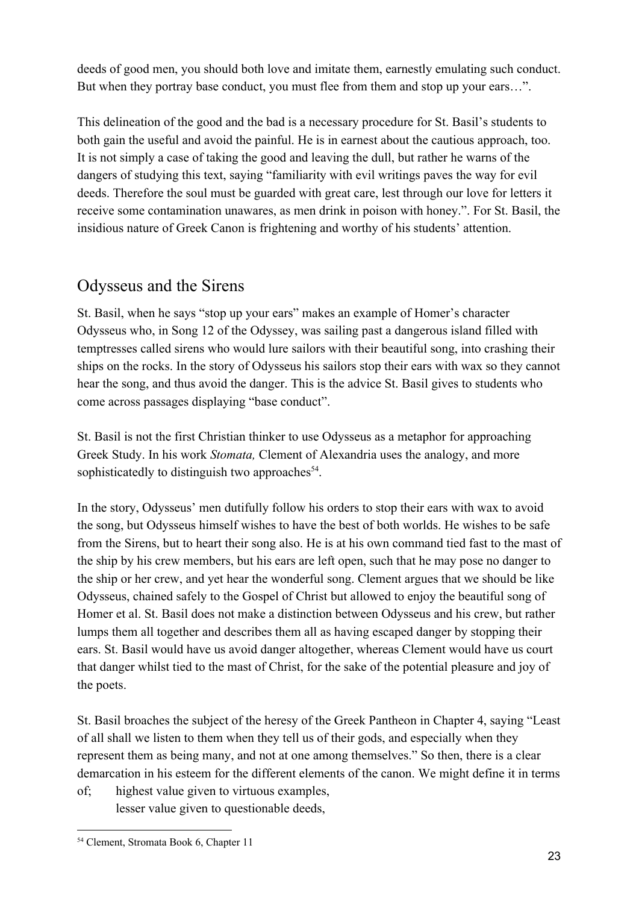deeds of good men, you should both love and imitate them, earnestly emulating such conduct. But when they portray base conduct, you must flee from them and stop up your ears…".

This delineation of the good and the bad is a necessary procedure for St. Basil's students to both gain the useful and avoid the painful. He is in earnest about the cautious approach, too. It is not simply a case of taking the good and leaving the dull, but rather he warns of the dangers of studying this text, saying "familiarity with evil writings paves the way for evil deeds. Therefore the soul must be guarded with great care, lest through our love for letters it receive some contamination unawares, as men drink in poison with honey.". For St. Basil, the insidious nature of Greek Canon is frightening and worthy of his students' attention.

## Odysseus and the Sirens

St. Basil, when he says "stop up your ears" makes an example of Homer's character Odysseus who, in Song 12 of the Odyssey, was sailing past a dangerous island filled with temptresses called sirens who would lure sailors with their beautiful song, into crashing their ships on the rocks. In the story of Odysseus his sailors stop their ears with wax so they cannot hear the song, and thus avoid the danger. This is the advice St. Basil gives to students who come across passages displaying "base conduct".

St. Basil is not the first Christian thinker to use Odysseus as a metaphor for approaching Greek Study. In his work *Stomata,* Clement of Alexandria uses the analogy, and more sophisticatedly to distinguish two approaches[54].

In the story, Odysseus' men dutifully follow his orders to stop their ears with wax to avoid the song, but Odysseus himself wishes to have the best of both worlds. He wishes to be safe from the Sirens, but to heart their song also. He is at his own command tied fast to the mast of the ship by his crew members, but his ears are left open, such that he may pose no danger to the ship or her crew, and yet hear the wonderful song. Clement argues that we should be like Odysseus, chained safely to the Gospel of Christ but allowed to enjoy the beautiful song of Homer et al. St. Basil does not make a distinction between Odysseus and his crew, but rather lumps them all together and describes them all as having escaped danger by stopping their ears. St. Basil would have us avoid danger altogether, whereas Clement would have us court that danger whilst tied to the mast of Christ, for the sake of the potential pleasure and joy of the poets.

St. Basil broaches the subject of the heresy of the Greek Pantheon in Chapter 4, saying "Least of all shall we listen to them when they tell us of their gods, and especially when they represent them as being many, and not at one among themselves." So then, there is a clear demarcation in his esteem for the different elements of the canon. We might define it in terms of; highest value given to virtuous examples,
lesser value given to questionable deeds,

[54] Clement, Stromata Book 6, Chapter 11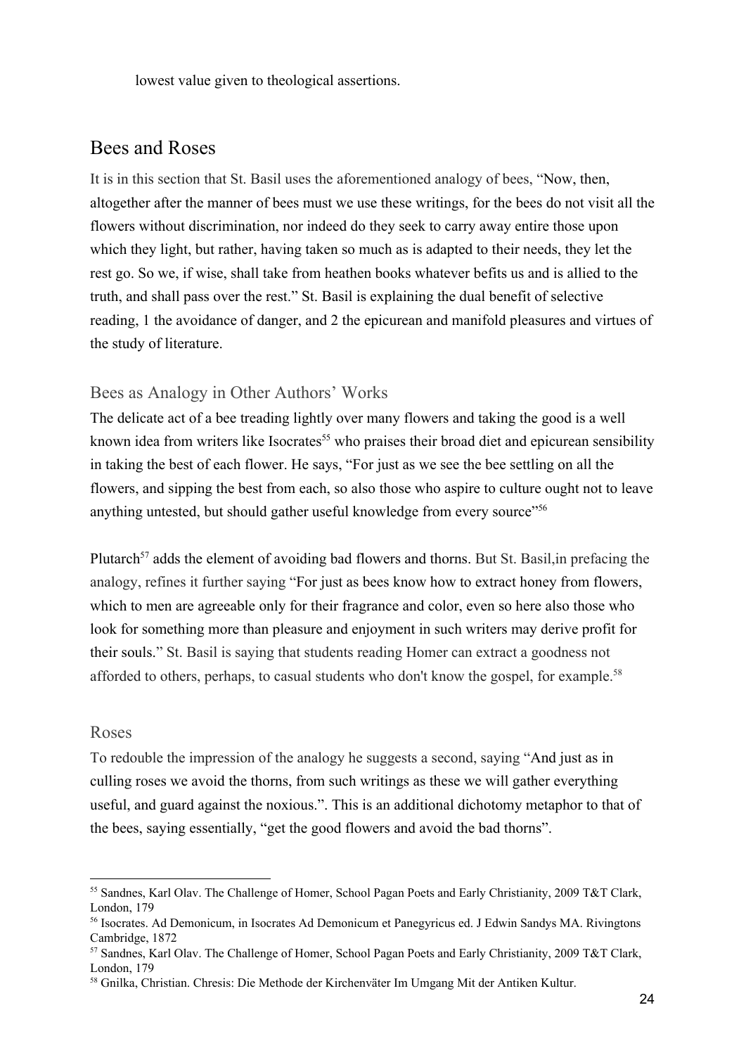lowest value given to theological assertions.

## Bees and Roses

It is in this section that St. Basil uses the aforementioned analogy of bees, "Now, then, altogether after the manner of bees must we use these writings, for the bees do not visit all the flowers without discrimination, nor indeed do they seek to carry away entire those upon which they light, but rather, having taken so much as is adapted to their needs, they let the rest go. So we, if wise, shall take from heathen books whatever befits us and is allied to the truth, and shall pass over the rest." St. Basil is explaining the dual benefit of selective reading, 1 the avoidance of danger, and 2 the epicurean and manifold pleasures and virtues of the study of literature.

### Bees as Analogy in Other Authors' Works

The delicate act of a bee treading lightly over many flowers and taking the good is a well known idea from writers like Isocrates[55] who praises their broad diet and epicurean sensibility in taking the best of each flower. He says, "For just as we see the bee settling on all the flowers, and sipping the best from each, so also those who aspire to culture ought not to leave anything untested, but should gather useful knowledge from every source"[56]

Plutarch[57] adds the element of avoiding bad flowers and thorns. But St. Basil,in prefacing the analogy, refines it further saying "For just as bees know how to extract honey from flowers, which to men are agreeable only for their fragrance and color, even so here also those who look for something more than pleasure and enjoyment in such writers may derive profit for their souls." St. Basil is saying that students reading Homer can extract a goodness not afforded to others, perhaps, to casual students who don't know the gospel, for example.[58]

### Roses

To redouble the impression of the analogy he suggests a second, saying "And just as in culling roses we avoid the thorns, from such writings as these we will gather everything useful, and guard against the noxious.". This is an additional dichotomy metaphor to that of the bees, saying essentially, "get the good flowers and avoid the bad thorns".

---

[55] Sandnes, Karl Olav. The Challenge of Homer, School Pagan Poets and Early Christianity, 2009 T&T Clark, London, 179

[56] Isocrates. Ad Demonicum, in Isocrates Ad Demonicum et Panegyricus ed. J Edwin Sandys MA. Rivingtons Cambridge, 1872

[57] Sandnes, Karl Olav. The Challenge of Homer, School Pagan Poets and Early Christianity, 2009 T&T Clark, London, 179

[58] Gnilka, Christian. Chresis: Die Methode der Kirchenväter Im Umgang Mit der Antiken Kultur.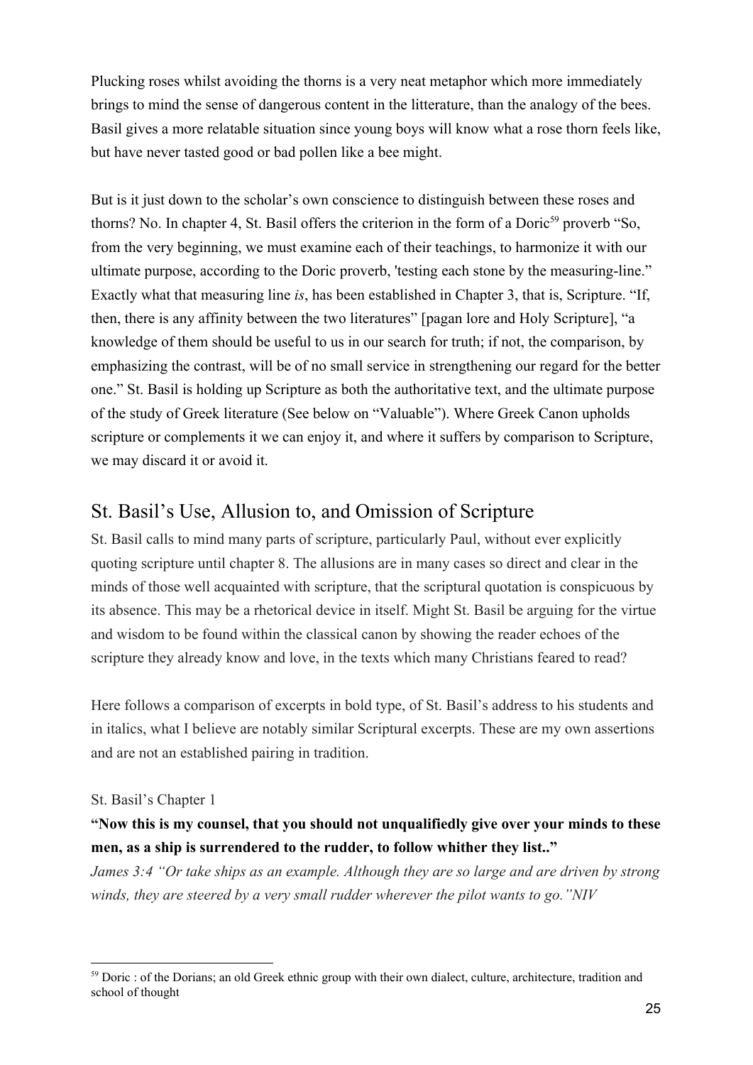Plucking roses whilst avoiding the thorns is a very neat metaphor which more immediately brings to mind the sense of dangerous content in the litterature, than the analogy of the bees. Basil gives a more relatable situation since young boys will know what a rose thorn feels like, but have never tasted good or bad pollen like a bee might.

But is it just down to the scholar's own conscience to distinguish between these roses and thorns? No. In chapter 4, St. Basil offers the criterion in the form of a Doric[59] proverb "So, from the very beginning, we must examine each of their teachings, to harmonize it with our ultimate purpose, according to the Doric proverb, 'testing each stone by the measuring-line." Exactly what that measuring line *is*, has been established in Chapter 3, that is, Scripture. "If, then, there is any affinity between the two literatures" [pagan lore and Holy Scripture], "a knowledge of them should be useful to us in our search for truth; if not, the comparison, by emphasizing the contrast, will be of no small service in strengthening our regard for the better one." St. Basil is holding up Scripture as both the authoritative text, and the ultimate purpose of the study of Greek literature (See below on "Valuable"). Where Greek Canon upholds scripture or complements it we can enjoy it, and where it suffers by comparison to Scripture, we may discard it or avoid it.

## St. Basil's Use, Allusion to, and Omission of Scripture

St. Basil calls to mind many parts of scripture, particularly Paul, without ever explicitly quoting scripture until chapter 8. The allusions are in many cases so direct and clear in the minds of those well acquainted with scripture, that the scriptural quotation is conspicuous by its absence. This may be a rhetorical device in itself. Might St. Basil be arguing for the virtue and wisdom to be found within the classical canon by showing the reader echoes of the scripture they already know and love, in the texts which many Christians feared to read?

Here follows a comparison of excerpts in bold type, of St. Basil's address to his students and in italics, what I believe are notably similar Scriptural excerpts. These are my own assertions and are not an established pairing in tradition.

St. Basil's Chapter 1

**"Now this is my counsel, that you should not unqualifiedly give over your minds to these men, as a ship is surrendered to the rudder, to follow whither they list.."**

*James 3:4 "Or take ships as an example. Although they are so large and are driven by strong winds, they are steered by a very small rudder wherever the pilot wants to go."NIV*

---

[59] Doric : of the Dorians; an old Greek ethnic group with their own dialect, culture, architecture, tradition and school of thought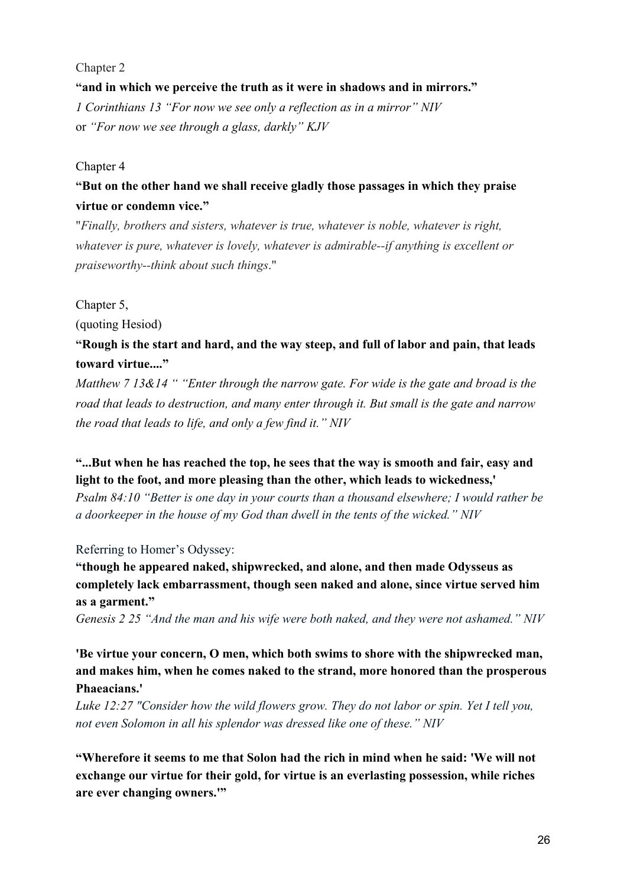Chapter 2

**"and in which we perceive the truth as it were in shadows and in mirrors."**

*1 Corinthians 13 "For now we see only a reflection as in a mirror" NIV*

or *"For now we see through a glass, darkly" KJV*

Chapter 4

**"But on the other hand we shall receive gladly those passages in which they praise virtue or condemn vice."**

"*Finally, brothers and sisters, whatever is true, whatever is noble, whatever is right, whatever is pure, whatever is lovely, whatever is admirable--if anything is excellent or praiseworthy--think about such things*."

Chapter 5,

(quoting Hesiod)

**"Rough is the start and hard, and the way steep, and full of labor and pain, that leads toward virtue...."**

*Matthew 7 13&14 " "Enter through the narrow gate. For wide is the gate and broad is the road that leads to destruction, and many enter through it. But small is the gate and narrow the road that leads to life, and only a few find it." NIV*

**"...But when he has reached the top, he sees that the way is smooth and fair, easy and light to the foot, and more pleasing than the other, which leads to wickedness,'**

*Psalm 84:10 "Better is one day in your courts than a thousand elsewhere; I would rather be a doorkeeper in the house of my God than dwell in the tents of the wicked." NIV*

Referring to Homer's Odyssey:

**"though he appeared naked, shipwrecked, and alone, and then made Odysseus as completely lack embarrassment, though seen naked and alone, since virtue served him as a garment."**

*Genesis 2 25 "And the man and his wife were both naked, and they were not ashamed." NIV*

**'Be virtue your concern, O men, which both swims to shore with the shipwrecked man, and makes him, when he comes naked to the strand, more honored than the prosperous Phaeacians.'**

*Luke 12:27 "Consider how the wild flowers grow. They do not labor or spin. Yet I tell you, not even Solomon in all his splendor was dressed like one of these." NIV*

**"Wherefore it seems to me that Solon had the rich in mind when he said: 'We will not exchange our virtue for their gold, for virtue is an everlasting possession, while riches are ever changing owners.'"**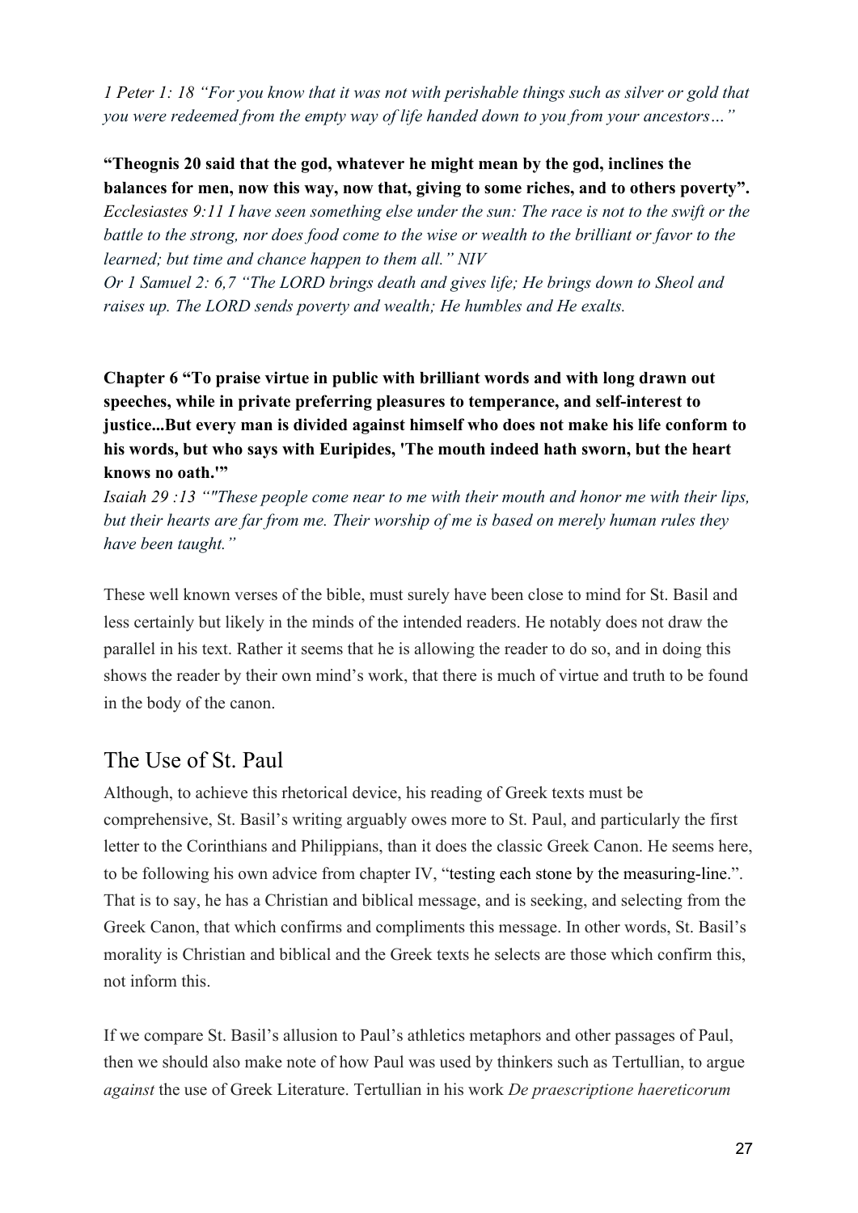*1 Peter 1: 18 "For you know that it was not with perishable things such as silver or gold that you were redeemed from the empty way of life handed down to you from your ancestors…"*

**"Theognis 20 said that the god, whatever he might mean by the god, inclines the balances for men, now this way, now that, giving to some riches, and to others poverty".**

*Ecclesiastes 9:11 I have seen something else under the sun: The race is not to the swift or the battle to the strong, nor does food come to the wise or wealth to the brilliant or favor to the learned; but time and chance happen to them all." NIV*

*Or 1 Samuel 2: 6,7 "The LORD brings death and gives life; He brings down to Sheol and raises up. The LORD sends poverty and wealth; He humbles and He exalts.*

**Chapter 6 "To praise virtue in public with brilliant words and with long drawn out speeches, while in private preferring pleasures to temperance, and self-interest to justice...But every man is divided against himself who does not make his life conform to his words, but who says with Euripides, 'The mouth indeed hath sworn, but the heart knows no oath.'"**

*Isaiah 29 :13 ""These people come near to me with their mouth and honor me with their lips, but their hearts are far from me. Their worship of me is based on merely human rules they have been taught."*

These well known verses of the bible, must surely have been close to mind for St. Basil and less certainly but likely in the minds of the intended readers. He notably does not draw the parallel in his text. Rather it seems that he is allowing the reader to do so, and in doing this shows the reader by their own mind's work, that there is much of virtue and truth to be found in the body of the canon.

## The Use of St. Paul

Although, to achieve this rhetorical device, his reading of Greek texts must be comprehensive, St. Basil's writing arguably owes more to St. Paul, and particularly the first letter to the Corinthians and Philippians, than it does the classic Greek Canon. He seems here, to be following his own advice from chapter IV, "testing each stone by the measuring-line.". That is to say, he has a Christian and biblical message, and is seeking, and selecting from the Greek Canon, that which confirms and compliments this message. In other words, St. Basil's morality is Christian and biblical and the Greek texts he selects are those which confirm this, not inform this.

If we compare St. Basil's allusion to Paul's athletics metaphors and other passages of Paul, then we should also make note of how Paul was used by thinkers such as Tertullian, to argue *against* the use of Greek Literature. Tertullian in his work *De praescriptione haereticorum*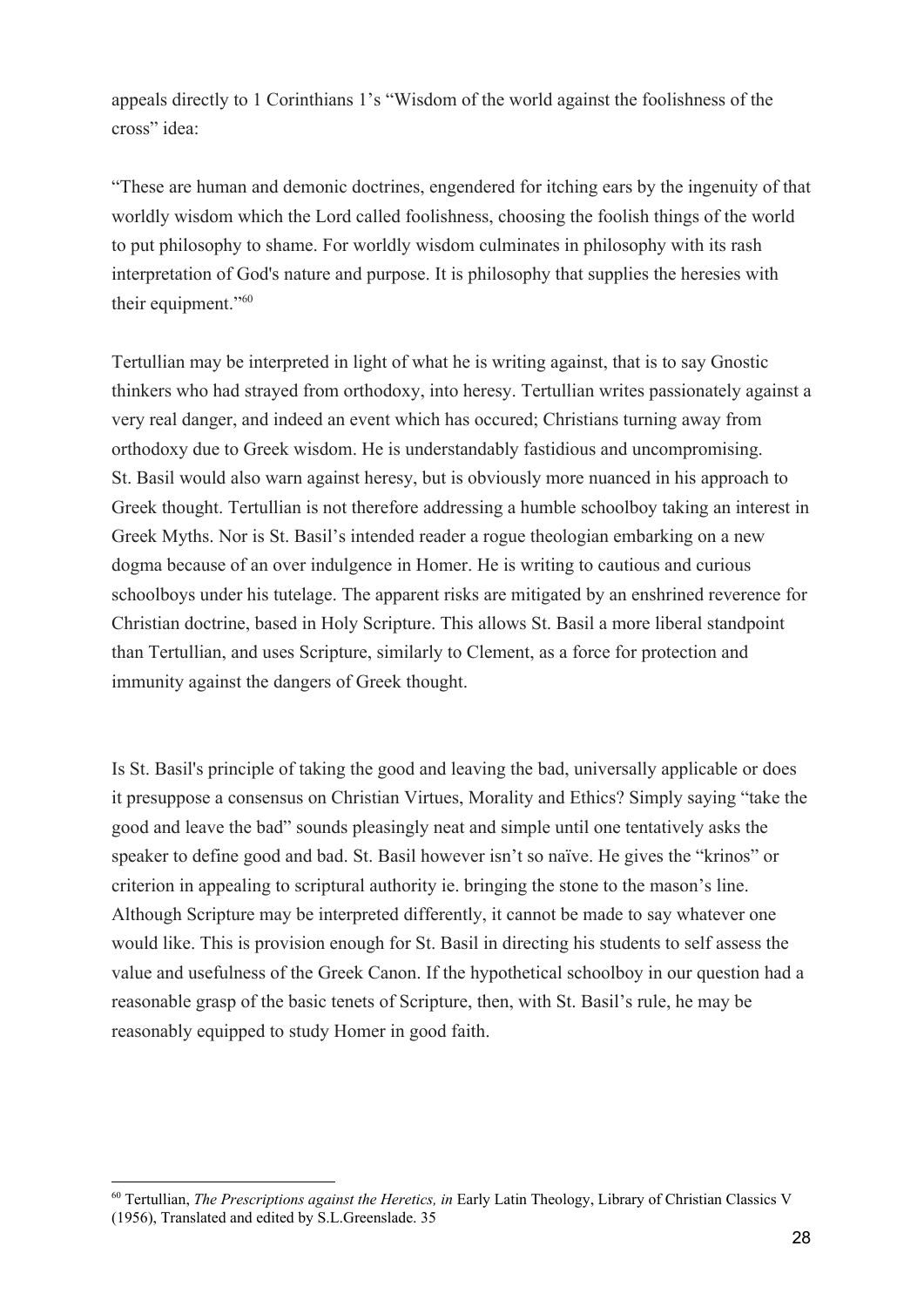appeals directly to 1 Corinthians 1's "Wisdom of the world against the foolishness of the cross" idea:

"These are human and demonic doctrines, engendered for itching ears by the ingenuity of that worldly wisdom which the Lord called foolishness, choosing the foolish things of the world to put philosophy to shame. For worldly wisdom culminates in philosophy with its rash interpretation of God's nature and purpose. It is philosophy that supplies the heresies with their equipment."[60]

Tertullian may be interpreted in light of what he is writing against, that is to say Gnostic thinkers who had strayed from orthodoxy, into heresy. Tertullian writes passionately against a very real danger, and indeed an event which has occured; Christians turning away from orthodoxy due to Greek wisdom. He is understandably fastidious and uncompromising. St. Basil would also warn against heresy, but is obviously more nuanced in his approach to Greek thought. Tertullian is not therefore addressing a humble schoolboy taking an interest in Greek Myths. Nor is St. Basil's intended reader a rogue theologian embarking on a new dogma because of an over indulgence in Homer. He is writing to cautious and curious schoolboys under his tutelage. The apparent risks are mitigated by an enshrined reverence for Christian doctrine, based in Holy Scripture. This allows St. Basil a more liberal standpoint than Tertullian, and uses Scripture, similarly to Clement, as a force for protection and immunity against the dangers of Greek thought.

Is St. Basil's principle of taking the good and leaving the bad, universally applicable or does it presuppose a consensus on Christian Virtues, Morality and Ethics? Simply saying "take the good and leave the bad" sounds pleasingly neat and simple until one tentatively asks the speaker to define good and bad. St. Basil however isn't so naïve. He gives the "krinos" or criterion in appealing to scriptural authority ie. bringing the stone to the mason's line. Although Scripture may be interpreted differently, it cannot be made to say whatever one would like. This is provision enough for St. Basil in directing his students to self assess the value and usefulness of the Greek Canon. If the hypothetical schoolboy in our question had a reasonable grasp of the basic tenets of Scripture, then, with St. Basil's rule, he may be reasonably equipped to study Homer in good faith.

[60] Tertullian, *The Prescriptions against the Heretics, in* Early Latin Theology, Library of Christian Classics V (1956), Translated and edited by S.L.Greenslade. 35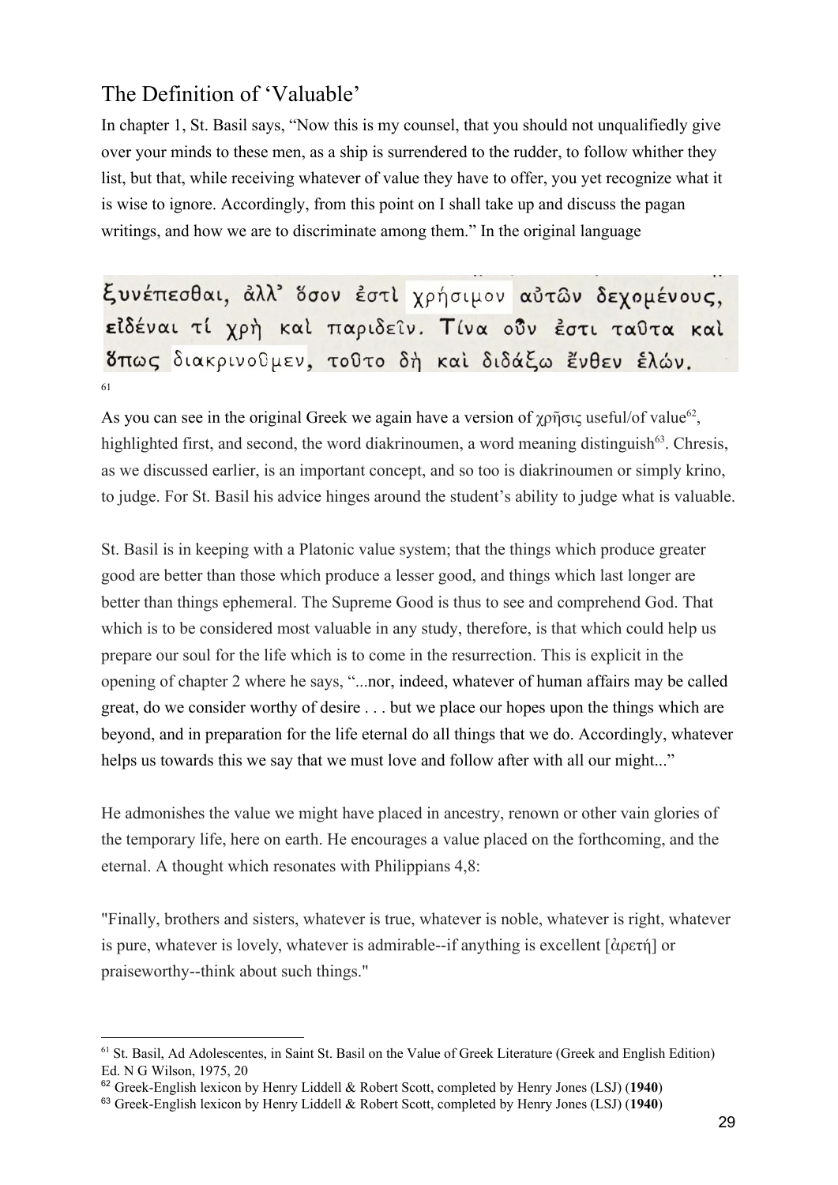## The Definition of 'Valuable'

In chapter 1, St. Basil says, "Now this is my counsel, that you should not unqualifiedly give over your minds to these men, as a ship is surrendered to the rudder, to follow whither they list, but that, while receiving whatever of value they have to offer, you yet recognize what it is wise to ignore. Accordingly, from this point on I shall take up and discuss the pagan writings, and how we are to discriminate among them." In the original language

ξυνέπεσθαι, ἀλλ᾽ ὅσον ἐστὶ χρήσιμον αὐτῶν δεχομένους, εἰδέναι τί χρὴ καὶ παριδεῖν. Τίνα οὖν ἐστι ταῦτα καὶ ὅπως διακρινοῦμεν, τοῦτο δὴ καὶ διδάξω ἔνθεν ἑλών.

[61]

As you can see in the original Greek we again have a version of χρῆσις useful/of value[62], highlighted first, and second, the word diakrinoumen, a word meaning distinguish[63]. Chresis, as we discussed earlier, is an important concept, and so too is diakrinoumen or simply krino, to judge. For St. Basil his advice hinges around the student's ability to judge what is valuable.

St. Basil is in keeping with a Platonic value system; that the things which produce greater good are better than those which produce a lesser good, and things which last longer are better than things ephemeral. The Supreme Good is thus to see and comprehend God. That which is to be considered most valuable in any study, therefore, is that which could help us prepare our soul for the life which is to come in the resurrection. This is explicit in the opening of chapter 2 where he says, "...nor, indeed, whatever of human affairs may be called great, do we consider worthy of desire . . . but we place our hopes upon the things which are beyond, and in preparation for the life eternal do all things that we do. Accordingly, whatever helps us towards this we say that we must love and follow after with all our might..."

He admonishes the value we might have placed in ancestry, renown or other vain glories of the temporary life, here on earth. He encourages a value placed on the forthcoming, and the eternal. A thought which resonates with Philippians 4,8:

"Finally, brothers and sisters, whatever is true, whatever is noble, whatever is right, whatever is pure, whatever is lovely, whatever is admirable--if anything is excellent [ἀρετή] or praiseworthy--think about such things."

---

[61] St. Basil, Ad Adolescentes, in Saint St. Basil on the Value of Greek Literature (Greek and English Edition) Ed. N G Wilson, 1975, 20

[62] Greek-English lexicon by Henry Liddell & Robert Scott, completed by Henry Jones (LSJ) (**1940**)

[63] Greek-English lexicon by Henry Liddell & Robert Scott, completed by Henry Jones (LSJ) (**1940**)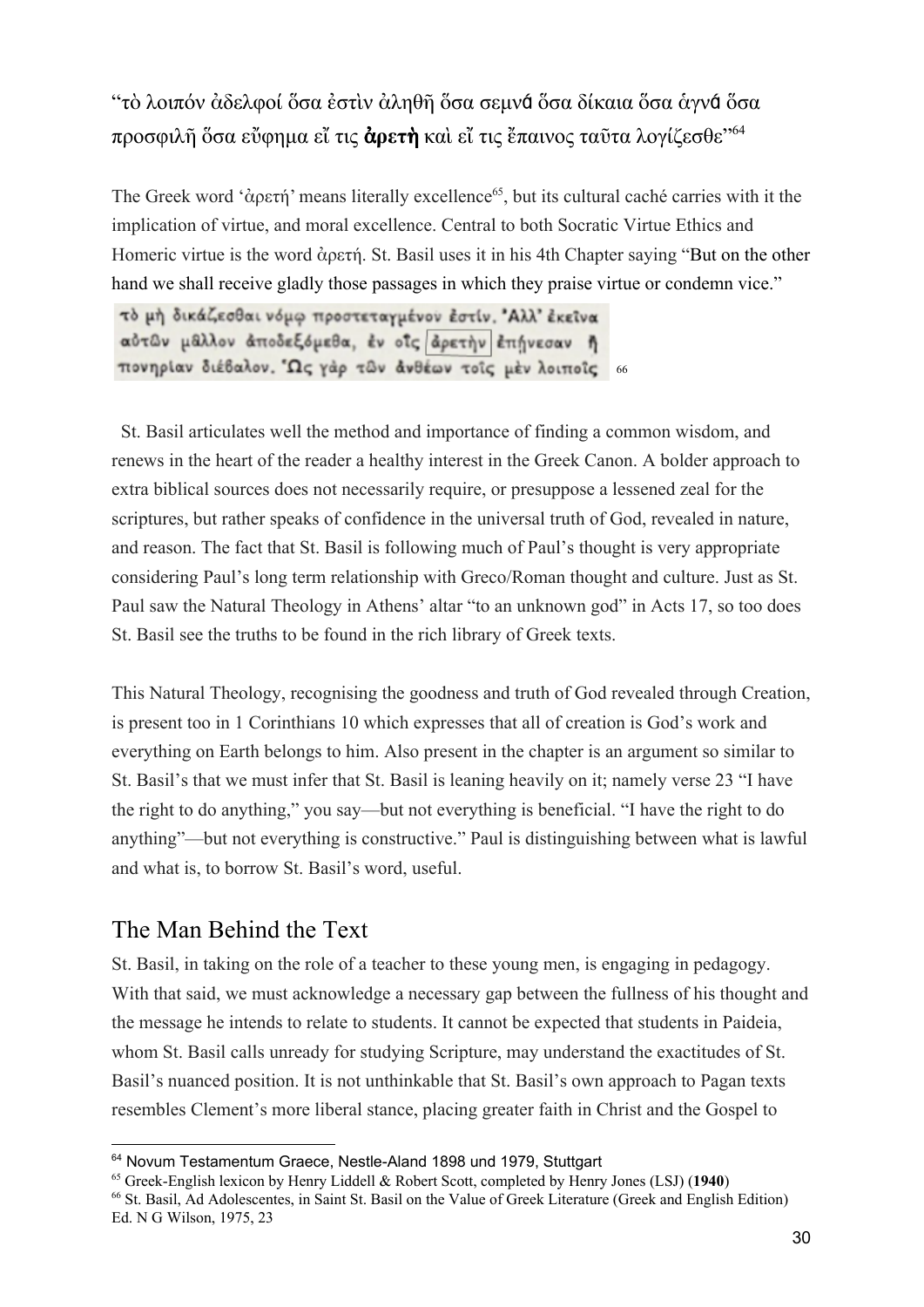"τὸ λοιπόν ἀδελφοί ὅσα ἐστὶν ἀληθῆ ὅσα σεμνά ὅσα δίκαια ὅσα ἁγνά ὅσα προσφιλῆ ὅσα εὔφημα εἴ τις **ἀρετὴ** καὶ εἴ τις ἔπαινος ταῦτα λογίζεσθε"[64]

The Greek word 'ἀρετή' means literally excellence[65], but its cultural caché carries with it the implication of virtue, and moral excellence. Central to both Socratic Virtue Ethics and Homeric virtue is the word ἀρετή. St. Basil uses it in his 4th Chapter saying "But on the other hand we shall receive gladly those passages in which they praise virtue or condemn vice."

τὸ μὴ δικάζεσθαι νόμῳ προστεταγμένον ἐστίν. Ἀλλ' ἐκεῖνα αὐτῶν μᾶλλον ἀποδεξόμεθα, ἐν οἷς ἀρετὴν ἐπῄνεσαν ἢ πονηρίαν διέβαλον. Ὡς γὰρ τῶν ἀνθέων τοῖς μὲν λοιποῖς [66]

St. Basil articulates well the method and importance of finding a common wisdom, and renews in the heart of the reader a healthy interest in the Greek Canon. A bolder approach to extra biblical sources does not necessarily require, or presuppose a lessened zeal for the scriptures, but rather speaks of confidence in the universal truth of God, revealed in nature, and reason. The fact that St. Basil is following much of Paul's thought is very appropriate considering Paul's long term relationship with Greco/Roman thought and culture. Just as St. Paul saw the Natural Theology in Athens' altar "to an unknown god" in Acts 17, so too does St. Basil see the truths to be found in the rich library of Greek texts.

This Natural Theology, recognising the goodness and truth of God revealed through Creation, is present too in 1 Corinthians 10 which expresses that all of creation is God's work and everything on Earth belongs to him. Also present in the chapter is an argument so similar to St. Basil's that we must infer that St. Basil is leaning heavily on it; namely verse 23 "I have the right to do anything," you say—but not everything is beneficial. "I have the right to do anything"—but not everything is constructive." Paul is distinguishing between what is lawful and what is, to borrow St. Basil's word, useful.

## The Man Behind the Text

St. Basil, in taking on the role of a teacher to these young men, is engaging in pedagogy. With that said, we must acknowledge a necessary gap between the fullness of his thought and the message he intends to relate to students. It cannot be expected that students in Paideia, whom St. Basil calls unready for studying Scripture, may understand the exactitudes of St. Basil's nuanced position. It is not unthinkable that St. Basil's own approach to Pagan texts resembles Clement's more liberal stance, placing greater faith in Christ and the Gospel to

---

[64] Novum Testamentum Graece, Nestle-Aland 1898 und 1979, Stuttgart

[65] Greek-English lexicon by Henry Liddell & Robert Scott, completed by Henry Jones (LSJ) (**1940**)

[66] St. Basil, Ad Adolescentes, in Saint St. Basil on the Value of Greek Literature (Greek and English Edition) Ed. N G Wilson, 1975, 23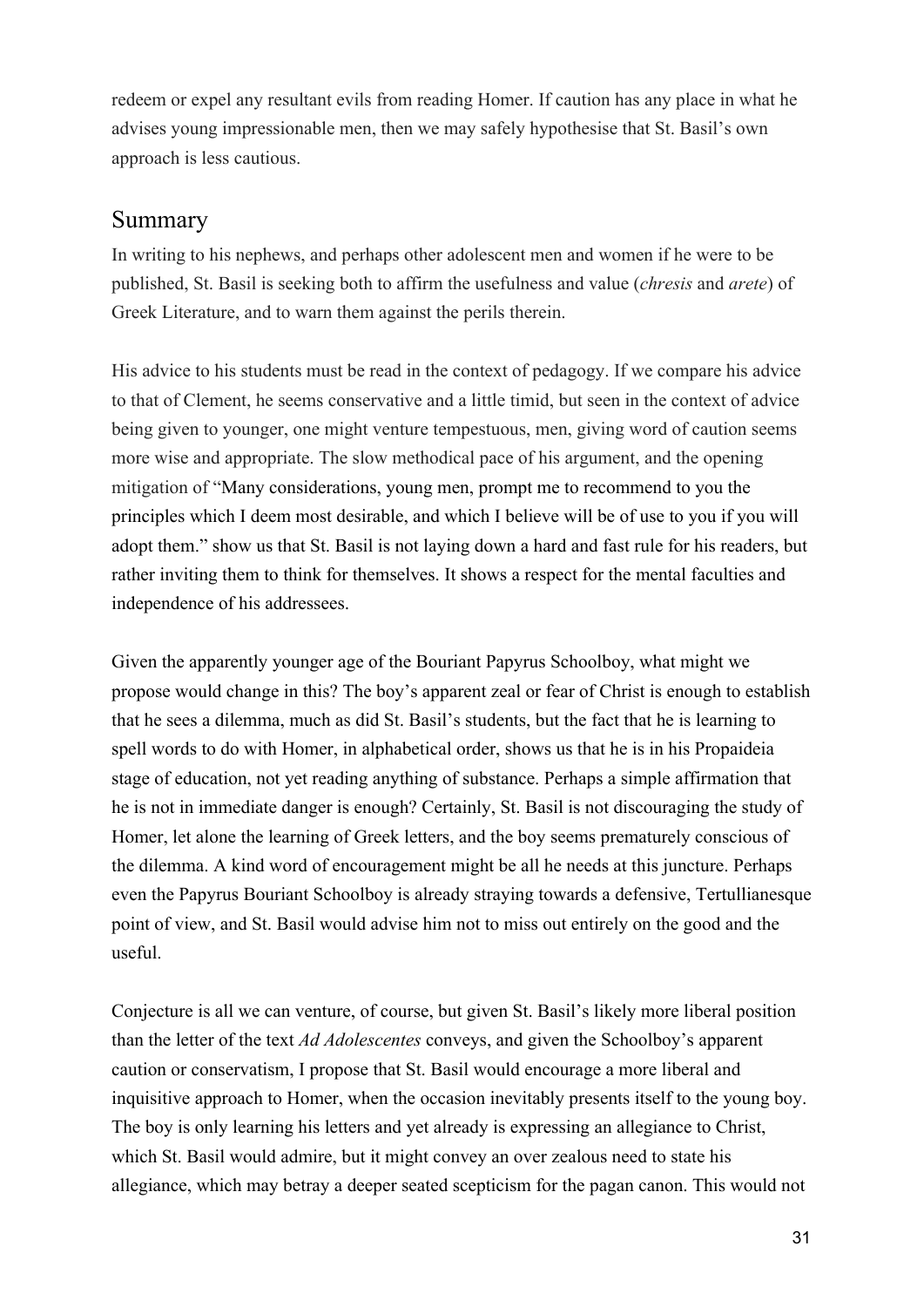redeem or expel any resultant evils from reading Homer. If caution has any place in what he advises young impressionable men, then we may safely hypothesise that St. Basil's own approach is less cautious.

## Summary

In writing to his nephews, and perhaps other adolescent men and women if he were to be published, St. Basil is seeking both to affirm the usefulness and value (*chresis* and *arete*) of Greek Literature, and to warn them against the perils therein.

His advice to his students must be read in the context of pedagogy. If we compare his advice to that of Clement, he seems conservative and a little timid, but seen in the context of advice being given to younger, one might venture tempestuous, men, giving word of caution seems more wise and appropriate. The slow methodical pace of his argument, and the opening mitigation of "Many considerations, young men, prompt me to recommend to you the principles which I deem most desirable, and which I believe will be of use to you if you will adopt them." show us that St. Basil is not laying down a hard and fast rule for his readers, but rather inviting them to think for themselves. It shows a respect for the mental faculties and independence of his addressees.

Given the apparently younger age of the Bouriant Papyrus Schoolboy, what might we propose would change in this? The boy's apparent zeal or fear of Christ is enough to establish that he sees a dilemma, much as did St. Basil's students, but the fact that he is learning to spell words to do with Homer, in alphabetical order, shows us that he is in his Propaideia stage of education, not yet reading anything of substance. Perhaps a simple affirmation that he is not in immediate danger is enough? Certainly, St. Basil is not discouraging the study of Homer, let alone the learning of Greek letters, and the boy seems prematurely conscious of the dilemma. A kind word of encouragement might be all he needs at this juncture. Perhaps even the Papyrus Bouriant Schoolboy is already straying towards a defensive, Tertullianesque point of view, and St. Basil would advise him not to miss out entirely on the good and the useful.

Conjecture is all we can venture, of course, but given St. Basil's likely more liberal position than the letter of the text *Ad Adolescentes* conveys, and given the Schoolboy's apparent caution or conservatism, I propose that St. Basil would encourage a more liberal and inquisitive approach to Homer, when the occasion inevitably presents itself to the young boy. The boy is only learning his letters and yet already is expressing an allegiance to Christ, which St. Basil would admire, but it might convey an over zealous need to state his allegiance, which may betray a deeper seated scepticism for the pagan canon. This would not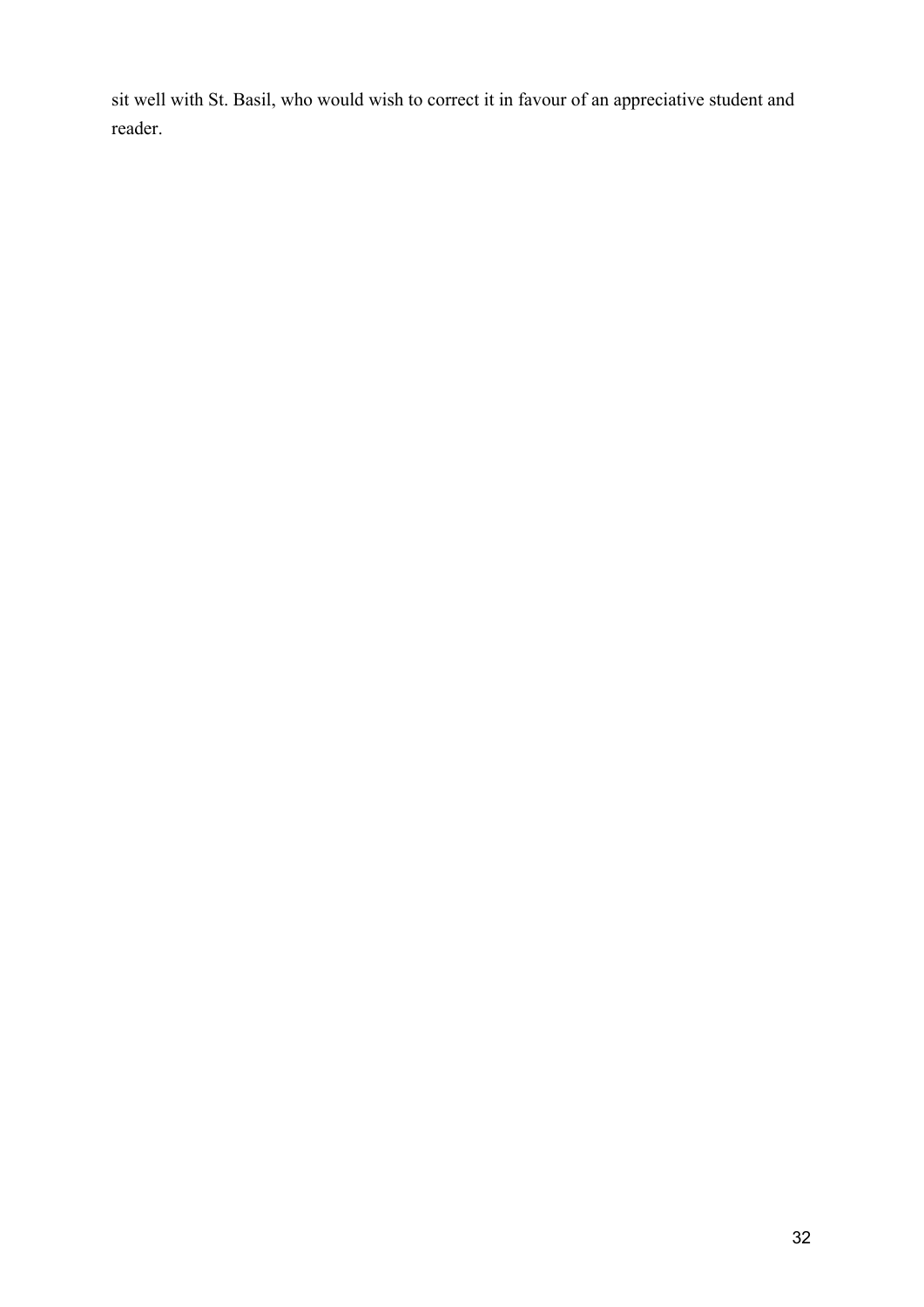sit well with St. Basil, who would wish to correct it in favour of an appreciative student and reader.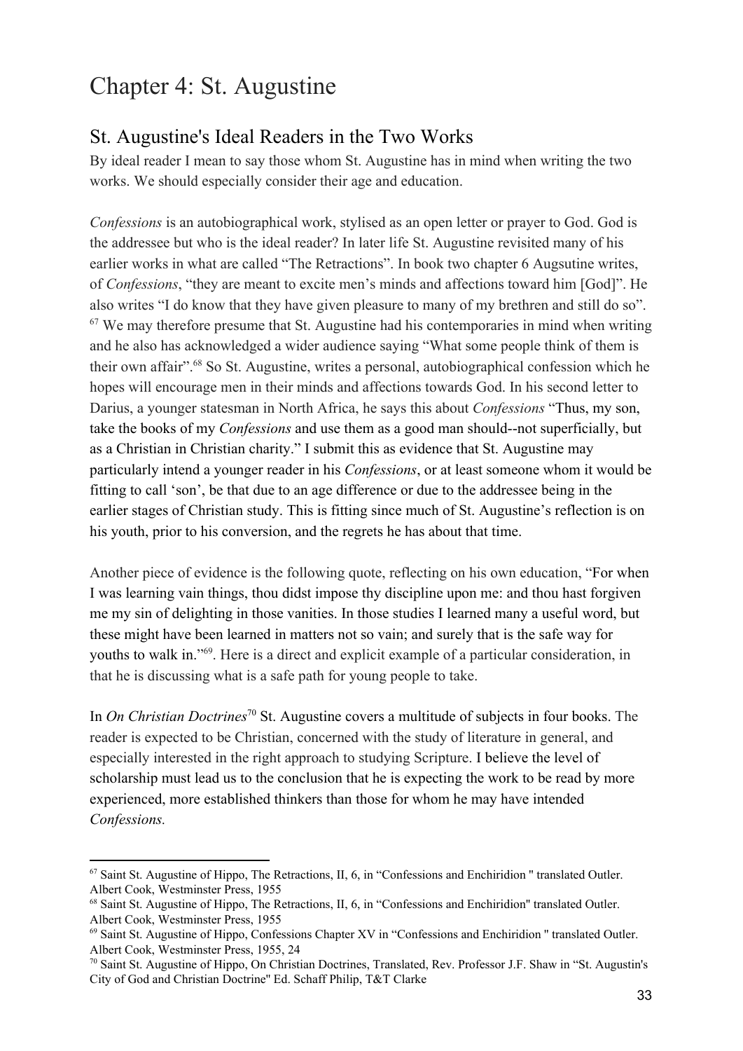# Chapter 4: St. Augustine

## St. Augustine's Ideal Readers in the Two Works

By ideal reader I mean to say those whom St. Augustine has in mind when writing the two works. We should especially consider their age and education.

*Confessions* is an autobiographical work, stylised as an open letter or prayer to God. God is the addressee but who is the ideal reader? In later life St. Augustine revisited many of his earlier works in what are called "The Retractions". In book two chapter 6 Augsutine writes, of *Confessions*, "they are meant to excite men's minds and affections toward him [God]". He also writes "I do know that they have given pleasure to many of my brethren and still do so".[67] We may therefore presume that St. Augustine had his contemporaries in mind when writing and he also has acknowledged a wider audience saying "What some people think of them is their own affair".[68] So St. Augustine, writes a personal, autobiographical confession which he hopes will encourage men in their minds and affections towards God. In his second letter to Darius, a younger statesman in North Africa, he says this about *Confessions* "Thus, my son, take the books of my *Confessions* and use them as a good man should--not superficially, but as a Christian in Christian charity." I submit this as evidence that St. Augustine may particularly intend a younger reader in his *Confessions*, or at least someone whom it would be fitting to call 'son', be that due to an age difference or due to the addressee being in the earlier stages of Christian study. This is fitting since much of St. Augustine's reflection is on his youth, prior to his conversion, and the regrets he has about that time.

Another piece of evidence is the following quote, reflecting on his own education, "For when I was learning vain things, thou didst impose thy discipline upon me: and thou hast forgiven me my sin of delighting in those vanities. In those studies I learned many a useful word, but these might have been learned in matters not so vain; and surely that is the safe way for youths to walk in."[69]. Here is a direct and explicit example of a particular consideration, in that he is discussing what is a safe path for young people to take.

In *On Christian Doctrines*[70] St. Augustine covers a multitude of subjects in four books. The reader is expected to be Christian, concerned with the study of literature in general, and especially interested in the right approach to studying Scripture. I believe the level of scholarship must lead us to the conclusion that he is expecting the work to be read by more experienced, more established thinkers than those for whom he may have intended *Confessions*.

---

[67] Saint St. Augustine of Hippo, The Retractions, II, 6, in "Confessions and Enchiridion " translated Outler. Albert Cook, Westminster Press, 1955

[68] Saint St. Augustine of Hippo, The Retractions, II, 6, in "Confessions and Enchiridion" translated Outler. Albert Cook, Westminster Press, 1955

[69] Saint St. Augustine of Hippo, Confessions Chapter XV in "Confessions and Enchiridion " translated Outler. Albert Cook, Westminster Press, 1955, 24

[70] Saint St. Augustine of Hippo, On Christian Doctrines, Translated, Rev. Professor J.F. Shaw in "St. Augustin's City of God and Christian Doctrine" Ed. Schaff Philip, T&T Clarke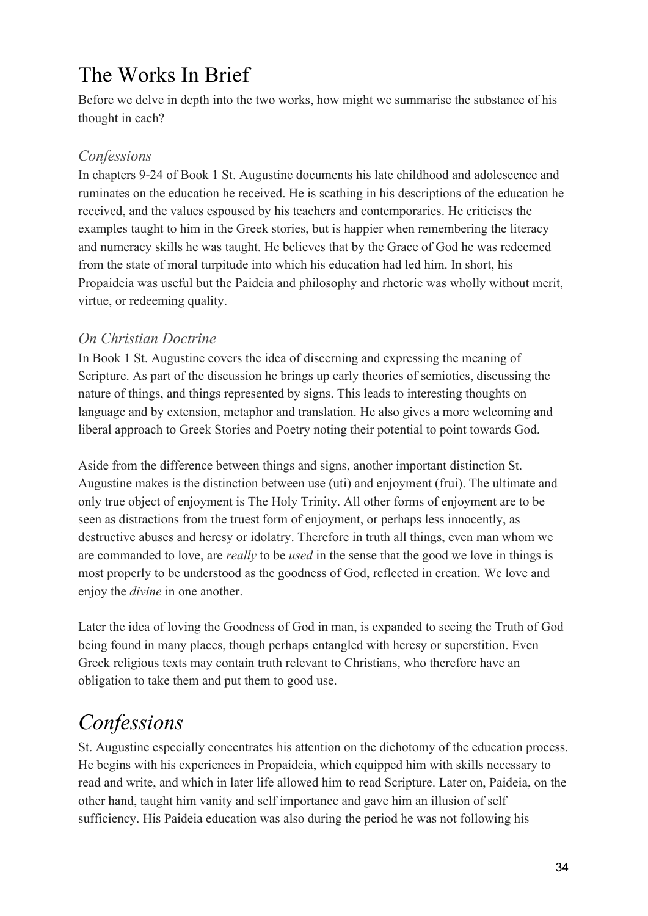## The Works In Brief

Before we delve in depth into the two works, how might we summarise the substance of his thought in each?

### *Confessions*

In chapters 9-24 of Book 1 St. Augustine documents his late childhood and adolescence and ruminates on the education he received. He is scathing in his descriptions of the education he received, and the values espoused by his teachers and contemporaries. He criticises the examples taught to him in the Greek stories, but is happier when remembering the literacy and numeracy skills he was taught. He believes that by the Grace of God he was redeemed from the state of moral turpitude into which his education had led him. In short, his Propaideia was useful but the Paideia and philosophy and rhetoric was wholly without merit, virtue, or redeeming quality.

### *On Christian Doctrine*

In Book 1 St. Augustine covers the idea of discerning and expressing the meaning of Scripture. As part of the discussion he brings up early theories of semiotics, discussing the nature of things, and things represented by signs. This leads to interesting thoughts on language and by extension, metaphor and translation. He also gives a more welcoming and liberal approach to Greek Stories and Poetry noting their potential to point towards God.

Aside from the difference between things and signs, another important distinction St. Augustine makes is the distinction between use (uti) and enjoyment (frui). The ultimate and only true object of enjoyment is The Holy Trinity. All other forms of enjoyment are to be seen as distractions from the truest form of enjoyment, or perhaps less innocently, as destructive abuses and heresy or idolatry. Therefore in truth all things, even man whom we are commanded to love, are *really* to be *used* in the sense that the good we love in things is most properly to be understood as the goodness of God, reflected in creation. We love and enjoy the *divine* in one another.

Later the idea of loving the Goodness of God in man, is expanded to seeing the Truth of God being found in many places, though perhaps entangled with heresy or superstition. Even Greek religious texts may contain truth relevant to Christians, who therefore have an obligation to take them and put them to good use.

# *Confessions*

St. Augustine especially concentrates his attention on the dichotomy of the education process. He begins with his experiences in Propaideia, which equipped him with skills necessary to read and write, and which in later life allowed him to read Scripture. Later on, Paideia, on the other hand, taught him vanity and self importance and gave him an illusion of self sufficiency. His Paideia education was also during the period he was not following his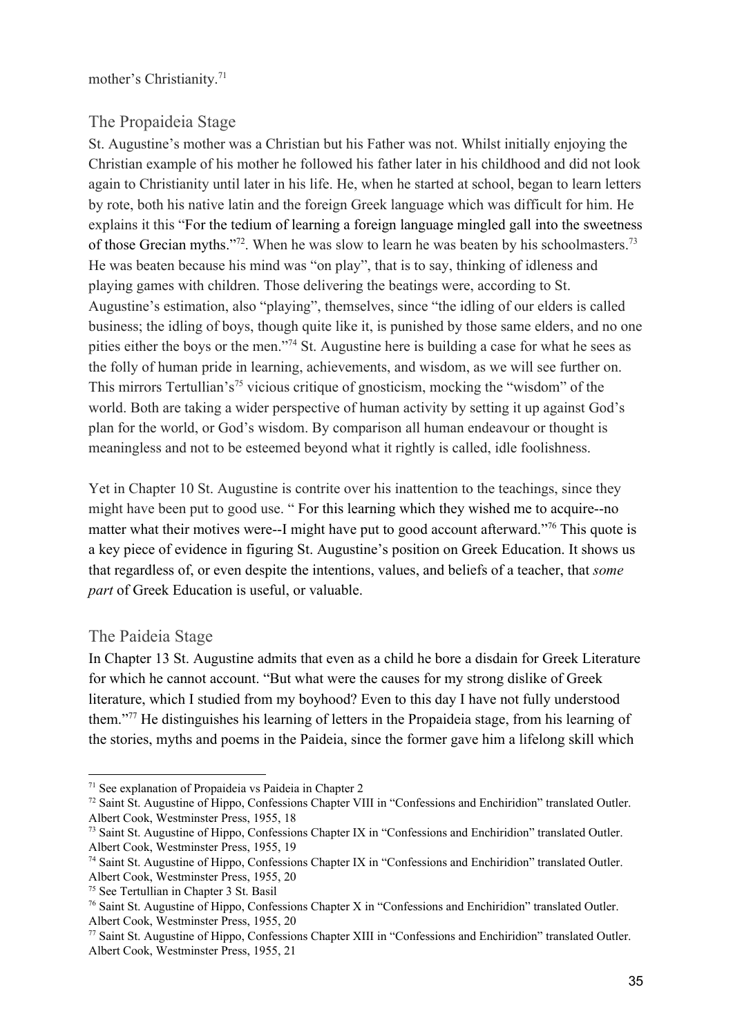mother's Christianity.[71]

## The Propaideia Stage

St. Augustine's mother was a Christian but his Father was not. Whilst initially enjoying the Christian example of his mother he followed his father later in his childhood and did not look again to Christianity until later in his life. He, when he started at school, began to learn letters by rote, both his native latin and the foreign Greek language which was difficult for him. He explains it this "For the tedium of learning a foreign language mingled gall into the sweetness of those Grecian myths."[72]. When he was slow to learn he was beaten by his schoolmasters.[73] He was beaten because his mind was "on play", that is to say, thinking of idleness and playing games with children. Those delivering the beatings were, according to St. Augustine's estimation, also "playing", themselves, since "the idling of our elders is called business; the idling of boys, though quite like it, is punished by those same elders, and no one pities either the boys or the men."[74] St. Augustine here is building a case for what he sees as the folly of human pride in learning, achievements, and wisdom, as we will see further on. This mirrors Tertullian's[75] vicious critique of gnosticism, mocking the "wisdom" of the world. Both are taking a wider perspective of human activity by setting it up against God's plan for the world, or God's wisdom. By comparison all human endeavour or thought is meaningless and not to be esteemed beyond what it rightly is called, idle foolishness.

Yet in Chapter 10 St. Augustine is contrite over his inattention to the teachings, since they might have been put to good use. " For this learning which they wished me to acquire--no matter what their motives were--I might have put to good account afterward."[76] This quote is a key piece of evidence in figuring St. Augustine's position on Greek Education. It shows us that regardless of, or even despite the intentions, values, and beliefs of a teacher, that *some part* of Greek Education is useful, or valuable.

## The Paideia Stage

In Chapter 13 St. Augustine admits that even as a child he bore a disdain for Greek Literature for which he cannot account. "But what were the causes for my strong dislike of Greek literature, which I studied from my boyhood? Even to this day I have not fully understood them."[77] He distinguishes his learning of letters in the Propaideia stage, from his learning of the stories, myths and poems in the Paideia, since the former gave him a lifelong skill which

---

[71] See explanation of Propaideia vs Paideia in Chapter 2

[72] Saint St. Augustine of Hippo, Confessions Chapter VIII in "Confessions and Enchiridion" translated Outler. Albert Cook, Westminster Press, 1955, 18

[73] Saint St. Augustine of Hippo, Confessions Chapter IX in "Confessions and Enchiridion" translated Outler. Albert Cook, Westminster Press, 1955, 19

[74] Saint St. Augustine of Hippo, Confessions Chapter IX in "Confessions and Enchiridion" translated Outler. Albert Cook, Westminster Press, 1955, 20

[75] See Tertullian in Chapter 3 St. Basil

[76] Saint St. Augustine of Hippo, Confessions Chapter X in "Confessions and Enchiridion" translated Outler. Albert Cook, Westminster Press, 1955, 20

[77] Saint St. Augustine of Hippo, Confessions Chapter XIII in "Confessions and Enchiridion" translated Outler. Albert Cook, Westminster Press, 1955, 21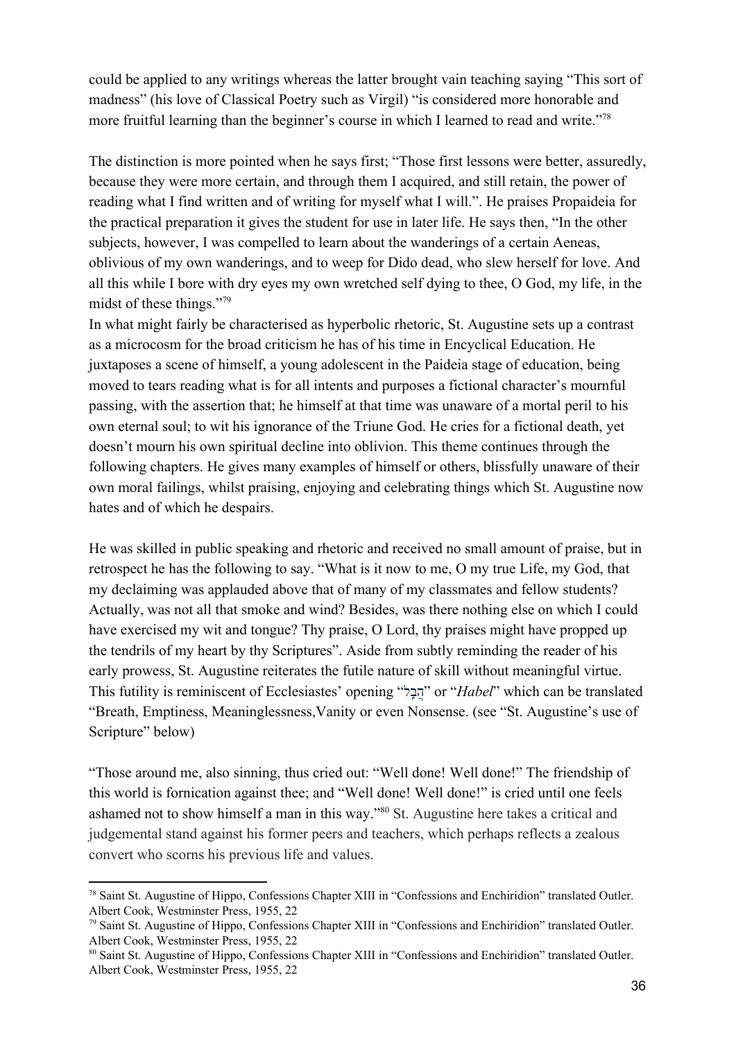could be applied to any writings whereas the latter brought vain teaching saying "This sort of madness" (his love of Classical Poetry such as Virgil) "is considered more honorable and more fruitful learning than the beginner's course in which I learned to read and write."[78]

The distinction is more pointed when he says first; "Those first lessons were better, assuredly, because they were more certain, and through them I acquired, and still retain, the power of reading what I find written and of writing for myself what I will.". He praises Propaideia for the practical preparation it gives the student for use in later life. He says then, "In the other subjects, however, I was compelled to learn about the wanderings of a certain Aeneas, oblivious of my own wanderings, and to weep for Dido dead, who slew herself for love. And all this while I bore with dry eyes my own wretched self dying to thee, O God, my life, in the midst of these things."[79]

In what might fairly be characterised as hyperbolic rhetoric, St. Augustine sets up a contrast as a microcosm for the broad criticism he has of his time in Encyclical Education. He juxtaposes a scene of himself, a young adolescent in the Paideia stage of education, being moved to tears reading what is for all intents and purposes a fictional character's mournful passing, with the assertion that; he himself at that time was unaware of a mortal peril to his own eternal soul; to wit his ignorance of the Triune God. He cries for a fictional death, yet doesn't mourn his own spiritual decline into oblivion. This theme continues through the following chapters. He gives many examples of himself or others, blissfully unaware of their own moral failings, whilst praising, enjoying and celebrating things which St. Augustine now hates and of which he despairs.

He was skilled in public speaking and rhetoric and received no small amount of praise, but in retrospect he has the following to say. "What is it now to me, O my true Life, my God, that my declaiming was applauded above that of many of my classmates and fellow students? Actually, was not all that smoke and wind? Besides, was there nothing else on which I could have exercised my wit and tongue? Thy praise, O Lord, thy praises might have propped up the tendrils of my heart by thy Scriptures". Aside from subtly reminding the reader of his early prowess, St. Augustine reiterates the futile nature of skill without meaningful virtue. This futility is reminiscent of Ecclesiastes' opening "הֲבֵל" or "*Habel*" which can be translated "Breath, Emptiness, Meaninglessness,Vanity or even Nonsense. (see "St. Augustine's use of Scripture" below)

"Those around me, also sinning, thus cried out: "Well done! Well done!" The friendship of this world is fornication against thee; and "Well done! Well done!" is cried until one feels ashamed not to show himself a man in this way."[80] St. Augustine here takes a critical and judgemental stand against his former peers and teachers, which perhaps reflects a zealous convert who scorns his previous life and values.

---

[78] Saint St. Augustine of Hippo, Confessions Chapter XIII in "Confessions and Enchiridion" translated Outler. Albert Cook, Westminster Press, 1955, 22

[79] Saint St. Augustine of Hippo, Confessions Chapter XIII in "Confessions and Enchiridion" translated Outler. Albert Cook, Westminster Press, 1955, 22

[80] Saint St. Augustine of Hippo, Confessions Chapter XIII in "Confessions and Enchiridion" translated Outler. Albert Cook, Westminster Press, 1955, 22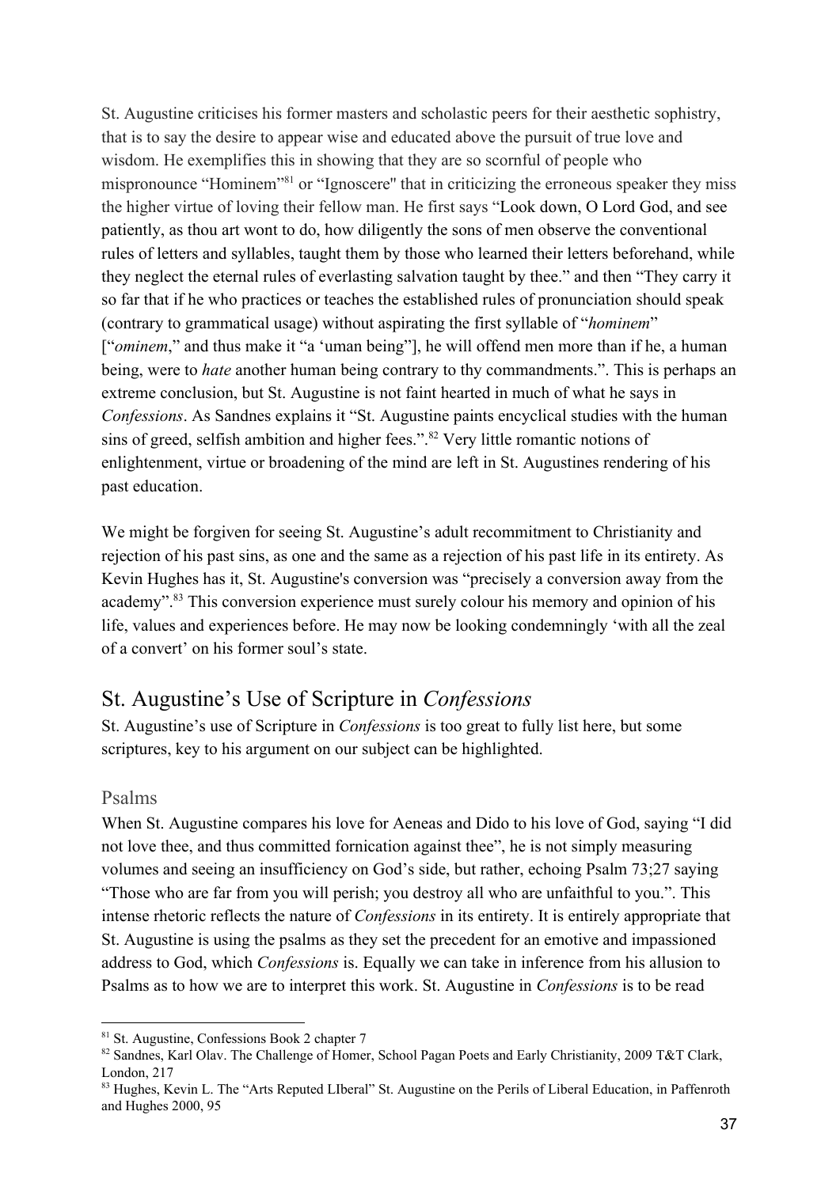St. Augustine criticises his former masters and scholastic peers for their aesthetic sophistry, that is to say the desire to appear wise and educated above the pursuit of true love and wisdom. He exemplifies this in showing that they are so scornful of people who mispronounce "Hominem"[81] or "Ignoscere" that in criticizing the erroneous speaker they miss the higher virtue of loving their fellow man. He first says "Look down, O Lord God, and see patiently, as thou art wont to do, how diligently the sons of men observe the conventional rules of letters and syllables, taught them by those who learned their letters beforehand, while they neglect the eternal rules of everlasting salvation taught by thee." and then "They carry it so far that if he who practices or teaches the established rules of pronunciation should speak (contrary to grammatical usage) without aspirating the first syllable of "*hominem*" ["*ominem*," and thus make it "a 'uman being"], he will offend men more than if he, a human being, were to *hate* another human being contrary to thy commandments.". This is perhaps an extreme conclusion, but St. Augustine is not faint hearted in much of what he says in *Confessions*. As Sandnes explains it "St. Augustine paints encyclical studies with the human sins of greed, selfish ambition and higher fees.".[82] Very little romantic notions of enlightenment, virtue or broadening of the mind are left in St. Augustines rendering of his past education.

We might be forgiven for seeing St. Augustine's adult recommitment to Christianity and rejection of his past sins, as one and the same as a rejection of his past life in its entirety. As Kevin Hughes has it, St. Augustine's conversion was "precisely a conversion away from the academy".[83] This conversion experience must surely colour his memory and opinion of his life, values and experiences before. He may now be looking condemningly 'with all the zeal of a convert' on his former soul's state.

## St. Augustine's Use of Scripture in *Confessions*

St. Augustine's use of Scripture in *Confessions* is too great to fully list here, but some scriptures, key to his argument on our subject can be highlighted.

### Psalms

When St. Augustine compares his love for Aeneas and Dido to his love of God, saying "I did not love thee, and thus committed fornication against thee", he is not simply measuring volumes and seeing an insufficiency on God's side, but rather, echoing Psalm 73;27 saying "Those who are far from you will perish; you destroy all who are unfaithful to you.". This intense rhetoric reflects the nature of *Confessions* in its entirety. It is entirely appropriate that St. Augustine is using the psalms as they set the precedent for an emotive and impassioned address to God, which *Confessions* is. Equally we can take in inference from his allusion to Psalms as to how we are to interpret this work. St. Augustine in *Confessions* is to be read

---

[81] St. Augustine, Confessions Book 2 chapter 7

[82] Sandnes, Karl Olav. The Challenge of Homer, School Pagan Poets and Early Christianity, 2009 T&T Clark, London, 217

[83] Hughes, Kevin L. The "Arts Reputed LIberal" St. Augustine on the Perils of Liberal Education, in Paffenroth and Hughes 2000, 95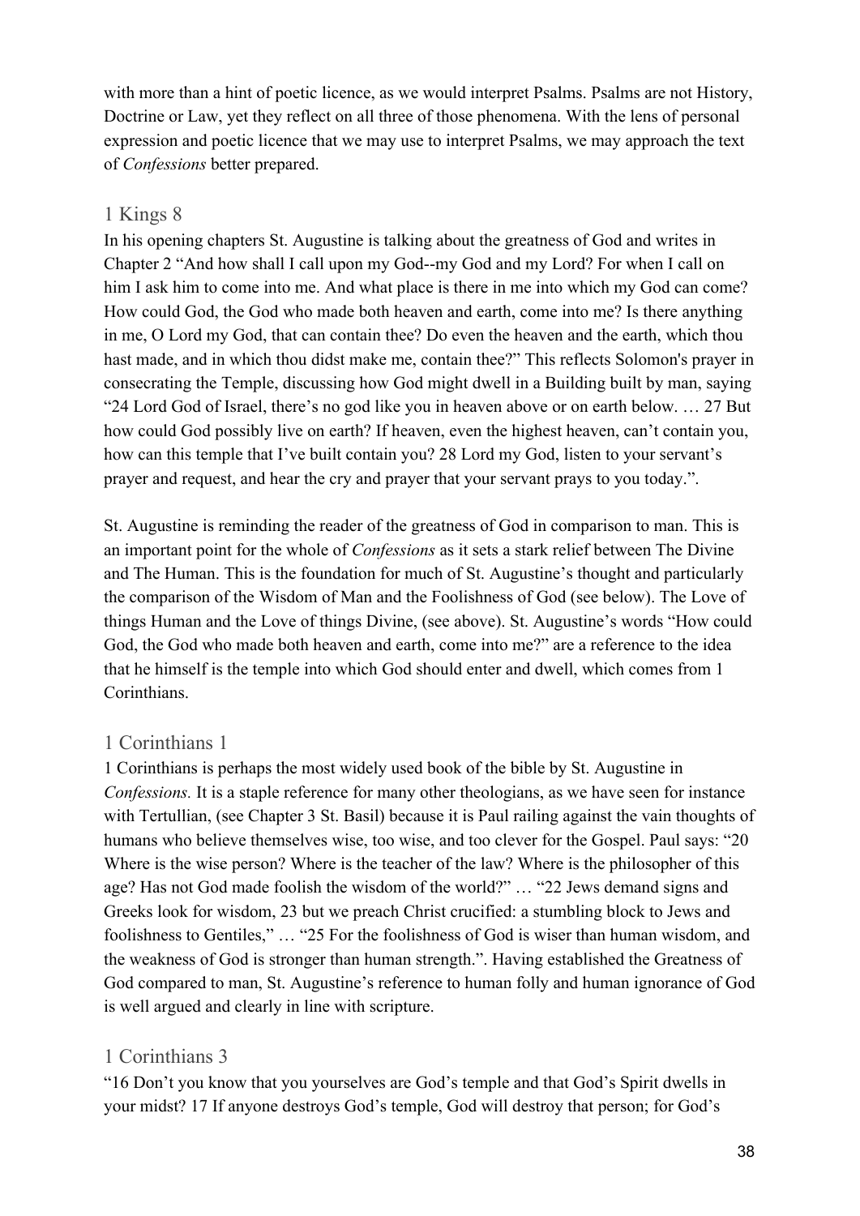with more than a hint of poetic licence, as we would interpret Psalms. Psalms are not History, Doctrine or Law, yet they reflect on all three of those phenomena. With the lens of personal expression and poetic licence that we may use to interpret Psalms, we may approach the text of *Confessions* better prepared.

## 1 Kings 8

In his opening chapters St. Augustine is talking about the greatness of God and writes in Chapter 2 "And how shall I call upon my God--my God and my Lord? For when I call on him I ask him to come into me. And what place is there in me into which my God can come? How could God, the God who made both heaven and earth, come into me? Is there anything in me, O Lord my God, that can contain thee? Do even the heaven and the earth, which thou hast made, and in which thou didst make me, contain thee?" This reflects Solomon's prayer in consecrating the Temple, discussing how God might dwell in a Building built by man, saying "24 Lord God of Israel, there's no god like you in heaven above or on earth below. … 27 But how could God possibly live on earth? If heaven, even the highest heaven, can't contain you, how can this temple that I've built contain you? 28 Lord my God, listen to your servant's prayer and request, and hear the cry and prayer that your servant prays to you today.".

St. Augustine is reminding the reader of the greatness of God in comparison to man. This is an important point for the whole of *Confessions* as it sets a stark relief between The Divine and The Human. This is the foundation for much of St. Augustine's thought and particularly the comparison of the Wisdom of Man and the Foolishness of God (see below). The Love of things Human and the Love of things Divine, (see above). St. Augustine's words "How could God, the God who made both heaven and earth, come into me?" are a reference to the idea that he himself is the temple into which God should enter and dwell, which comes from 1 Corinthians.

## 1 Corinthians 1

1 Corinthians is perhaps the most widely used book of the bible by St. Augustine in *Confessions.* It is a staple reference for many other theologians, as we have seen for instance with Tertullian, (see Chapter 3 St. Basil) because it is Paul railing against the vain thoughts of humans who believe themselves wise, too wise, and too clever for the Gospel. Paul says: "20 Where is the wise person? Where is the teacher of the law? Where is the philosopher of this age? Has not God made foolish the wisdom of the world?" … "22 Jews demand signs and Greeks look for wisdom, 23 but we preach Christ crucified: a stumbling block to Jews and foolishness to Gentiles," … "25 For the foolishness of God is wiser than human wisdom, and the weakness of God is stronger than human strength.". Having established the Greatness of God compared to man, St. Augustine's reference to human folly and human ignorance of God is well argued and clearly in line with scripture.

## 1 Corinthians 3

"16 Don't you know that you yourselves are God's temple and that God's Spirit dwells in your midst? 17 If anyone destroys God's temple, God will destroy that person; for God's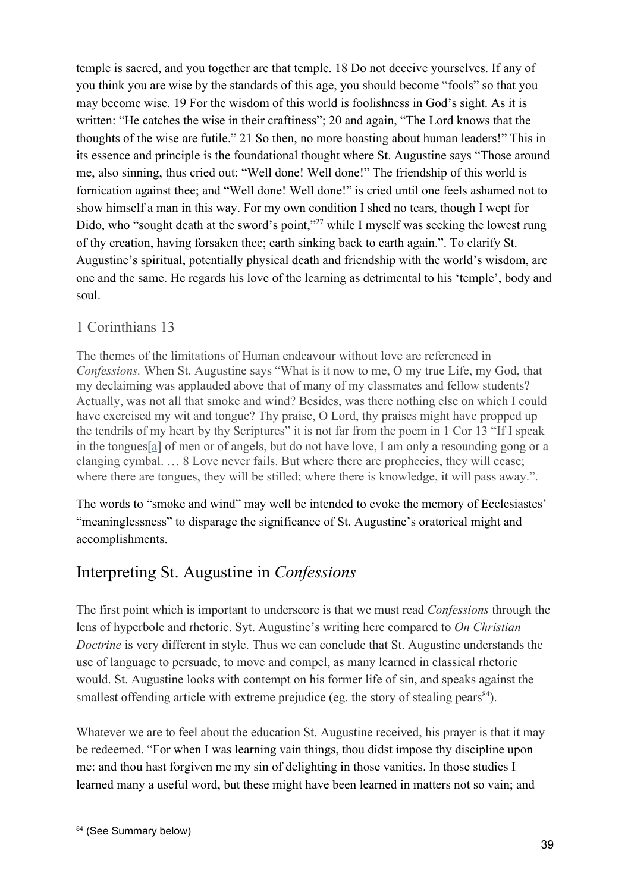temple is sacred, and you together are that temple. 18 Do not deceive yourselves. If any of you think you are wise by the standards of this age, you should become "fools" so that you may become wise. 19 For the wisdom of this world is foolishness in God's sight. As it is written: "He catches the wise in their craftiness"; 20 and again, "The Lord knows that the thoughts of the wise are futile." 21 So then, no more boasting about human leaders!" This in its essence and principle is the foundational thought where St. Augustine says "Those around me, also sinning, thus cried out: "Well done! Well done!" The friendship of this world is fornication against thee; and "Well done! Well done!" is cried until one feels ashamed not to show himself a man in this way. For my own condition I shed no tears, though I wept for Dido, who "sought death at the sword's point,"[27] while I myself was seeking the lowest rung of thy creation, having forsaken thee; earth sinking back to earth again.". To clarify St. Augustine's spiritual, potentially physical death and friendship with the world's wisdom, are one and the same. He regards his love of the learning as detrimental to his 'temple', body and soul.

### 1 Corinthians 13

The themes of the limitations of Human endeavour without love are referenced in *Confessions.* When St. Augustine says "What is it now to me, O my true Life, my God, that my declaiming was applauded above that of many of my classmates and fellow students? Actually, was not all that smoke and wind? Besides, was there nothing else on which I could have exercised my wit and tongue? Thy praise, O Lord, thy praises might have propped up the tendrils of my heart by thy Scriptures" it is not far from the poem in 1 Cor 13 "If I speak in the tongues[a] of men or of angels, but do not have love, I am only a resounding gong or a clanging cymbal. … 8 Love never fails. But where there are prophecies, they will cease; where there are tongues, they will be stilled; where there is knowledge, it will pass away.".

The words to "smoke and wind" may well be intended to evoke the memory of Ecclesiastes' "meaninglessness" to disparage the significance of St. Augustine's oratorical might and accomplishments.

## Interpreting St. Augustine in *Confessions*

The first point which is important to underscore is that we must read *Confessions* through the lens of hyperbole and rhetoric. Syt. Augustine's writing here compared to *On Christian Doctrine* is very different in style. Thus we can conclude that St. Augustine understands the use of language to persuade, to move and compel, as many learned in classical rhetoric would. St. Augustine looks with contempt on his former life of sin, and speaks against the smallest offending article with extreme prejudice (eg. the story of stealing pears[84]).

Whatever we are to feel about the education St. Augustine received, his prayer is that it may be redeemed. "For when I was learning vain things, thou didst impose thy discipline upon me: and thou hast forgiven me my sin of delighting in those vanities. In those studies I learned many a useful word, but these might have been learned in matters not so vain; and

[84] (See Summary below)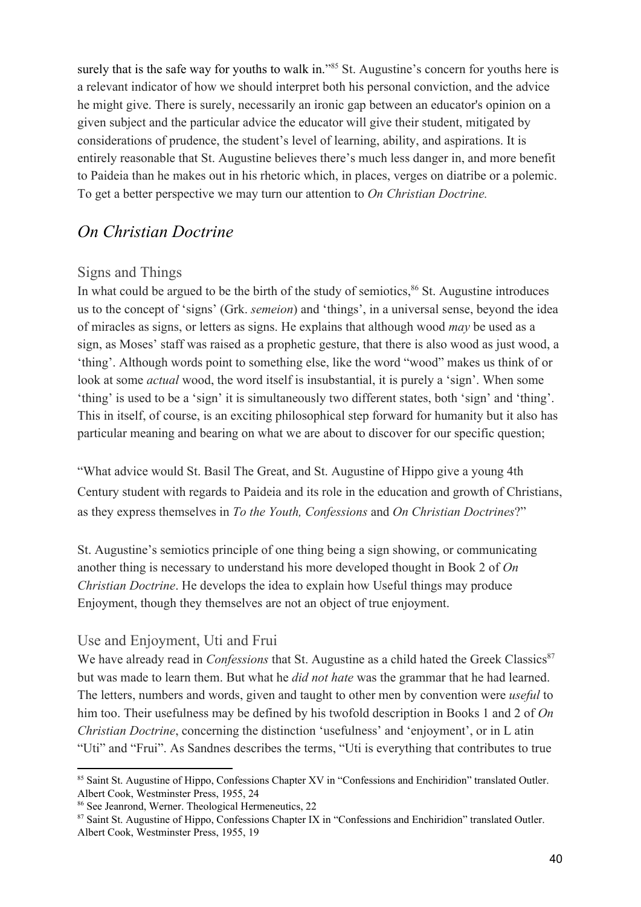surely that is the safe way for youths to walk in."[85] St. Augustine's concern for youths here is a relevant indicator of how we should interpret both his personal conviction, and the advice he might give. There is surely, necessarily an ironic gap between an educator's opinion on a given subject and the particular advice the educator will give their student, mitigated by considerations of prudence, the student's level of learning, ability, and aspirations. It is entirely reasonable that St. Augustine believes there's much less danger in, and more benefit to Paideia than he makes out in his rhetoric which, in places, verges on diatribe or a polemic. To get a better perspective we may turn our attention to *On Christian Doctrine.*

## *On Christian Doctrine*

### Signs and Things

In what could be argued to be the birth of the study of semiotics,[86] St. Augustine introduces us to the concept of 'signs' (Grk. *semeion*) and 'things', in a universal sense, beyond the idea of miracles as signs, or letters as signs. He explains that although wood *may* be used as a sign, as Moses' staff was raised as a prophetic gesture, that there is also wood as just wood, a 'thing'. Although words point to something else, like the word "wood" makes us think of or look at some *actual* wood, the word itself is insubstantial, it is purely a 'sign'. When some 'thing' is used to be a 'sign' it is simultaneously two different states, both 'sign' and 'thing'. This in itself, of course, is an exciting philosophical step forward for humanity but it also has particular meaning and bearing on what we are about to discover for our specific question;

"What advice would St. Basil The Great, and St. Augustine of Hippo give a young 4th Century student with regards to Paideia and its role in the education and growth of Christians, as they express themselves in *To the Youth, Confessions* and *On Christian Doctrines*?"

St. Augustine's semiotics principle of one thing being a sign showing, or communicating another thing is necessary to understand his more developed thought in Book 2 of *On Christian Doctrine*. He develops the idea to explain how Useful things may produce Enjoyment, though they themselves are not an object of true enjoyment.

### Use and Enjoyment, Uti and Frui

We have already read in *Confessions* that St. Augustine as a child hated the Greek Classics[87] but was made to learn them. But what he *did not hate* was the grammar that he had learned. The letters, numbers and words, given and taught to other men by convention were *useful* to him too. Their usefulness may be defined by his twofold description in Books 1 and 2 of *On Christian Doctrine*, concerning the distinction 'usefulness' and 'enjoyment', or in L atin "Uti" and "Frui". As Sandnes describes the terms, "Uti is everything that contributes to true

---

[85] Saint St. Augustine of Hippo, Confessions Chapter XV in "Confessions and Enchiridion" translated Outler. Albert Cook, Westminster Press, 1955, 24

[86] See Jeanrond, Werner. Theological Hermeneutics, 22

[87] Saint St. Augustine of Hippo, Confessions Chapter IX in "Confessions and Enchiridion" translated Outler. Albert Cook, Westminster Press, 1955, 19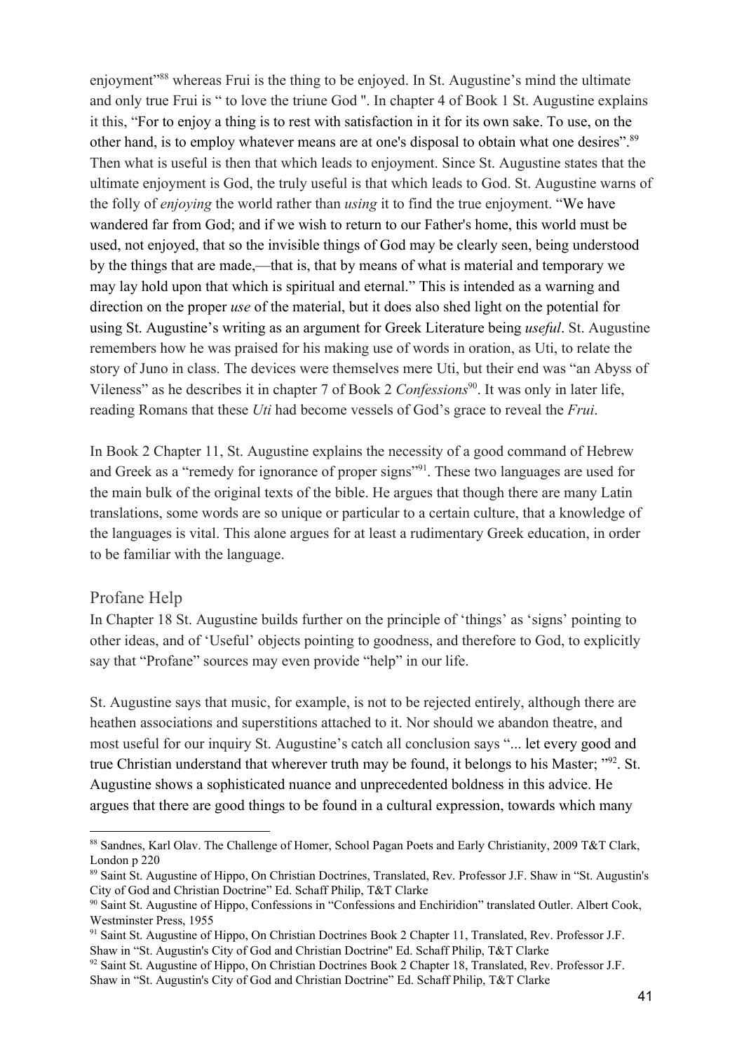enjoyment"[88] whereas Frui is the thing to be enjoyed. In St. Augustine's mind the ultimate and only true Frui is " to love the triune God ". In chapter 4 of Book 1 St. Augustine explains it this, "For to enjoy a thing is to rest with satisfaction in it for its own sake. To use, on the other hand, is to employ whatever means are at one's disposal to obtain what one desires".[89] Then what is useful is then that which leads to enjoyment. Since St. Augustine states that the ultimate enjoyment is God, the truly useful is that which leads to God. St. Augustine warns of the folly of *enjoying* the world rather than *using* it to find the true enjoyment. "We have wandered far from God; and if we wish to return to our Father's home, this world must be used, not enjoyed, that so the invisible things of God may be clearly seen, being understood by the things that are made,—that is, that by means of what is material and temporary we may lay hold upon that which is spiritual and eternal." This is intended as a warning and direction on the proper *use* of the material, but it does also shed light on the potential for using St. Augustine's writing as an argument for Greek Literature being *useful*. St. Augustine remembers how he was praised for his making use of words in oration, as Uti, to relate the story of Juno in class. The devices were themselves mere Uti, but their end was "an Abyss of Vileness" as he describes it in chapter 7 of Book 2 *Confessions*[90]. It was only in later life, reading Romans that these *Uti* had become vessels of God's grace to reveal the *Frui*.

In Book 2 Chapter 11, St. Augustine explains the necessity of a good command of Hebrew and Greek as a "remedy for ignorance of proper signs"[91]. These two languages are used for the main bulk of the original texts of the bible. He argues that though there are many Latin translations, some words are so unique or particular to a certain culture, that a knowledge of the languages is vital. This alone argues for at least a rudimentary Greek education, in order to be familiar with the language.

## Profane Help

In Chapter 18 St. Augustine builds further on the principle of 'things' as 'signs' pointing to other ideas, and of 'Useful' objects pointing to goodness, and therefore to God, to explicitly say that "Profane" sources may even provide "help" in our life.

St. Augustine says that music, for example, is not to be rejected entirely, although there are heathen associations and superstitions attached to it. Nor should we abandon theatre, and most useful for our inquiry St. Augustine's catch all conclusion says "... let every good and true Christian understand that wherever truth may be found, it belongs to his Master; "[92]. St. Augustine shows a sophisticated nuance and unprecedented boldness in this advice. He argues that there are good things to be found in a cultural expression, towards which many

---

[88] Sandnes, Karl Olav. The Challenge of Homer, School Pagan Poets and Early Christianity, 2009 T&T Clark, London p 220

[89] Saint St. Augustine of Hippo, On Christian Doctrines, Translated, Rev. Professor J.F. Shaw in "St. Augustin's City of God and Christian Doctrine" Ed. Schaff Philip, T&T Clarke

[90] Saint St. Augustine of Hippo, Confessions in "Confessions and Enchiridion" translated Outler. Albert Cook, Westminster Press, 1955

[91] Saint St. Augustine of Hippo, On Christian Doctrines Book 2 Chapter 11, Translated, Rev. Professor J.F. Shaw in "St. Augustin's City of God and Christian Doctrine" Ed. Schaff Philip, T&T Clarke

[92] Saint St. Augustine of Hippo, On Christian Doctrines Book 2 Chapter 18, Translated, Rev. Professor J.F. Shaw in "St. Augustin's City of God and Christian Doctrine" Ed. Schaff Philip, T&T Clarke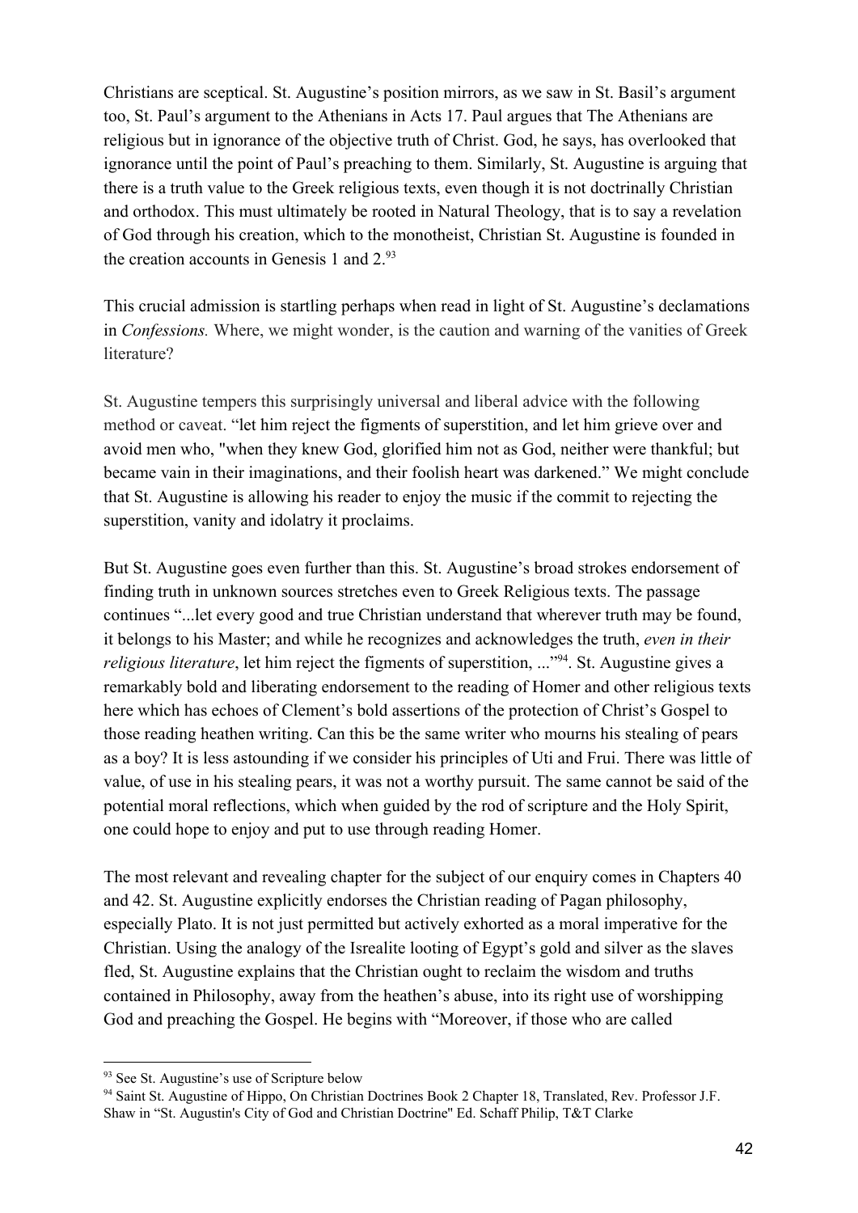Christians are sceptical. St. Augustine's position mirrors, as we saw in St. Basil's argument too, St. Paul's argument to the Athenians in Acts 17. Paul argues that The Athenians are religious but in ignorance of the objective truth of Christ. God, he says, has overlooked that ignorance until the point of Paul's preaching to them. Similarly, St. Augustine is arguing that there is a truth value to the Greek religious texts, even though it is not doctrinally Christian and orthodox. This must ultimately be rooted in Natural Theology, that is to say a revelation of God through his creation, which to the monotheist, Christian St. Augustine is founded in the creation accounts in Genesis 1 and 2.[93]

This crucial admission is startling perhaps when read in light of St. Augustine's declamations in *Confessions.* Where, we might wonder, is the caution and warning of the vanities of Greek literature?

St. Augustine tempers this surprisingly universal and liberal advice with the following method or caveat. "let him reject the figments of superstition, and let him grieve over and avoid men who, "when they knew God, glorified him not as God, neither were thankful; but became vain in their imaginations, and their foolish heart was darkened." We might conclude that St. Augustine is allowing his reader to enjoy the music if the commit to rejecting the superstition, vanity and idolatry it proclaims.

But St. Augustine goes even further than this. St. Augustine's broad strokes endorsement of finding truth in unknown sources stretches even to Greek Religious texts. The passage continues "...let every good and true Christian understand that wherever truth may be found, it belongs to his Master; and while he recognizes and acknowledges the truth, *even in their religious literature*, let him reject the figments of superstition, ..."[94]. St. Augustine gives a remarkably bold and liberating endorsement to the reading of Homer and other religious texts here which has echoes of Clement's bold assertions of the protection of Christ's Gospel to those reading heathen writing. Can this be the same writer who mourns his stealing of pears as a boy? It is less astounding if we consider his principles of Uti and Frui. There was little of value, of use in his stealing pears, it was not a worthy pursuit. The same cannot be said of the potential moral reflections, which when guided by the rod of scripture and the Holy Spirit, one could hope to enjoy and put to use through reading Homer.

The most relevant and revealing chapter for the subject of our enquiry comes in Chapters 40 and 42. St. Augustine explicitly endorses the Christian reading of Pagan philosophy, especially Plato. It is not just permitted but actively exhorted as a moral imperative for the Christian. Using the analogy of the Isrealite looting of Egypt's gold and silver as the slaves fled, St. Augustine explains that the Christian ought to reclaim the wisdom and truths contained in Philosophy, away from the heathen's abuse, into its right use of worshipping God and preaching the Gospel. He begins with "Moreover, if those who are called

---

[93] See St. Augustine's use of Scripture below

[94] Saint St. Augustine of Hippo, On Christian Doctrines Book 2 Chapter 18, Translated, Rev. Professor J.F. Shaw in "St. Augustin's City of God and Christian Doctrine" Ed. Schaff Philip, T&T Clarke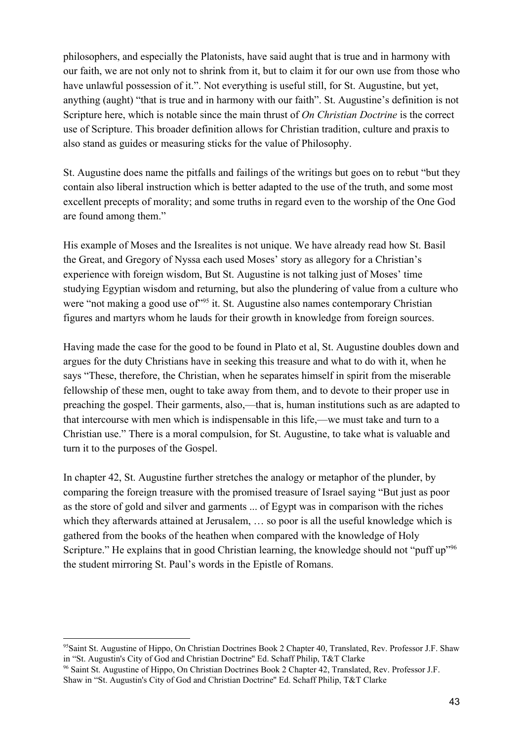philosophers, and especially the Platonists, have said aught that is true and in harmony with our faith, we are not only not to shrink from it, but to claim it for our own use from those who have unlawful possession of it.". Not everything is useful still, for St. Augustine, but yet, anything (aught) "that is true and in harmony with our faith". St. Augustine's definition is not Scripture here, which is notable since the main thrust of *On Christian Doctrine* is the correct use of Scripture. This broader definition allows for Christian tradition, culture and praxis to also stand as guides or measuring sticks for the value of Philosophy.

St. Augustine does name the pitfalls and failings of the writings but goes on to rebut "but they contain also liberal instruction which is better adapted to the use of the truth, and some most excellent precepts of morality; and some truths in regard even to the worship of the One God are found among them."

His example of Moses and the Isrealites is not unique. We have already read how St. Basil the Great, and Gregory of Nyssa each used Moses' story as allegory for a Christian's experience with foreign wisdom, But St. Augustine is not talking just of Moses' time studying Egyptian wisdom and returning, but also the plundering of value from a culture who were "not making a good use of"[95] it. St. Augustine also names contemporary Christian figures and martyrs whom he lauds for their growth in knowledge from foreign sources.

Having made the case for the good to be found in Plato et al, St. Augustine doubles down and argues for the duty Christians have in seeking this treasure and what to do with it, when he says "These, therefore, the Christian, when he separates himself in spirit from the miserable fellowship of these men, ought to take away from them, and to devote to their proper use in preaching the gospel. Their garments, also,—that is, human institutions such as are adapted to that intercourse with men which is indispensable in this life,—we must take and turn to a Christian use." There is a moral compulsion, for St. Augustine, to take what is valuable and turn it to the purposes of the Gospel.

In chapter 42, St. Augustine further stretches the analogy or metaphor of the plunder, by comparing the foreign treasure with the promised treasure of Israel saying "But just as poor as the store of gold and silver and garments ... of Egypt was in comparison with the riches which they afterwards attained at Jerusalem, … so poor is all the useful knowledge which is gathered from the books of the heathen when compared with the knowledge of Holy Scripture." He explains that in good Christian learning, the knowledge should not "puff up"[96] the student mirroring St. Paul's words in the Epistle of Romans.

---

[95] Saint St. Augustine of Hippo, On Christian Doctrines Book 2 Chapter 40, Translated, Rev. Professor J.F. Shaw in "St. Augustin's City of God and Christian Doctrine" Ed. Schaff Philip, T&T Clarke

[96] Saint St. Augustine of Hippo, On Christian Doctrines Book 2 Chapter 42, Translated, Rev. Professor J.F. Shaw in "St. Augustin's City of God and Christian Doctrine" Ed. Schaff Philip, T&T Clarke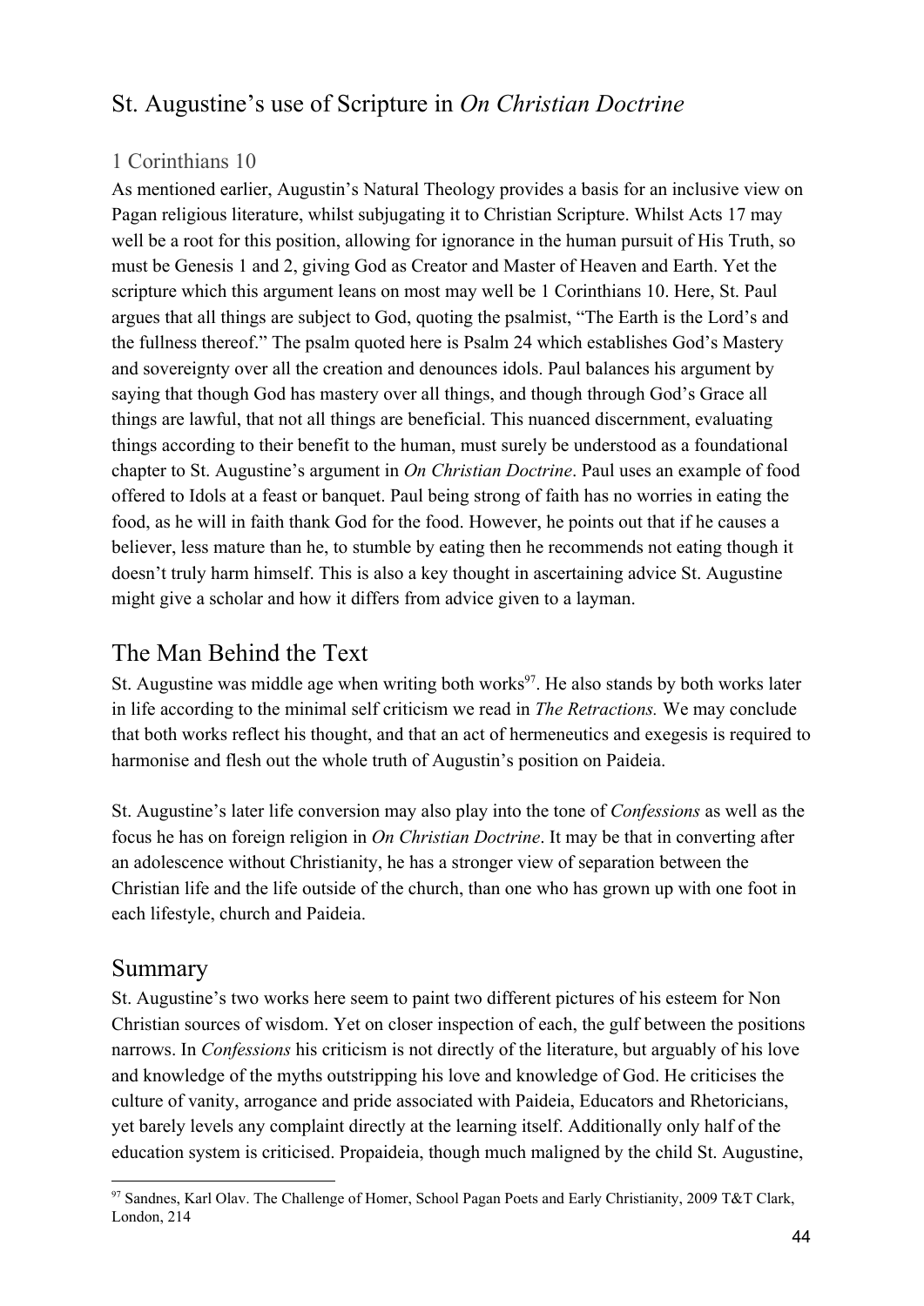## St. Augustine's use of Scripture in *On Christian Doctrine*

### 1 Corinthians 10

As mentioned earlier, Augustin's Natural Theology provides a basis for an inclusive view on Pagan religious literature, whilst subjugating it to Christian Scripture. Whilst Acts 17 may well be a root for this position, allowing for ignorance in the human pursuit of His Truth, so must be Genesis 1 and 2, giving God as Creator and Master of Heaven and Earth. Yet the scripture which this argument leans on most may well be 1 Corinthians 10. Here, St. Paul argues that all things are subject to God, quoting the psalmist, "The Earth is the Lord's and the fullness thereof." The psalm quoted here is Psalm 24 which establishes God's Mastery and sovereignty over all the creation and denounces idols. Paul balances his argument by saying that though God has mastery over all things, and though through God's Grace all things are lawful, that not all things are beneficial. This nuanced discernment, evaluating things according to their benefit to the human, must surely be understood as a foundational chapter to St. Augustine's argument in *On Christian Doctrine*. Paul uses an example of food offered to Idols at a feast or banquet. Paul being strong of faith has no worries in eating the food, as he will in faith thank God for the food. However, he points out that if he causes a believer, less mature than he, to stumble by eating then he recommends not eating though it doesn't truly harm himself. This is also a key thought in ascertaining advice St. Augustine might give a scholar and how it differs from advice given to a layman.

## The Man Behind the Text

St. Augustine was middle age when writing both works[97]. He also stands by both works later in life according to the minimal self criticism we read in *The Retractions.* We may conclude that both works reflect his thought, and that an act of hermeneutics and exegesis is required to harmonise and flesh out the whole truth of Augustin's position on Paideia.

St. Augustine's later life conversion may also play into the tone of *Confessions* as well as the focus he has on foreign religion in *On Christian Doctrine*. It may be that in converting after an adolescence without Christianity, he has a stronger view of separation between the Christian life and the life outside of the church, than one who has grown up with one foot in each lifestyle, church and Paideia.

## Summary

St. Augustine's two works here seem to paint two different pictures of his esteem for Non Christian sources of wisdom. Yet on closer inspection of each, the gulf between the positions narrows. In *Confessions* his criticism is not directly of the literature, but arguably of his love and knowledge of the myths outstripping his love and knowledge of God. He criticises the culture of vanity, arrogance and pride associated with Paideia, Educators and Rhetoricians, yet barely levels any complaint directly at the learning itself. Additionally only half of the education system is criticised. Propaideia, though much maligned by the child St. Augustine,

---

[97] Sandnes, Karl Olav. The Challenge of Homer, School Pagan Poets and Early Christianity, 2009 T&T Clark, London, 214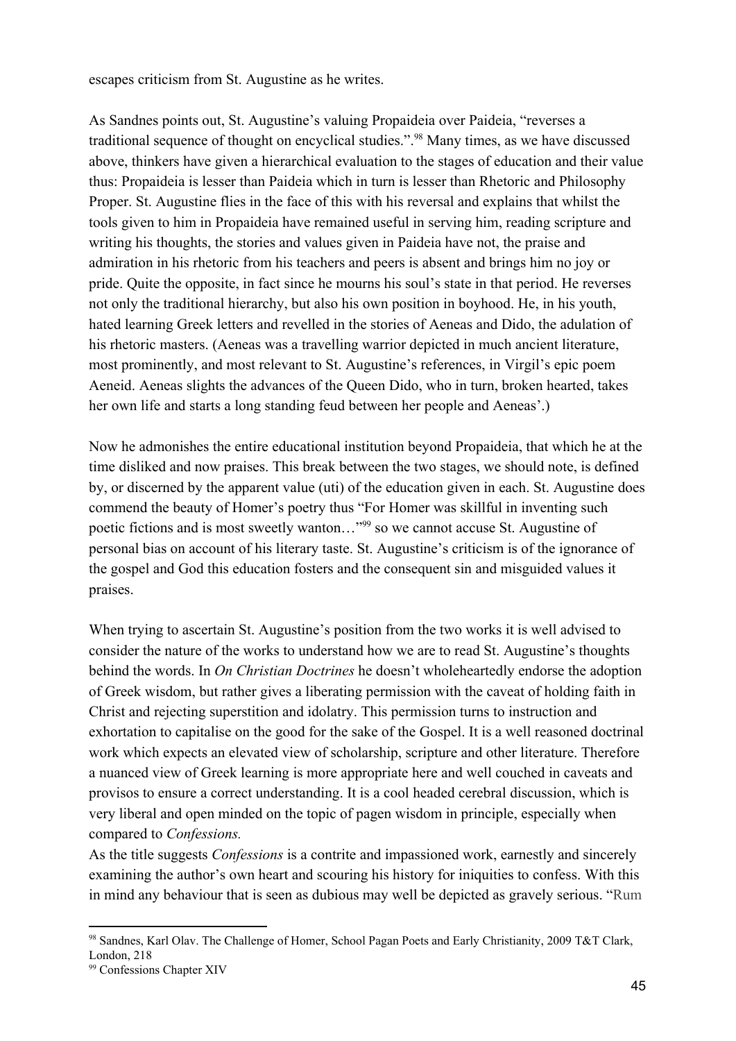escapes criticism from St. Augustine as he writes.

As Sandnes points out, St. Augustine's valuing Propaideia over Paideia, "reverses a traditional sequence of thought on encyclical studies.".[98] Many times, as we have discussed above, thinkers have given a hierarchical evaluation to the stages of education and their value thus: Propaideia is lesser than Paideia which in turn is lesser than Rhetoric and Philosophy Proper. St. Augustine flies in the face of this with his reversal and explains that whilst the tools given to him in Propaideia have remained useful in serving him, reading scripture and writing his thoughts, the stories and values given in Paideia have not, the praise and admiration in his rhetoric from his teachers and peers is absent and brings him no joy or pride. Quite the opposite, in fact since he mourns his soul's state in that period. He reverses not only the traditional hierarchy, but also his own position in boyhood. He, in his youth, hated learning Greek letters and revelled in the stories of Aeneas and Dido, the adulation of his rhetoric masters. (Aeneas was a travelling warrior depicted in much ancient literature, most prominently, and most relevant to St. Augustine's references, in Virgil's epic poem Aeneid. Aeneas slights the advances of the Queen Dido, who in turn, broken hearted, takes her own life and starts a long standing feud between her people and Aeneas'.)

Now he admonishes the entire educational institution beyond Propaideia, that which he at the time disliked and now praises. This break between the two stages, we should note, is defined by, or discerned by the apparent value (uti) of the education given in each. St. Augustine does commend the beauty of Homer's poetry thus "For Homer was skillful in inventing such poetic fictions and is most sweetly wanton…"[99] so we cannot accuse St. Augustine of personal bias on account of his literary taste. St. Augustine's criticism is of the ignorance of the gospel and God this education fosters and the consequent sin and misguided values it praises.

When trying to ascertain St. Augustine's position from the two works it is well advised to consider the nature of the works to understand how we are to read St. Augustine's thoughts behind the words. In *On Christian Doctrines* he doesn't wholeheartedly endorse the adoption of Greek wisdom, but rather gives a liberating permission with the caveat of holding faith in Christ and rejecting superstition and idolatry. This permission turns to instruction and exhortation to capitalise on the good for the sake of the Gospel. It is a well reasoned doctrinal work which expects an elevated view of scholarship, scripture and other literature. Therefore a nuanced view of Greek learning is more appropriate here and well couched in caveats and provisos to ensure a correct understanding. It is a cool headed cerebral discussion, which is very liberal and open minded on the topic of pagen wisdom in principle, especially when compared to *Confessions.*

As the title suggests *Confessions* is a contrite and impassioned work, earnestly and sincerely examining the author's own heart and scouring his history for iniquities to confess. With this in mind any behaviour that is seen as dubious may well be depicted as gravely serious. "Rum

---

[98] Sandnes, Karl Olav. The Challenge of Homer, School Pagan Poets and Early Christianity, 2009 T&T Clark, London, 218

[99] Confessions Chapter XIV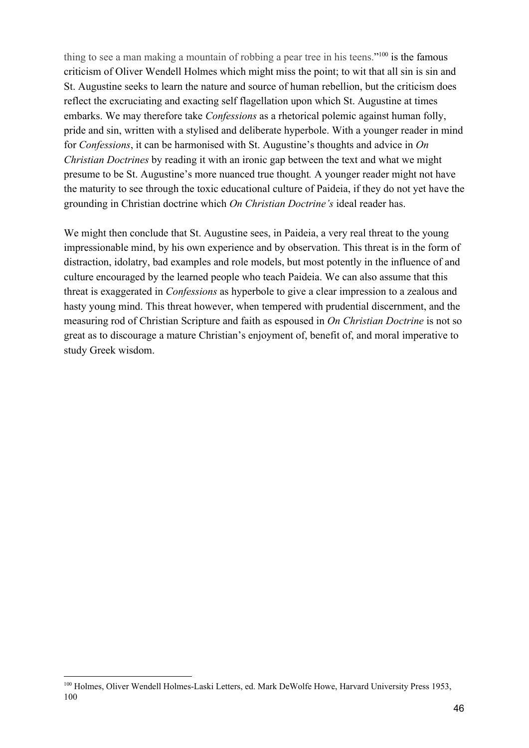thing to see a man making a mountain of robbing a pear tree in his teens."[100] is the famous criticism of Oliver Wendell Holmes which might miss the point; to wit that all sin is sin and St. Augustine seeks to learn the nature and source of human rebellion, but the criticism does reflect the excruciating and exacting self flagellation upon which St. Augustine at times embarks. We may therefore take *Confessions* as a rhetorical polemic against human folly, pride and sin, written with a stylised and deliberate hyperbole. With a younger reader in mind for *Confessions*, it can be harmonised with St. Augustine's thoughts and advice in *On Christian Doctrines* by reading it with an ironic gap between the text and what we might presume to be St. Augustine's more nuanced true thought. A younger reader might not have the maturity to see through the toxic educational culture of Paideia, if they do not yet have the grounding in Christian doctrine which *On Christian Doctrine's* ideal reader has.

We might then conclude that St. Augustine sees, in Paideia, a very real threat to the young impressionable mind, by his own experience and by observation. This threat is in the form of distraction, idolatry, bad examples and role models, but most potently in the influence of and culture encouraged by the learned people who teach Paideia. We can also assume that this threat is exaggerated in *Confessions* as hyperbole to give a clear impression to a zealous and hasty young mind. This threat however, when tempered with prudential discernment, and the measuring rod of Christian Scripture and faith as espoused in *On Christian Doctrine* is not so great as to discourage a mature Christian's enjoyment of, benefit of, and moral imperative to study Greek wisdom.

[100] Holmes, Oliver Wendell Holmes-Laski Letters, ed. Mark DeWolfe Howe, Harvard University Press 1953, 100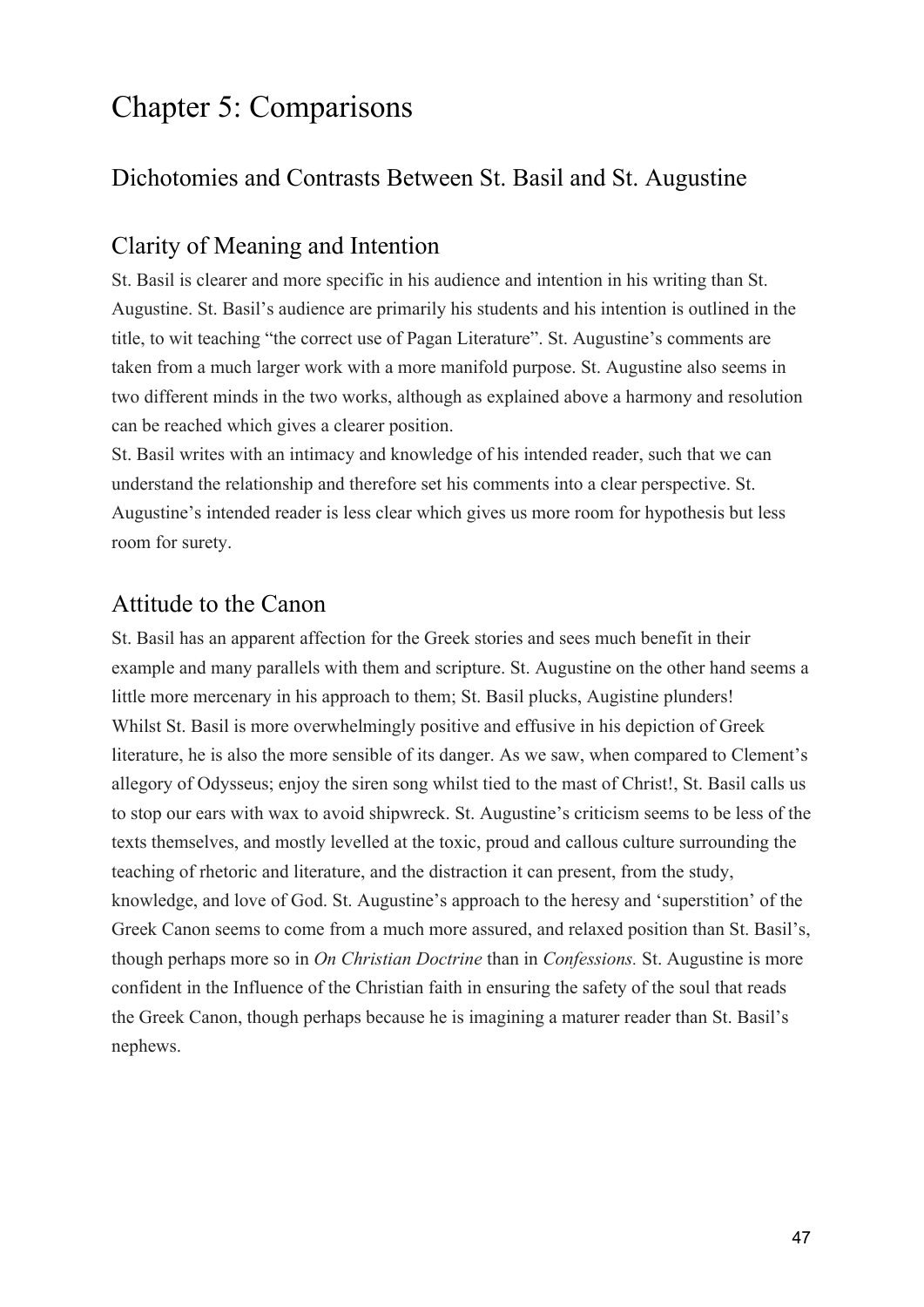# Chapter 5: Comparisons

## Dichotomies and Contrasts Between St. Basil and St. Augustine

## Clarity of Meaning and Intention

St. Basil is clearer and more specific in his audience and intention in his writing than St. Augustine. St. Basil's audience are primarily his students and his intention is outlined in the title, to wit teaching "the correct use of Pagan Literature". St. Augustine's comments are taken from a much larger work with a more manifold purpose. St. Augustine also seems in two different minds in the two works, although as explained above a harmony and resolution can be reached which gives a clearer position.

St. Basil writes with an intimacy and knowledge of his intended reader, such that we can understand the relationship and therefore set his comments into a clear perspective. St. Augustine's intended reader is less clear which gives us more room for hypothesis but less room for surety.

## Attitude to the Canon

St. Basil has an apparent affection for the Greek stories and sees much benefit in their example and many parallels with them and scripture. St. Augustine on the other hand seems a little more mercenary in his approach to them; St. Basil plucks, Augistine plunders!

Whilst St. Basil is more overwhelmingly positive and effusive in his depiction of Greek literature, he is also the more sensible of its danger. As we saw, when compared to Clement's allegory of Odysseus; enjoy the siren song whilst tied to the mast of Christ!, St. Basil calls us to stop our ears with wax to avoid shipwreck. St. Augustine's criticism seems to be less of the texts themselves, and mostly levelled at the toxic, proud and callous culture surrounding the teaching of rhetoric and literature, and the distraction it can present, from the study, knowledge, and love of God. St. Augustine's approach to the heresy and 'superstition' of the Greek Canon seems to come from a much more assured, and relaxed position than St. Basil's, though perhaps more so in *On Christian Doctrine* than in *Confessions.* St. Augustine is more confident in the Influence of the Christian faith in ensuring the safety of the soul that reads the Greek Canon, though perhaps because he is imagining a maturer reader than St. Basil's nephews.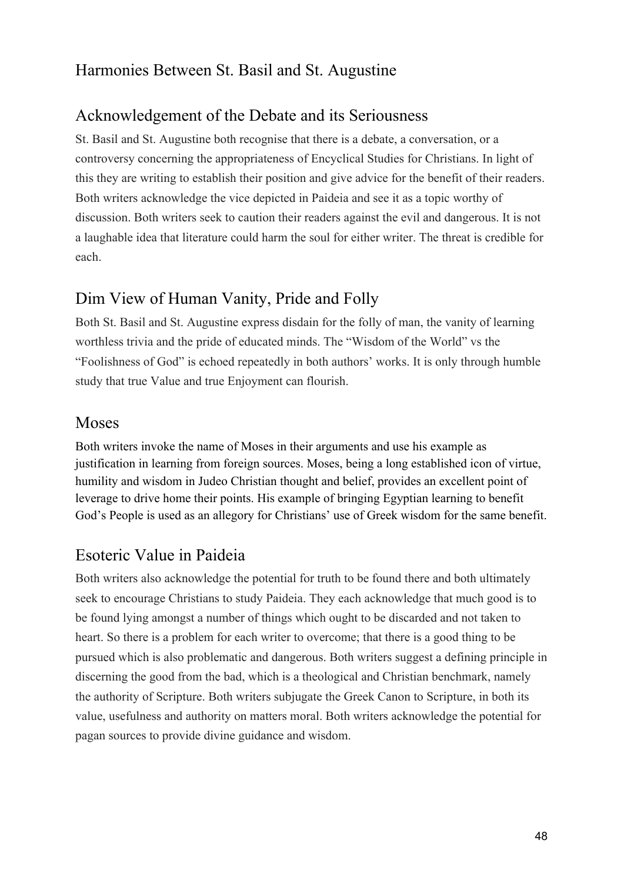## Harmonies Between St. Basil and St. Augustine

### Acknowledgement of the Debate and its Seriousness

St. Basil and St. Augustine both recognise that there is a debate, a conversation, or a controversy concerning the appropriateness of Encyclical Studies for Christians. In light of this they are writing to establish their position and give advice for the benefit of their readers. Both writers acknowledge the vice depicted in Paideia and see it as a topic worthy of discussion. Both writers seek to caution their readers against the evil and dangerous. It is not a laughable idea that literature could harm the soul for either writer. The threat is credible for each.

### Dim View of Human Vanity, Pride and Folly

Both St. Basil and St. Augustine express disdain for the folly of man, the vanity of learning worthless trivia and the pride of educated minds. The "Wisdom of the World" vs the "Foolishness of God" is echoed repeatedly in both authors' works. It is only through humble study that true Value and true Enjoyment can flourish.

### Moses

Both writers invoke the name of Moses in their arguments and use his example as justification in learning from foreign sources. Moses, being a long established icon of virtue, humility and wisdom in Judeo Christian thought and belief, provides an excellent point of leverage to drive home their points. His example of bringing Egyptian learning to benefit God's People is used as an allegory for Christians' use of Greek wisdom for the same benefit.

### Esoteric Value in Paideia

Both writers also acknowledge the potential for truth to be found there and both ultimately seek to encourage Christians to study Paideia. They each acknowledge that much good is to be found lying amongst a number of things which ought to be discarded and not taken to heart. So there is a problem for each writer to overcome; that there is a good thing to be pursued which is also problematic and dangerous. Both writers suggest a defining principle in discerning the good from the bad, which is a theological and Christian benchmark, namely the authority of Scripture. Both writers subjugate the Greek Canon to Scripture, in both its value, usefulness and authority on matters moral. Both writers acknowledge the potential for pagan sources to provide divine guidance and wisdom.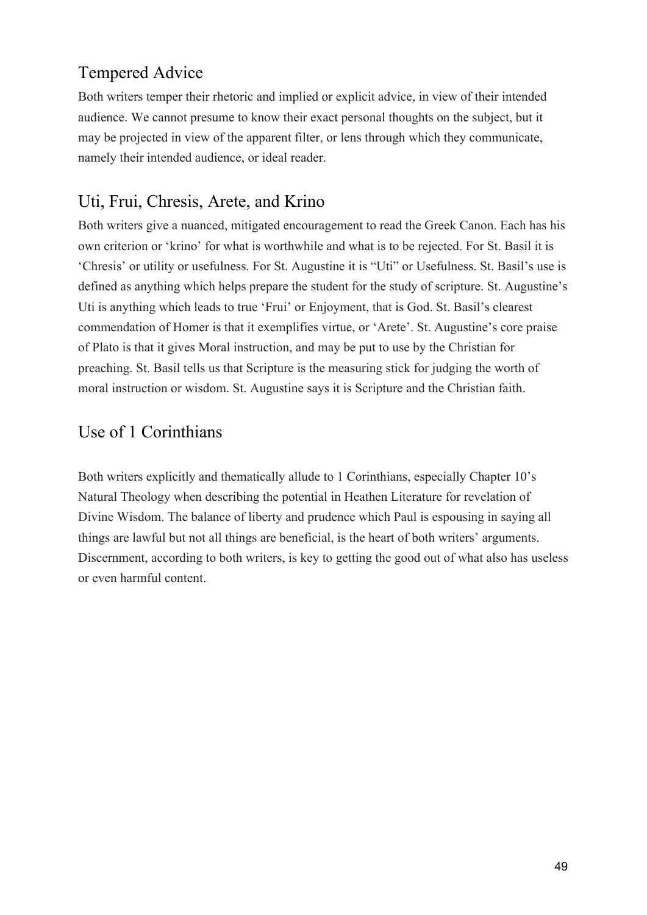## Tempered Advice

Both writers temper their rhetoric and implied or explicit advice, in view of their intended audience. We cannot presume to know their exact personal thoughts on the subject, but it may be projected in view of the apparent filter, or lens through which they communicate, namely their intended audience, or ideal reader.

## Uti, Frui, Chresis, Arete, and Krino

Both writers give a nuanced, mitigated encouragement to read the Greek Canon. Each has his own criterion or 'krino' for what is worthwhile and what is to be rejected. For St. Basil it is 'Chresis' or utility or usefulness. For St. Augustine it is "Uti" or Usefulness. St. Basil's use is defined as anything which helps prepare the student for the study of scripture. St. Augustine's Uti is anything which leads to true 'Frui' or Enjoyment, that is God. St. Basil's clearest commendation of Homer is that it exemplifies virtue, or 'Arete'. St. Augustine's core praise of Plato is that it gives Moral instruction, and may be put to use by the Christian for preaching. St. Basil tells us that Scripture is the measuring stick for judging the worth of moral instruction or wisdom. St. Augustine says it is Scripture and the Christian faith.

## Use of 1 Corinthians

Both writers explicitly and thematically allude to 1 Corinthians, especially Chapter 10's Natural Theology when describing the potential in Heathen Literature for revelation of Divine Wisdom. The balance of liberty and prudence which Paul is espousing in saying all things are lawful but not all things are beneficial, is the heart of both writers' arguments. Discernment, according to both writers, is key to getting the good out of what also has useless or even harmful content.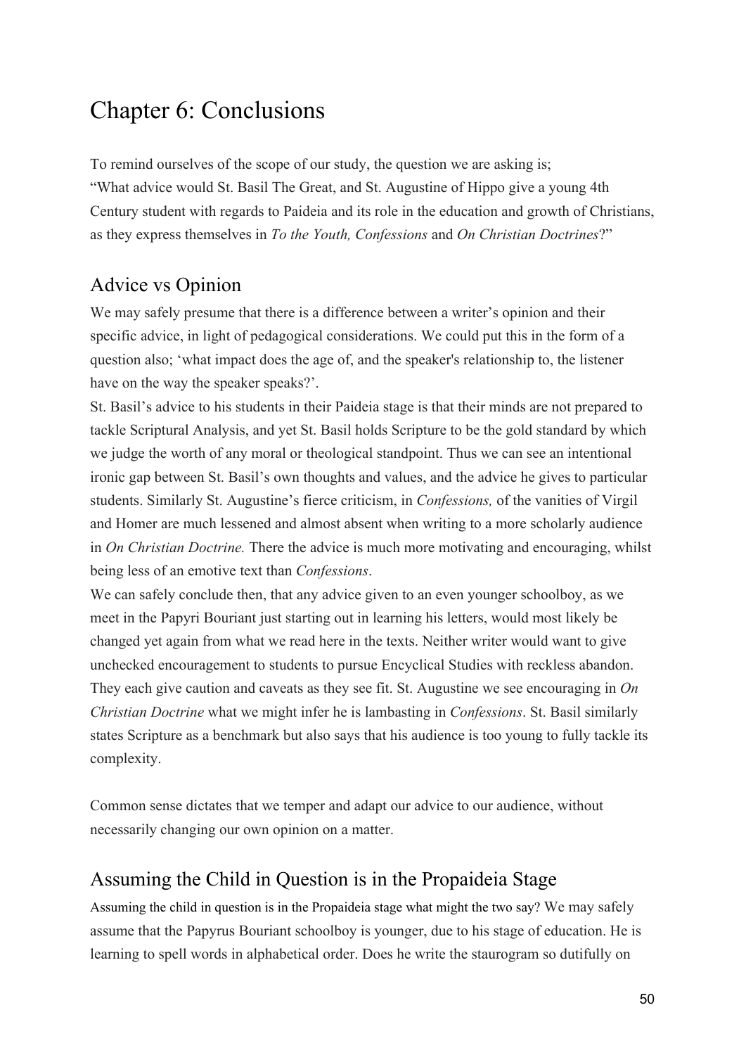# Chapter 6: Conclusions

To remind ourselves of the scope of our study, the question we are asking is;
"What advice would St. Basil The Great, and St. Augustine of Hippo give a young 4th Century student with regards to Paideia and its role in the education and growth of Christians, as they express themselves in *To the Youth, Confessions* and *On Christian Doctrines*?"

## Advice vs Opinion

We may safely presume that there is a difference between a writer's opinion and their specific advice, in light of pedagogical considerations. We could put this in the form of a question also; 'what impact does the age of, and the speaker's relationship to, the listener have on the way the speaker speaks?'.

St. Basil's advice to his students in their Paideia stage is that their minds are not prepared to tackle Scriptural Analysis, and yet St. Basil holds Scripture to be the gold standard by which we judge the worth of any moral or theological standpoint. Thus we can see an intentional ironic gap between St. Basil's own thoughts and values, and the advice he gives to particular students. Similarly St. Augustine's fierce criticism, in *Confessions,* of the vanities of Virgil and Homer are much lessened and almost absent when writing to a more scholarly audience in *On Christian Doctrine.* There the advice is much more motivating and encouraging, whilst being less of an emotive text than *Confessions*.

We can safely conclude then, that any advice given to an even younger schoolboy, as we meet in the Papyri Bouriant just starting out in learning his letters, would most likely be changed yet again from what we read here in the texts. Neither writer would want to give unchecked encouragement to students to pursue Encyclical Studies with reckless abandon. They each give caution and caveats as they see fit. St. Augustine we see encouraging in *On Christian Doctrine* what we might infer he is lambasting in *Confessions*. St. Basil similarly states Scripture as a benchmark but also says that his audience is too young to fully tackle its complexity.

Common sense dictates that we temper and adapt our advice to our audience, without necessarily changing our own opinion on a matter.

## Assuming the Child in Question is in the Propaideia Stage

Assuming the child in question is in the Propaideia stage what might the two say? We may safely assume that the Papyrus Bouriant schoolboy is younger, due to his stage of education. He is learning to spell words in alphabetical order. Does he write the staurogram so dutifully on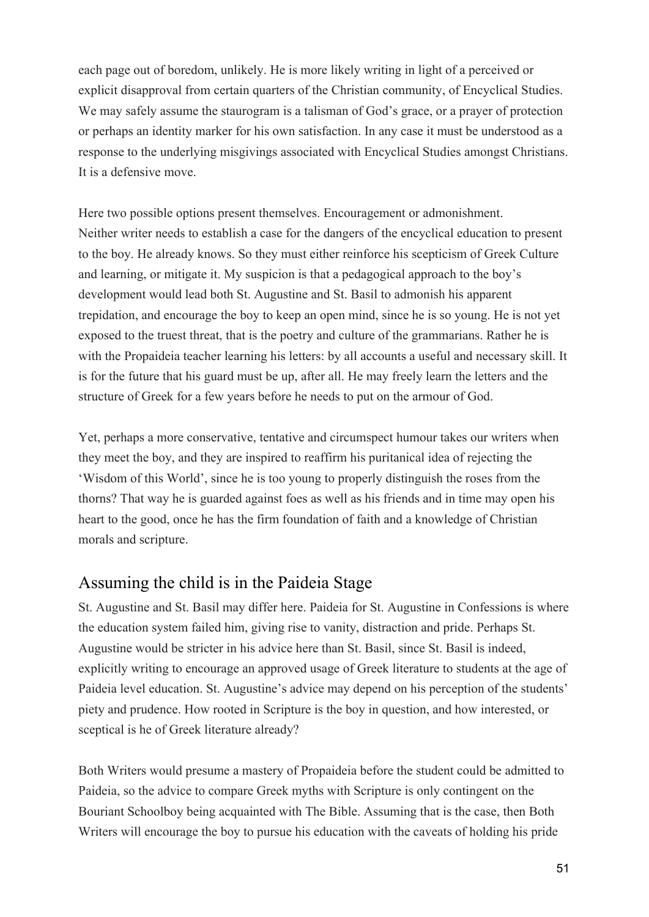each page out of boredom, unlikely. He is more likely writing in light of a perceived or explicit disapproval from certain quarters of the Christian community, of Encyclical Studies. We may safely assume the staurogram is a talisman of God's grace, or a prayer of protection or perhaps an identity marker for his own satisfaction. In any case it must be understood as a response to the underlying misgivings associated with Encyclical Studies amongst Christians. It is a defensive move.

Here two possible options present themselves. Encouragement or admonishment.
Neither writer needs to establish a case for the dangers of the encyclical education to present to the boy. He already knows. So they must either reinforce his scepticism of Greek Culture and learning, or mitigate it. My suspicion is that a pedagogical approach to the boy's development would lead both St. Augustine and St. Basil to admonish his apparent trepidation, and encourage the boy to keep an open mind, since he is so young. He is not yet exposed to the truest threat, that is the poetry and culture of the grammarians. Rather he is with the Propaideia teacher learning his letters: by all accounts a useful and necessary skill. It is for the future that his guard must be up, after all. He may freely learn the letters and the structure of Greek for a few years before he needs to put on the armour of God.

Yet, perhaps a more conservative, tentative and circumspect humour takes our writers when they meet the boy, and they are inspired to reaffirm his puritanical idea of rejecting the 'Wisdom of this World', since he is too young to properly distinguish the roses from the thorns? That way he is guarded against foes as well as his friends and in time may open his heart to the good, once he has the firm foundation of faith and a knowledge of Christian morals and scripture.

## Assuming the child is in the Paideia Stage

St. Augustine and St. Basil may differ here. Paideia for St. Augustine in Confessions is where the education system failed him, giving rise to vanity, distraction and pride. Perhaps St. Augustine would be stricter in his advice here than St. Basil, since St. Basil is indeed, explicitly writing to encourage an approved usage of Greek literature to students at the age of Paideia level education. St. Augustine's advice may depend on his perception of the students' piety and prudence. How rooted in Scripture is the boy in question, and how interested, or sceptical is he of Greek literature already?

Both Writers would presume a mastery of Propaideia before the student could be admitted to Paideia, so the advice to compare Greek myths with Scripture is only contingent on the Bouriant Schoolboy being acquainted with The Bible. Assuming that is the case, then Both Writers will encourage the boy to pursue his education with the caveats of holding his pride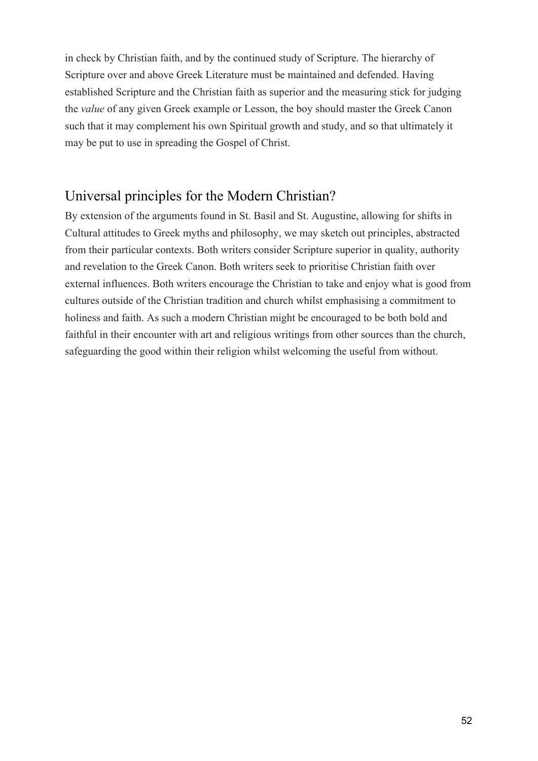in check by Christian faith, and by the continued study of Scripture. The hierarchy of Scripture over and above Greek Literature must be maintained and defended. Having established Scripture and the Christian faith as superior and the measuring stick for judging the *value* of any given Greek example or Lesson, the boy should master the Greek Canon such that it may complement his own Spiritual growth and study, and so that ultimately it may be put to use in spreading the Gospel of Christ.

## Universal principles for the Modern Christian?

By extension of the arguments found in St. Basil and St. Augustine, allowing for shifts in Cultural attitudes to Greek myths and philosophy, we may sketch out principles, abstracted from their particular contexts. Both writers consider Scripture superior in quality, authority and revelation to the Greek Canon. Both writers seek to prioritise Christian faith over external influences. Both writers encourage the Christian to take and enjoy what is good from cultures outside of the Christian tradition and church whilst emphasising a commitment to holiness and faith. As such a modern Christian might be encouraged to be both bold and faithful in their encounter with art and religious writings from other sources than the church, safeguarding the good within their religion whilst welcoming the useful from without.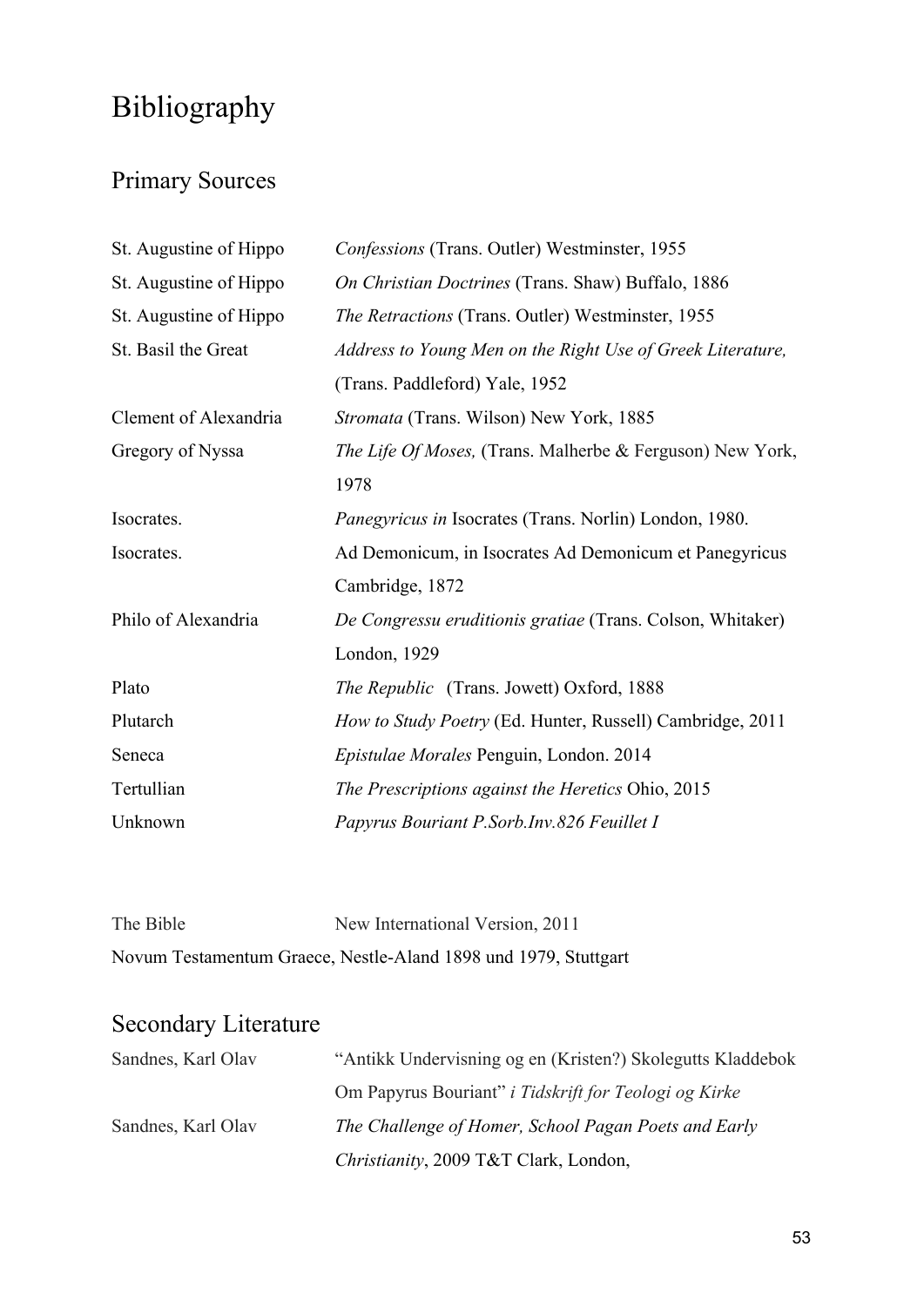# Bibliography

## Primary Sources

| | |
|---|---|
| St. Augustine of Hippo | *Confessions* (Trans. Outler) Westminster, 1955 |
| St. Augustine of Hippo | *On Christian Doctrines* (Trans. Shaw) Buffalo, 1886 |
| St. Augustine of Hippo | *The Retractions* (Trans. Outler) Westminster, 1955 |
| St. Basil the Great | *Address to Young Men on the Right Use of Greek Literature,* (Trans. Paddleford) Yale, 1952 |
| Clement of Alexandria | *Stromata* (Trans. Wilson) New York, 1885 |
| Gregory of Nyssa | *The Life Of Moses,* (Trans. Malherbe & Ferguson) New York, 1978 |
| Isocrates. | *Panegyricus in* Isocrates (Trans. Norlin) London, 1980. |
| Isocrates. | Ad Demonicum, in Isocrates Ad Demonicum et Panegyricus Cambridge, 1872 |
| Philo of Alexandria | *De Congressu eruditionis gratiae* (Trans. Colson, Whitaker) London, 1929 |
| Plato | *The Republic* (Trans. Jowett) Oxford, 1888 |
| Plutarch | *How to Study Poetry* (Ed. Hunter, Russell) Cambridge, 2011 |
| Seneca | *Epistulae Morales* Penguin, London. 2014 |
| Tertullian | *The Prescriptions against the Heretics* Ohio, 2015 |
| Unknown | *Papyrus Bouriant P.Sorb.Inv.826 Feuillet I* |

The Bible New International Version, 2011

Novum Testamentum Graece, Nestle-Aland 1898 und 1979, Stuttgart

## Secondary Literature

| | |
|---|---|
| Sandnes, Karl Olav | "Antikk Undervisning og en (Kristen?) Skolegutts Kladdebok Om Papyrus Bouriant" *i Tidskrift for Teologi og Kirke* |
| Sandnes, Karl Olav | *The Challenge of Homer, School Pagan Poets and Early Christianity*, 2009 T&T Clark, London, |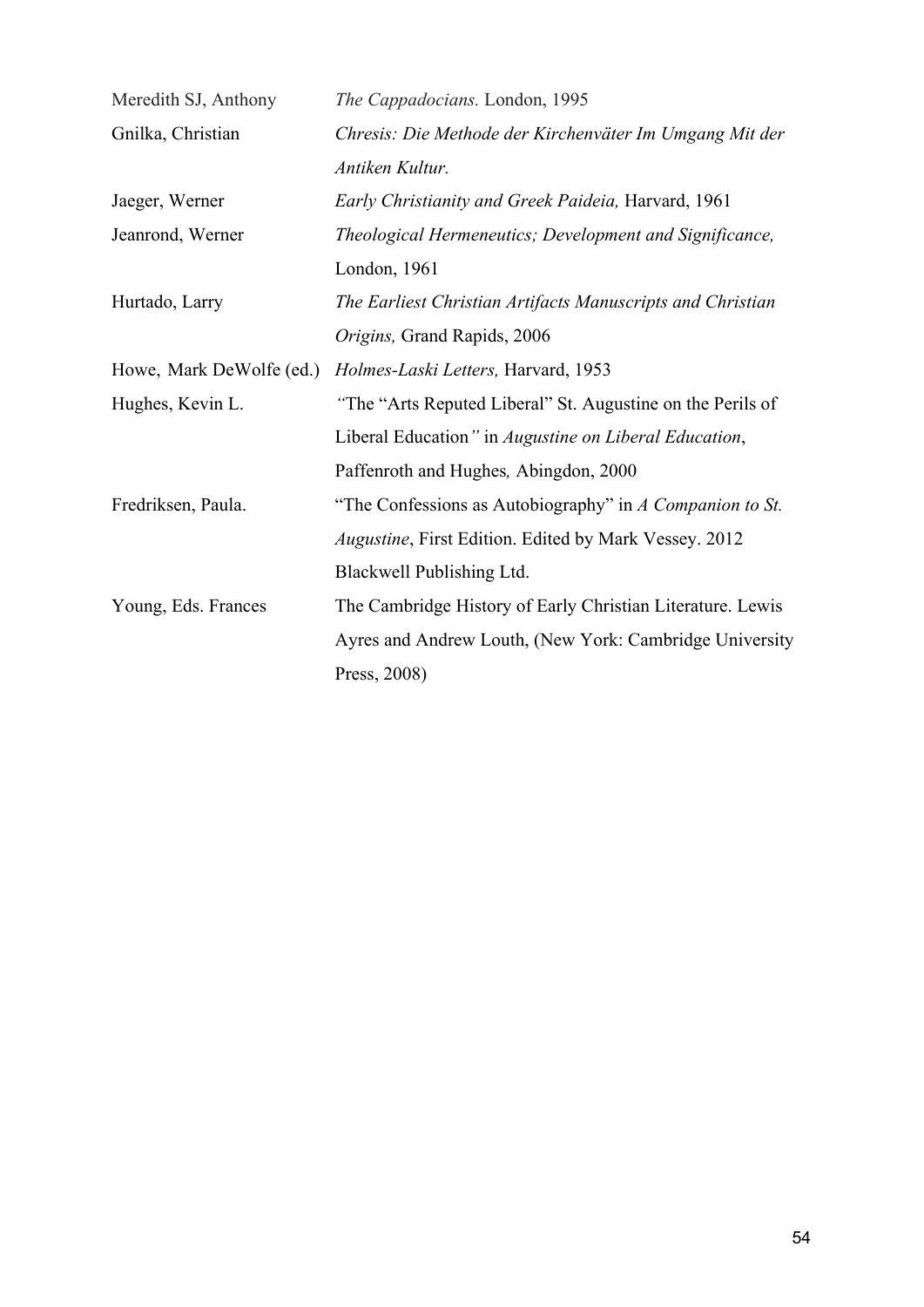| | |
|---|---|
| Meredith SJ, Anthony | *The Cappadocians.* London, 1995 |
| Gnilka, Christian | *Chresis: Die Methode der Kirchenväter Im Umgang Mit der Antiken Kultur.* |
| Jaeger, Werner | *Early Christianity and Greek Paideia,* Harvard, 1961 |
| Jeanrond, Werner | *Theological Hermeneutics; Development and Significance,* London, 1961 |
| Hurtado, Larry | *The Earliest Christian Artifacts Manuscripts and Christian Origins,* Grand Rapids, 2006 |
| Howe, Mark DeWolfe (ed.) | *Holmes-Laski Letters,* Harvard, 1953 |
| Hughes, Kevin L. | "The "Arts Reputed Liberal" St. Augustine on the Perils of Liberal Education" in *Augustine on Liberal Education*, Paffenroth and Hughes, Abingdon, 2000 |
| Fredriksen, Paula. | "The Confessions as Autobiography" in *A Companion to St. Augustine*, First Edition. Edited by Mark Vessey. 2012 Blackwell Publishing Ltd. |
| Young, Eds. Frances | The Cambridge History of Early Christian Literature. Lewis Ayres and Andrew Louth, (New York: Cambridge University Press, 2008) |